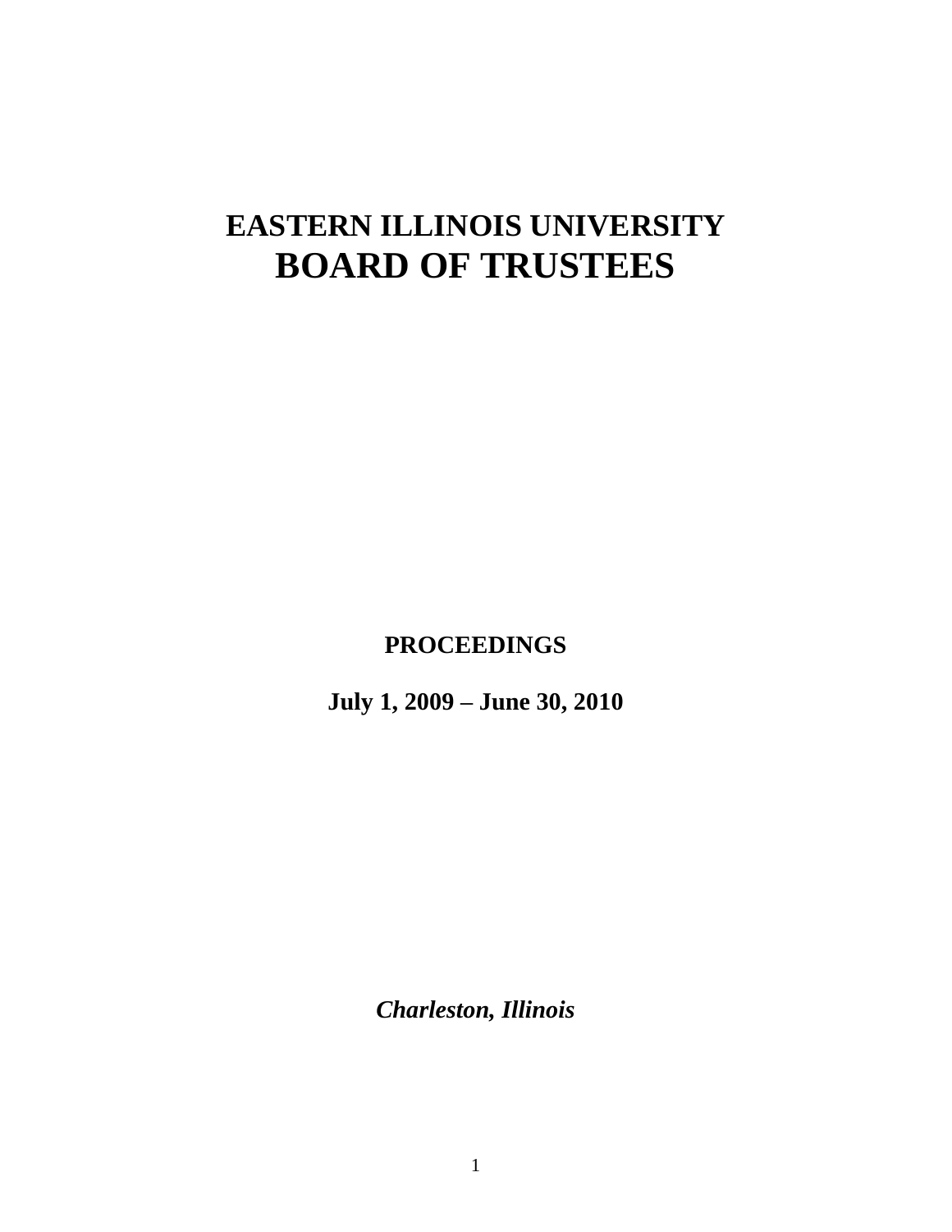# EASTERN ILLINOIS UNIVERSITY
# BOARD OF TRUSTEES

**PROCEEDINGS**

**July 1, 2009 – June 30, 2010**

***Charleston, Illinois***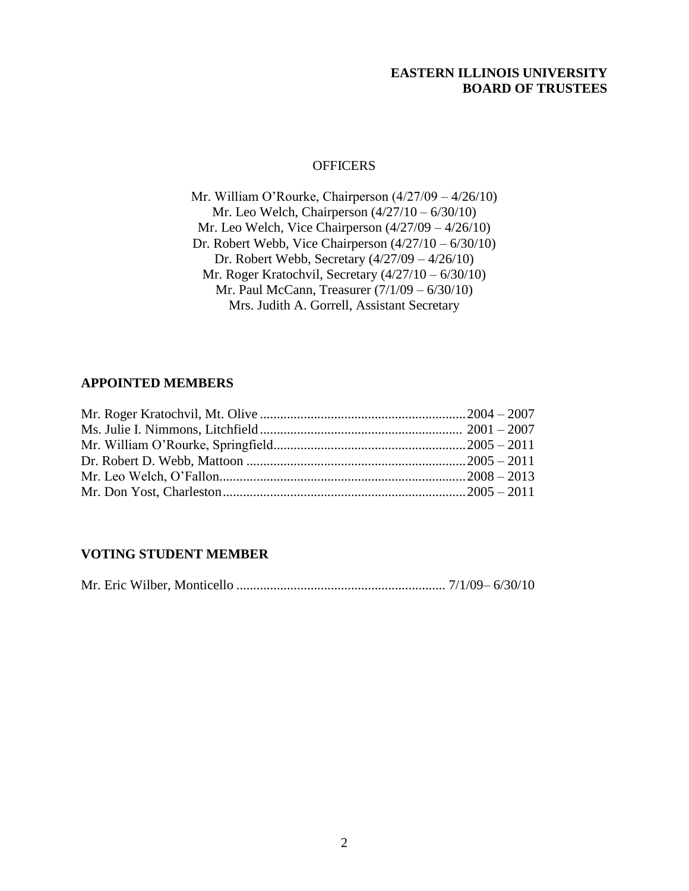**EASTERN ILLINOIS UNIVERSITY**
**BOARD OF TRUSTEES**

OFFICERS

Mr. William O'Rourke, Chairperson (4/27/09 – 4/26/10)
Mr. Leo Welch, Chairperson (4/27/10 – 6/30/10)
Mr. Leo Welch, Vice Chairperson (4/27/09 – 4/26/10)
Dr. Robert Webb, Vice Chairperson (4/27/10 – 6/30/10)
Dr. Robert Webb, Secretary (4/27/09 – 4/26/10)
Mr. Roger Kratochvil, Secretary (4/27/10 – 6/30/10)
Mr. Paul McCann, Treasurer (7/1/09 – 6/30/10)
Mrs. Judith A. Gorrell, Assistant Secretary

## APPOINTED MEMBERS

Mr. Roger Kratochvil, Mt. Olive ............ 2004 – 2007
Ms. Julie I. Nimmons, Litchfield ............ 2001 – 2007
Mr. William O'Rourke, Springfield ............ 2005 – 2011
Dr. Robert D. Webb, Mattoon ............ 2005 – 2011
Mr. Leo Welch, O'Fallon ............ 2008 – 2013
Mr. Don Yost, Charleston ............ 2005 – 2011

## VOTING STUDENT MEMBER

Mr. Eric Wilber, Monticello ............ 7/1/09– 6/30/10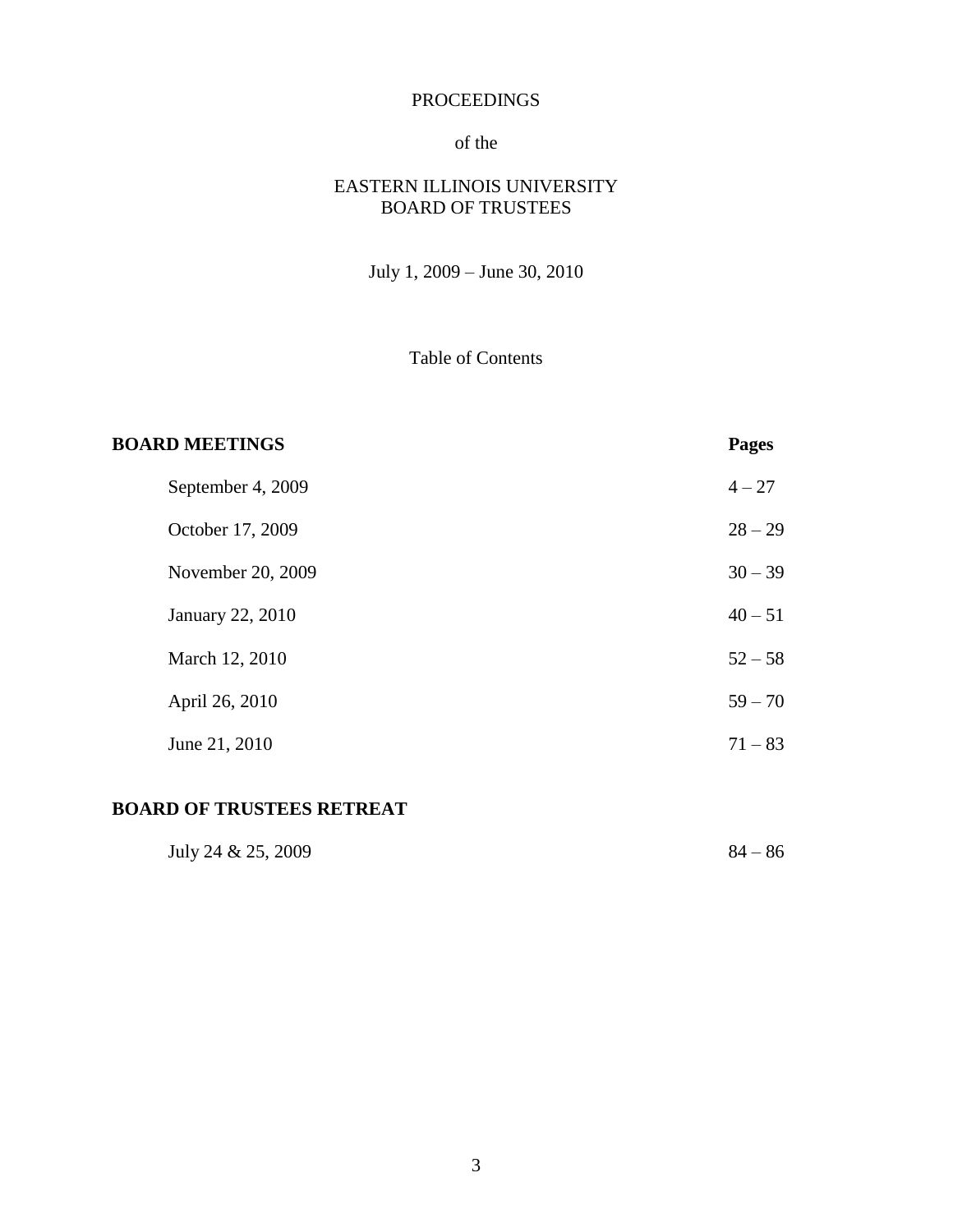# PROCEEDINGS

of the

## EASTERN ILLINOIS UNIVERSITY BOARD OF TRUSTEES

July 1, 2009 – June 30, 2010

Table of Contents

| **BOARD MEETINGS** | **Pages** |
|---|---|
| September 4, 2009 | 4 – 27 |
| October 17, 2009 | 28 – 29 |
| November 20, 2009 | 30 – 39 |
| January 22, 2010 | 40 – 51 |
| March 12, 2010 | 52 – 58 |
| April 26, 2010 | 59 – 70 |
| June 21, 2010 | 71 – 83 |
| **BOARD OF TRUSTEES RETREAT** | |
| July 24 & 25, 2009 | 84 – 86 |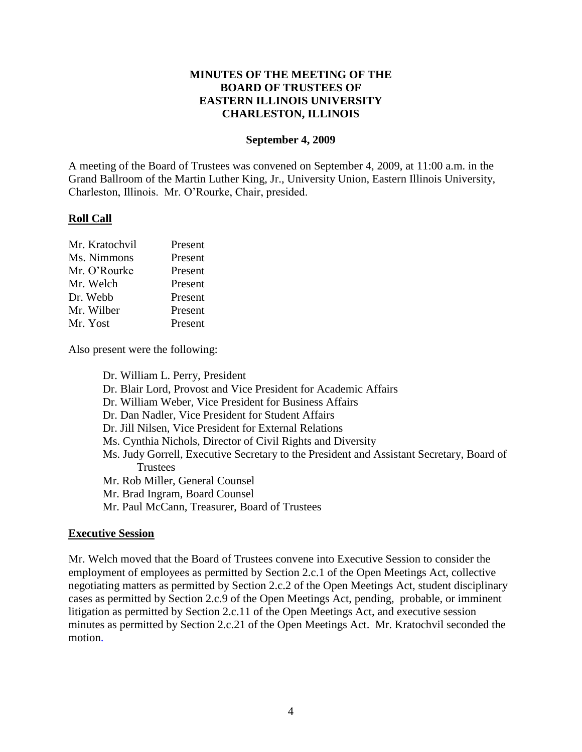**MINUTES OF THE MEETING OF THE**
**BOARD OF TRUSTEES OF**
**EASTERN ILLINOIS UNIVERSITY**
**CHARLESTON, ILLINOIS**

**September 4, 2009**

A meeting of the Board of Trustees was convened on September 4, 2009, at 11:00 a.m. in the Grand Ballroom of the Martin Luther King, Jr., University Union, Eastern Illinois University, Charleston, Illinois. Mr. O'Rourke, Chair, presided.

## Roll Call

| | |
|---|---|
| Mr. Kratochvil | Present |
| Ms. Nimmons | Present |
| Mr. O'Rourke | Present |
| Mr. Welch | Present |
| Dr. Webb | Present |
| Mr. Wilber | Present |
| Mr. Yost | Present |

Also present were the following:

- Dr. William L. Perry, President
- Dr. Blair Lord, Provost and Vice President for Academic Affairs
- Dr. William Weber, Vice President for Business Affairs
- Dr. Dan Nadler, Vice President for Student Affairs
- Dr. Jill Nilsen, Vice President for External Relations
- Ms. Cynthia Nichols, Director of Civil Rights and Diversity
- Ms. Judy Gorrell, Executive Secretary to the President and Assistant Secretary, Board of Trustees
- Mr. Rob Miller, General Counsel
- Mr. Brad Ingram, Board Counsel
- Mr. Paul McCann, Treasurer, Board of Trustees

## Executive Session

Mr. Welch moved that the Board of Trustees convene into Executive Session to consider the employment of employees as permitted by Section 2.c.1 of the Open Meetings Act, collective negotiating matters as permitted by Section 2.c.2 of the Open Meetings Act, student disciplinary cases as permitted by Section 2.c.9 of the Open Meetings Act, pending, probable, or imminent litigation as permitted by Section 2.c.11 of the Open Meetings Act, and executive session minutes as permitted by Section 2.c.21 of the Open Meetings Act. Mr. Kratochvil seconded the motion.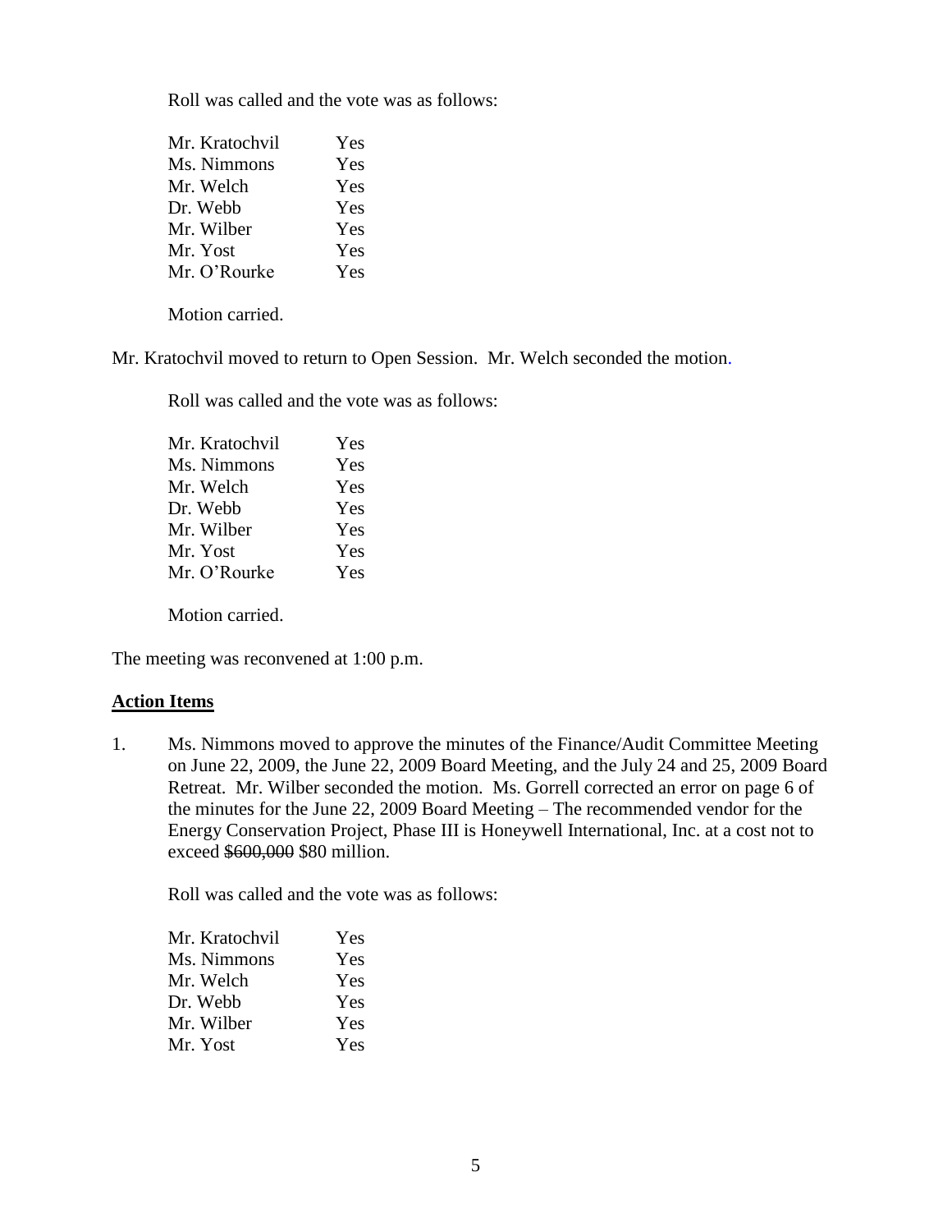Roll was called and the vote was as follows:

| | |
|---|---|
| Mr. Kratochvil | Yes |
| Ms. Nimmons | Yes |
| Mr. Welch | Yes |
| Dr. Webb | Yes |
| Mr. Wilber | Yes |
| Mr. Yost | Yes |
| Mr. O'Rourke | Yes |

Motion carried.

Mr. Kratochvil moved to return to Open Session. Mr. Welch seconded the motion.

Roll was called and the vote was as follows:

| | |
|---|---|
| Mr. Kratochvil | Yes |
| Ms. Nimmons | Yes |
| Mr. Welch | Yes |
| Dr. Webb | Yes |
| Mr. Wilber | Yes |
| Mr. Yost | Yes |
| Mr. O'Rourke | Yes |

Motion carried.

The meeting was reconvened at 1:00 p.m.

## **Action Items**

1. Ms. Nimmons moved to approve the minutes of the Finance/Audit Committee Meeting on June 22, 2009, the June 22, 2009 Board Meeting, and the July 24 and 25, 2009 Board Retreat. Mr. Wilber seconded the motion. Ms. Gorrell corrected an error on page 6 of the minutes for the June 22, 2009 Board Meeting – The recommended vendor for the Energy Conservation Project, Phase III is Honeywell International, Inc. at a cost not to exceed ~~$600,000~~ $80 million.

   Roll was called and the vote was as follows:

| | |
|---|---|
| Mr. Kratochvil | Yes |
| Ms. Nimmons | Yes |
| Mr. Welch | Yes |
| Dr. Webb | Yes |
| Mr. Wilber | Yes |
| Mr. Yost | Yes |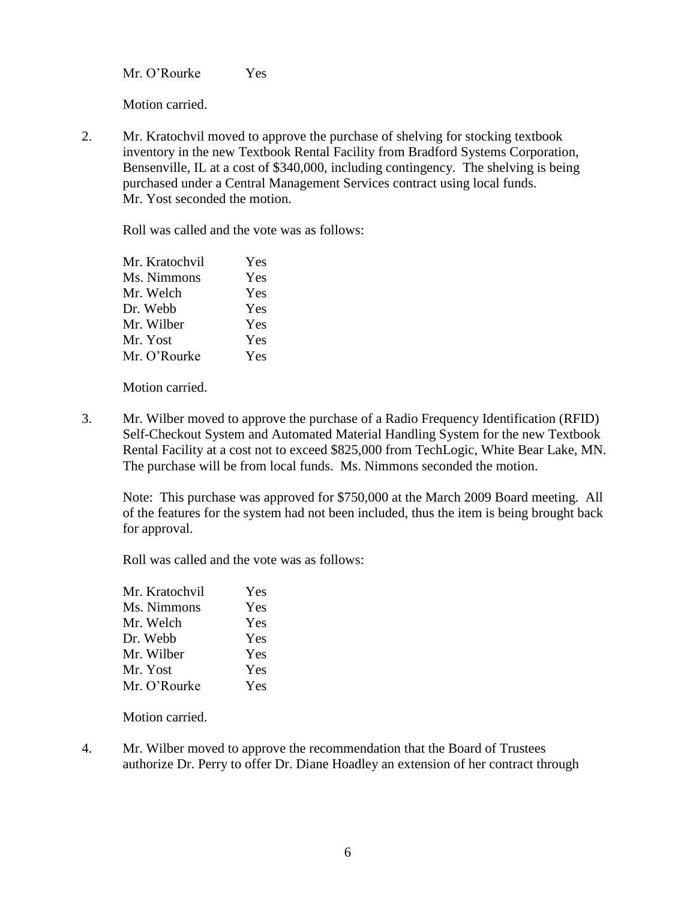| | |
|---|---|
| Mr. O'Rourke | Yes |

Motion carried.

2. Mr. Kratochvil moved to approve the purchase of shelving for stocking textbook inventory in the new Textbook Rental Facility from Bradford Systems Corporation, Bensenville, IL at a cost of $340,000, including contingency. The shelving is being purchased under a Central Management Services contract using local funds. Mr. Yost seconded the motion.

   Roll was called and the vote was as follows:

   | | |
   |---|---|
   | Mr. Kratochvil | Yes |
   | Ms. Nimmons | Yes |
   | Mr. Welch | Yes |
   | Dr. Webb | Yes |
   | Mr. Wilber | Yes |
   | Mr. Yost | Yes |
   | Mr. O'Rourke | Yes |

   Motion carried.

3. Mr. Wilber moved to approve the purchase of a Radio Frequency Identification (RFID) Self-Checkout System and Automated Material Handling System for the new Textbook Rental Facility at a cost not to exceed $825,000 from TechLogic, White Bear Lake, MN. The purchase will be from local funds. Ms. Nimmons seconded the motion.

   Note: This purchase was approved for $750,000 at the March 2009 Board meeting. All of the features for the system had not been included, thus the item is being brought back for approval.

   Roll was called and the vote was as follows:

   | | |
   |---|---|
   | Mr. Kratochvil | Yes |
   | Ms. Nimmons | Yes |
   | Mr. Welch | Yes |
   | Dr. Webb | Yes |
   | Mr. Wilber | Yes |
   | Mr. Yost | Yes |
   | Mr. O'Rourke | Yes |

   Motion carried.

4. Mr. Wilber moved to approve the recommendation that the Board of Trustees authorize Dr. Perry to offer Dr. Diane Hoadley an extension of her contract through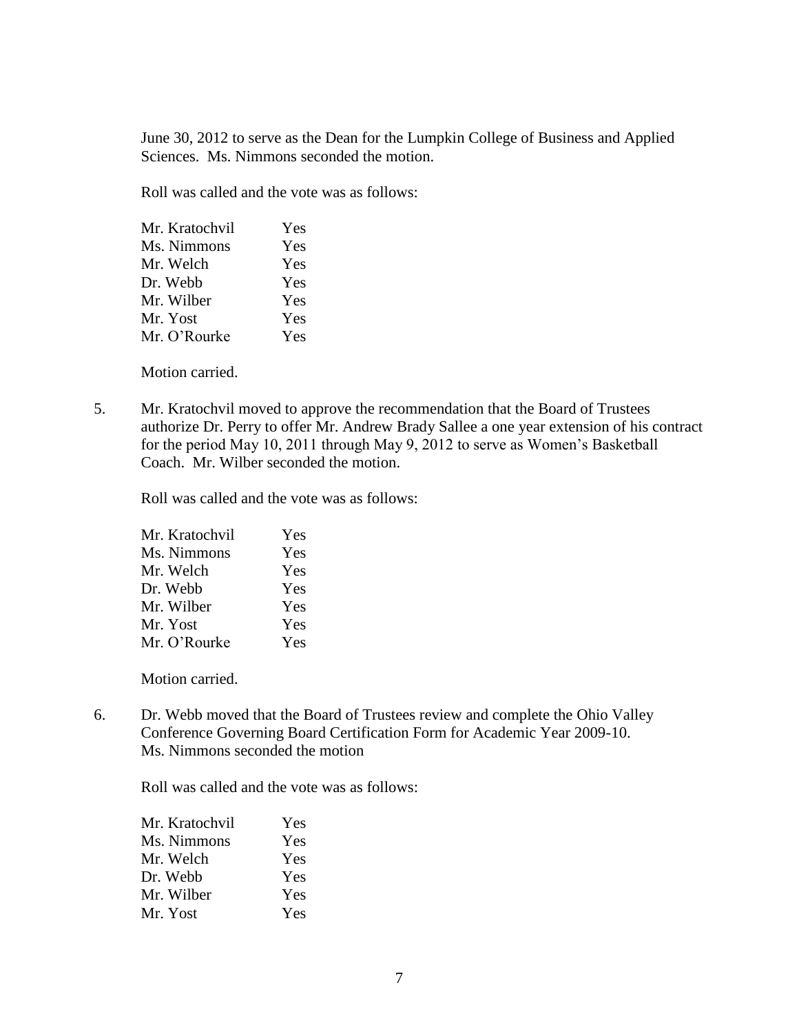June 30, 2012 to serve as the Dean for the Lumpkin College of Business and Applied Sciences. Ms. Nimmons seconded the motion.

Roll was called and the vote was as follows:

| | |
|---|---|
| Mr. Kratochvil | Yes |
| Ms. Nimmons | Yes |
| Mr. Welch | Yes |
| Dr. Webb | Yes |
| Mr. Wilber | Yes |
| Mr. Yost | Yes |
| Mr. O'Rourke | Yes |

Motion carried.

5. Mr. Kratochvil moved to approve the recommendation that the Board of Trustees authorize Dr. Perry to offer Mr. Andrew Brady Sallee a one year extension of his contract for the period May 10, 2011 through May 9, 2012 to serve as Women's Basketball Coach. Mr. Wilber seconded the motion.

Roll was called and the vote was as follows:

| | |
|---|---|
| Mr. Kratochvil | Yes |
| Ms. Nimmons | Yes |
| Mr. Welch | Yes |
| Dr. Webb | Yes |
| Mr. Wilber | Yes |
| Mr. Yost | Yes |
| Mr. O'Rourke | Yes |

Motion carried.

6. Dr. Webb moved that the Board of Trustees review and complete the Ohio Valley Conference Governing Board Certification Form for Academic Year 2009-10. Ms. Nimmons seconded the motion

Roll was called and the vote was as follows:

| | |
|---|---|
| Mr. Kratochvil | Yes |
| Ms. Nimmons | Yes |
| Mr. Welch | Yes |
| Dr. Webb | Yes |
| Mr. Wilber | Yes |
| Mr. Yost | Yes |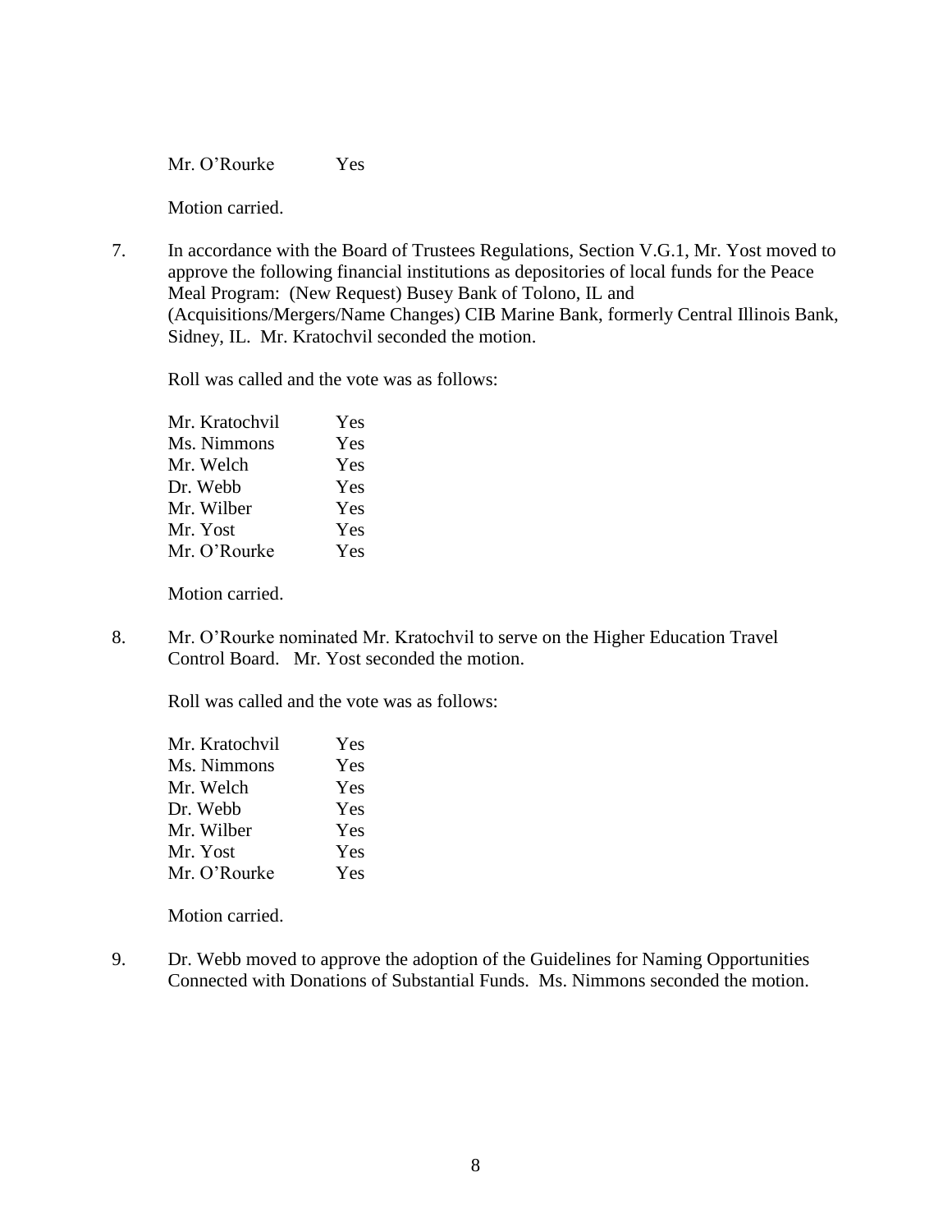| | |
|---|---|
| Mr. O'Rourke | Yes |

Motion carried.

7. In accordance with the Board of Trustees Regulations, Section V.G.1, Mr. Yost moved to approve the following financial institutions as depositories of local funds for the Peace Meal Program: (New Request) Busey Bank of Tolono, IL and (Acquisitions/Mergers/Name Changes) CIB Marine Bank, formerly Central Illinois Bank, Sidney, IL. Mr. Kratochvil seconded the motion.

   Roll was called and the vote was as follows:

   | | |
   |---|---|
   | Mr. Kratochvil | Yes |
   | Ms. Nimmons | Yes |
   | Mr. Welch | Yes |
   | Dr. Webb | Yes |
   | Mr. Wilber | Yes |
   | Mr. Yost | Yes |
   | Mr. O'Rourke | Yes |

   Motion carried.

8. Mr. O'Rourke nominated Mr. Kratochvil to serve on the Higher Education Travel Control Board. Mr. Yost seconded the motion.

   Roll was called and the vote was as follows:

   | | |
   |---|---|
   | Mr. Kratochvil | Yes |
   | Ms. Nimmons | Yes |
   | Mr. Welch | Yes |
   | Dr. Webb | Yes |
   | Mr. Wilber | Yes |
   | Mr. Yost | Yes |
   | Mr. O'Rourke | Yes |

   Motion carried.

9. Dr. Webb moved to approve the adoption of the Guidelines for Naming Opportunities Connected with Donations of Substantial Funds. Ms. Nimmons seconded the motion.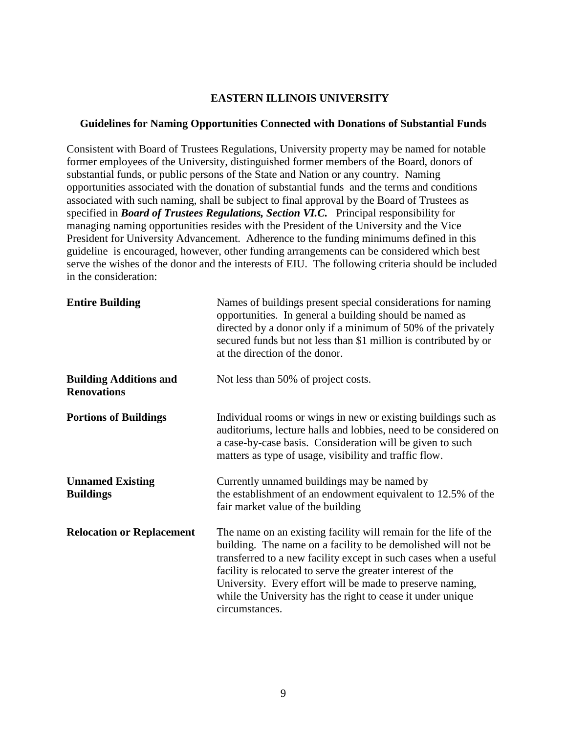# EASTERN ILLINOIS UNIVERSITY

## Guidelines for Naming Opportunities Connected with Donations of Substantial Funds

Consistent with Board of Trustees Regulations, University property may be named for notable former employees of the University, distinguished former members of the Board, donors of substantial funds, or public persons of the State and Nation or any country. Naming opportunities associated with the donation of substantial funds and the terms and conditions associated with such naming, shall be subject to final approval by the Board of Trustees as specified in ***Board of Trustees Regulations, Section VI.C.*** Principal responsibility for managing naming opportunities resides with the President of the University and the Vice President for University Advancement. Adherence to the funding minimums defined in this guideline is encouraged, however, other funding arrangements can be considered which best serve the wishes of the donor and the interests of EIU. The following criteria should be included in the consideration:

| | |
|---|---|
| **Entire Building** | Names of buildings present special considerations for naming opportunities. In general a building should be named as directed by a donor only if a minimum of 50% of the privately secured funds but not less than $1 million is contributed by or at the direction of the donor. |
| **Building Additions and Renovations** | Not less than 50% of project costs. |
| **Portions of Buildings** | Individual rooms or wings in new or existing buildings such as auditoriums, lecture halls and lobbies, need to be considered on a case-by-case basis. Consideration will be given to such matters as type of usage, visibility and traffic flow. |
| **Unnamed Existing Buildings** | Currently unnamed buildings may be named by the establishment of an endowment equivalent to 12.5% of the fair market value of the building |
| **Relocation or Replacement** | The name on an existing facility will remain for the life of the building. The name on a facility to be demolished will not be transferred to a new facility except in such cases when a useful facility is relocated to serve the greater interest of the University. Every effort will be made to preserve naming, while the University has the right to cease it under unique circumstances. |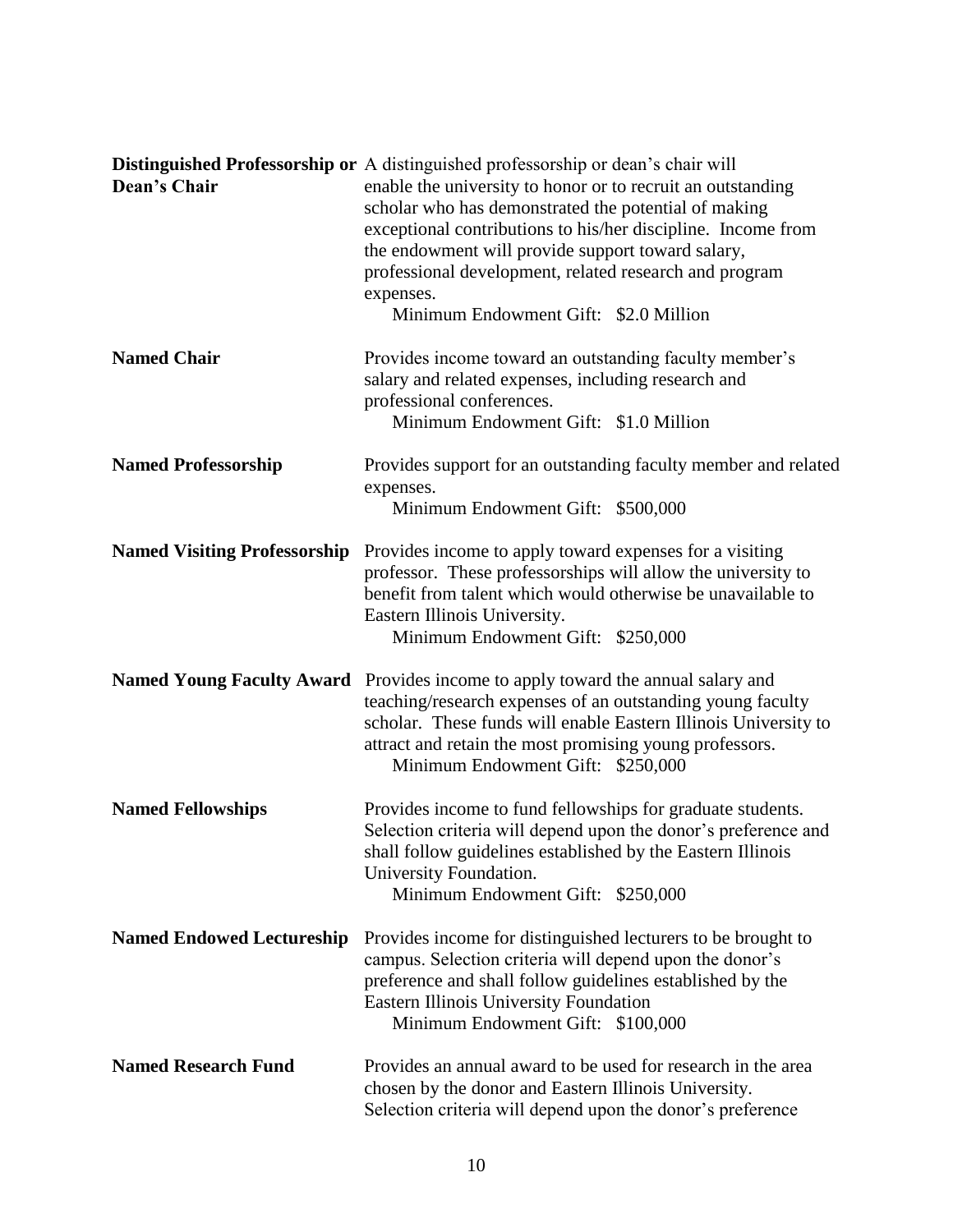**Distinguished Professorship or Dean's Chair**

A distinguished professorship or dean's chair will enable the university to honor or to recruit an outstanding scholar who has demonstrated the potential of making exceptional contributions to his/her discipline. Income from the endowment will provide support toward salary, professional development, related research and program expenses.

Minimum Endowment Gift: $2.0 Million

**Named Chair**

Provides income toward an outstanding faculty member's salary and related expenses, including research and professional conferences.

Minimum Endowment Gift: $1.0 Million

**Named Professorship**

Provides support for an outstanding faculty member and related expenses.

Minimum Endowment Gift: $500,000

**Named Visiting Professorship**

Provides income to apply toward expenses for a visiting professor. These professorships will allow the university to benefit from talent which would otherwise be unavailable to Eastern Illinois University.

Minimum Endowment Gift: $250,000

**Named Young Faculty Award**

Provides income to apply toward the annual salary and teaching/research expenses of an outstanding young faculty scholar. These funds will enable Eastern Illinois University to attract and retain the most promising young professors.

Minimum Endowment Gift: $250,000

**Named Fellowships**

Provides income to fund fellowships for graduate students. Selection criteria will depend upon the donor's preference and shall follow guidelines established by the Eastern Illinois University Foundation.

Minimum Endowment Gift: $250,000

**Named Endowed Lectureship**

Provides income for distinguished lecturers to be brought to campus. Selection criteria will depend upon the donor's preference and shall follow guidelines established by the Eastern Illinois University Foundation

Minimum Endowment Gift: $100,000

**Named Research Fund**

Provides an annual award to be used for research in the area chosen by the donor and Eastern Illinois University. Selection criteria will depend upon the donor's preference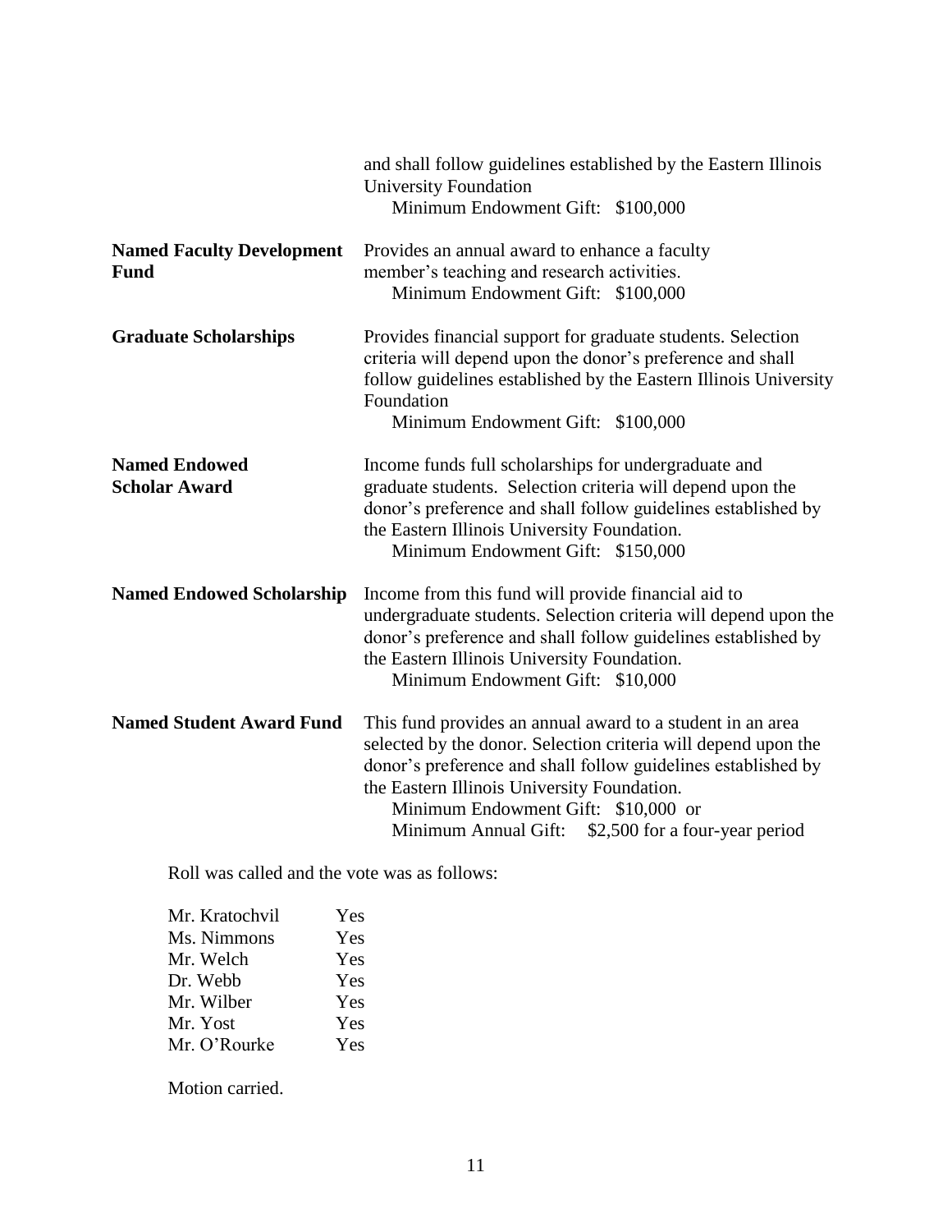| | |
|---|---|
| | and shall follow guidelines established by the Eastern Illinois University Foundation<br>Minimum Endowment Gift: $100,000 |
| **Named Faculty Development Fund** | Provides an annual award to enhance a faculty member's teaching and research activities.<br>Minimum Endowment Gift: $100,000 |
| **Graduate Scholarships** | Provides financial support for graduate students. Selection criteria will depend upon the donor's preference and shall follow guidelines established by the Eastern Illinois University Foundation<br>Minimum Endowment Gift: $100,000 |
| **Named Endowed Scholar Award** | Income funds full scholarships for undergraduate and graduate students. Selection criteria will depend upon the donor's preference and shall follow guidelines established by the Eastern Illinois University Foundation.<br>Minimum Endowment Gift: $150,000 |
| **Named Endowed Scholarship** | Income from this fund will provide financial aid to undergraduate students. Selection criteria will depend upon the donor's preference and shall follow guidelines established by the Eastern Illinois University Foundation.<br>Minimum Endowment Gift: $10,000 |
| **Named Student Award Fund** | This fund provides an annual award to a student in an area selected by the donor. Selection criteria will depend upon the donor's preference and shall follow guidelines established by the Eastern Illinois University Foundation.<br>Minimum Endowment Gift: $10,000 or<br>Minimum Annual Gift: $2,500 for a four-year period |

Roll was called and the vote was as follows:

| | |
|---|---|
| Mr. Kratochvil | Yes |
| Ms. Nimmons | Yes |
| Mr. Welch | Yes |
| Dr. Webb | Yes |
| Mr. Wilber | Yes |
| Mr. Yost | Yes |
| Mr. O'Rourke | Yes |

Motion carried.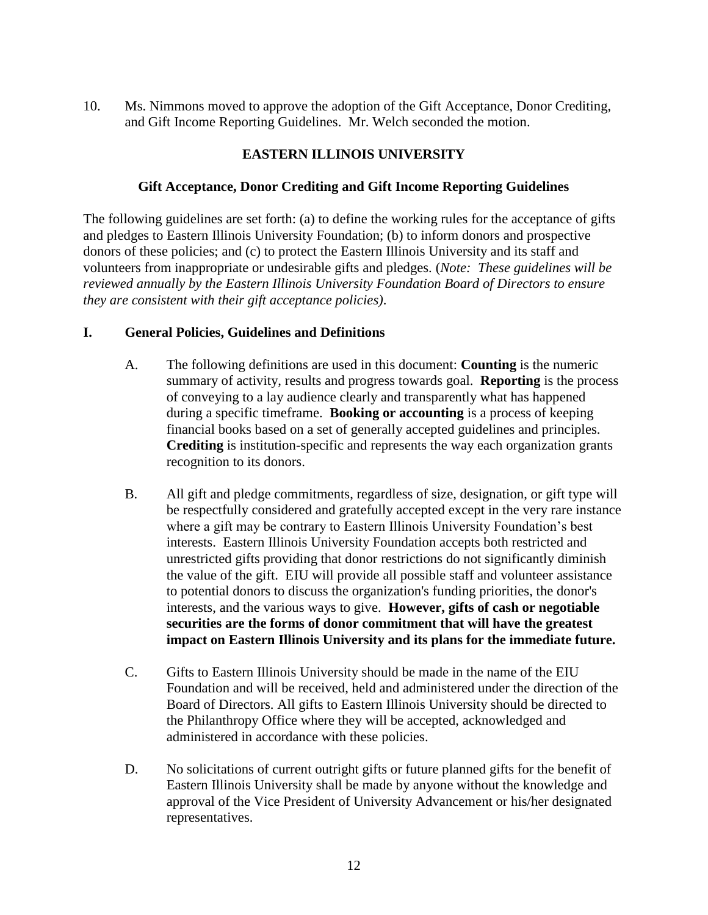10. Ms. Nimmons moved to approve the adoption of the Gift Acceptance, Donor Crediting, and Gift Income Reporting Guidelines. Mr. Welch seconded the motion.

## EASTERN ILLINOIS UNIVERSITY

### Gift Acceptance, Donor Crediting and Gift Income Reporting Guidelines

The following guidelines are set forth: (a) to define the working rules for the acceptance of gifts and pledges to Eastern Illinois University Foundation; (b) to inform donors and prospective donors of these policies; and (c) to protect the Eastern Illinois University and its staff and volunteers from inappropriate or undesirable gifts and pledges. (*Note: These guidelines will be reviewed annually by the Eastern Illinois University Foundation Board of Directors to ensure they are consistent with their gift acceptance policies)*.

**I. General Policies, Guidelines and Definitions**

A. The following definitions are used in this document: **Counting** is the numeric summary of activity, results and progress towards goal. **Reporting** is the process of conveying to a lay audience clearly and transparently what has happened during a specific timeframe. **Booking or accounting** is a process of keeping financial books based on a set of generally accepted guidelines and principles. **Crediting** is institution-specific and represents the way each organization grants recognition to its donors.

B. All gift and pledge commitments, regardless of size, designation, or gift type will be respectfully considered and gratefully accepted except in the very rare instance where a gift may be contrary to Eastern Illinois University Foundation's best interests. Eastern Illinois University Foundation accepts both restricted and unrestricted gifts providing that donor restrictions do not significantly diminish the value of the gift. EIU will provide all possible staff and volunteer assistance to potential donors to discuss the organization's funding priorities, the donor's interests, and the various ways to give. **However, gifts of cash or negotiable securities are the forms of donor commitment that will have the greatest impact on Eastern Illinois University and its plans for the immediate future.**

C. Gifts to Eastern Illinois University should be made in the name of the EIU Foundation and will be received, held and administered under the direction of the Board of Directors. All gifts to Eastern Illinois University should be directed to the Philanthropy Office where they will be accepted, acknowledged and administered in accordance with these policies.

D. No solicitations of current outright gifts or future planned gifts for the benefit of Eastern Illinois University shall be made by anyone without the knowledge and approval of the Vice President of University Advancement or his/her designated representatives.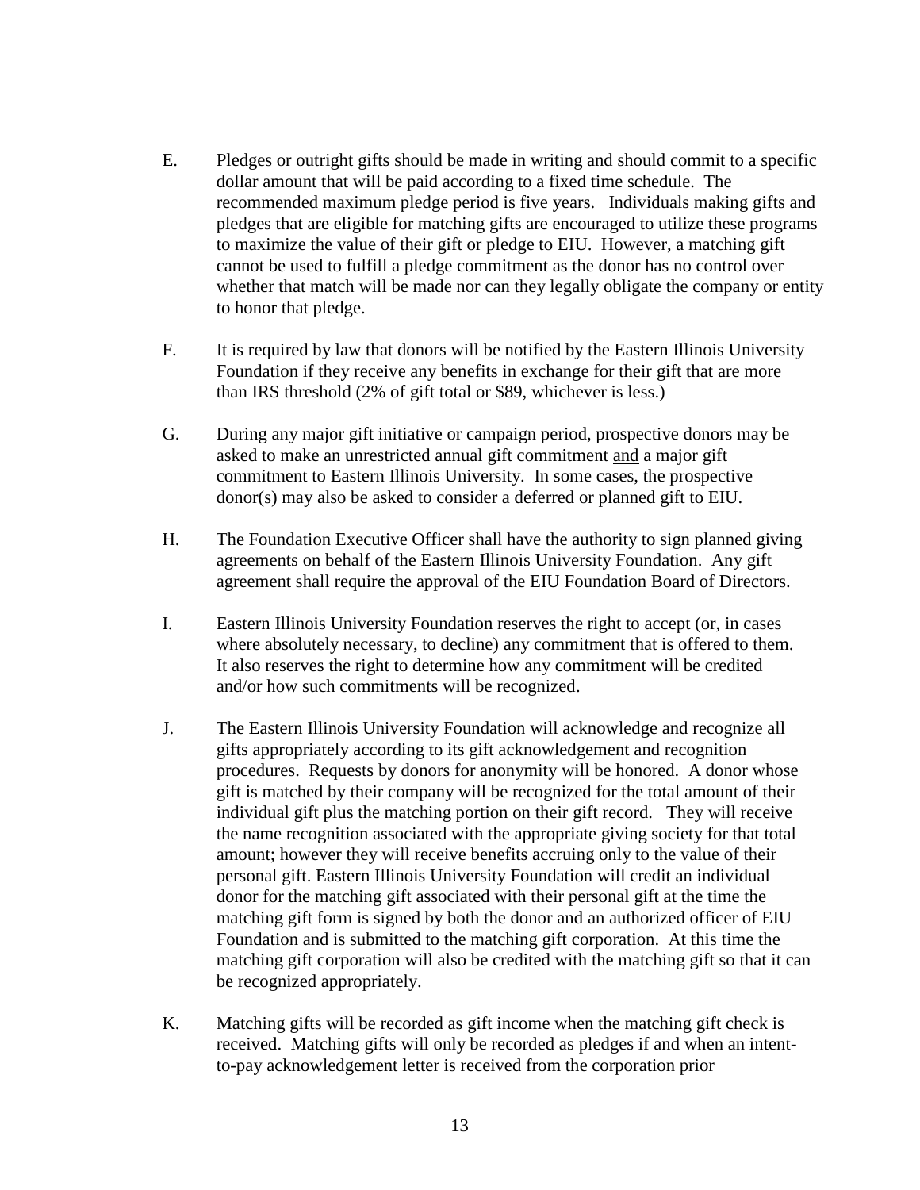E. Pledges or outright gifts should be made in writing and should commit to a specific dollar amount that will be paid according to a fixed time schedule. The recommended maximum pledge period is five years. Individuals making gifts and pledges that are eligible for matching gifts are encouraged to utilize these programs to maximize the value of their gift or pledge to EIU. However, a matching gift cannot be used to fulfill a pledge commitment as the donor has no control over whether that match will be made nor can they legally obligate the company or entity to honor that pledge.

F. It is required by law that donors will be notified by the Eastern Illinois University Foundation if they receive any benefits in exchange for their gift that are more than IRS threshold (2% of gift total or $89, whichever is less.)

G. During any major gift initiative or campaign period, prospective donors may be asked to make an unrestricted annual gift commitment <u>and</u> a major gift commitment to Eastern Illinois University. In some cases, the prospective donor(s) may also be asked to consider a deferred or planned gift to EIU.

H. The Foundation Executive Officer shall have the authority to sign planned giving agreements on behalf of the Eastern Illinois University Foundation. Any gift agreement shall require the approval of the EIU Foundation Board of Directors.

I. Eastern Illinois University Foundation reserves the right to accept (or, in cases where absolutely necessary, to decline) any commitment that is offered to them. It also reserves the right to determine how any commitment will be credited and/or how such commitments will be recognized.

J. The Eastern Illinois University Foundation will acknowledge and recognize all gifts appropriately according to its gift acknowledgement and recognition procedures. Requests by donors for anonymity will be honored. A donor whose gift is matched by their company will be recognized for the total amount of their individual gift plus the matching portion on their gift record. They will receive the name recognition associated with the appropriate giving society for that total amount; however they will receive benefits accruing only to the value of their personal gift. Eastern Illinois University Foundation will credit an individual donor for the matching gift associated with their personal gift at the time the matching gift form is signed by both the donor and an authorized officer of EIU Foundation and is submitted to the matching gift corporation. At this time the matching gift corporation will also be credited with the matching gift so that it can be recognized appropriately.

K. Matching gifts will be recorded as gift income when the matching gift check is received. Matching gifts will only be recorded as pledges if and when an intent-to-pay acknowledgement letter is received from the corporation prior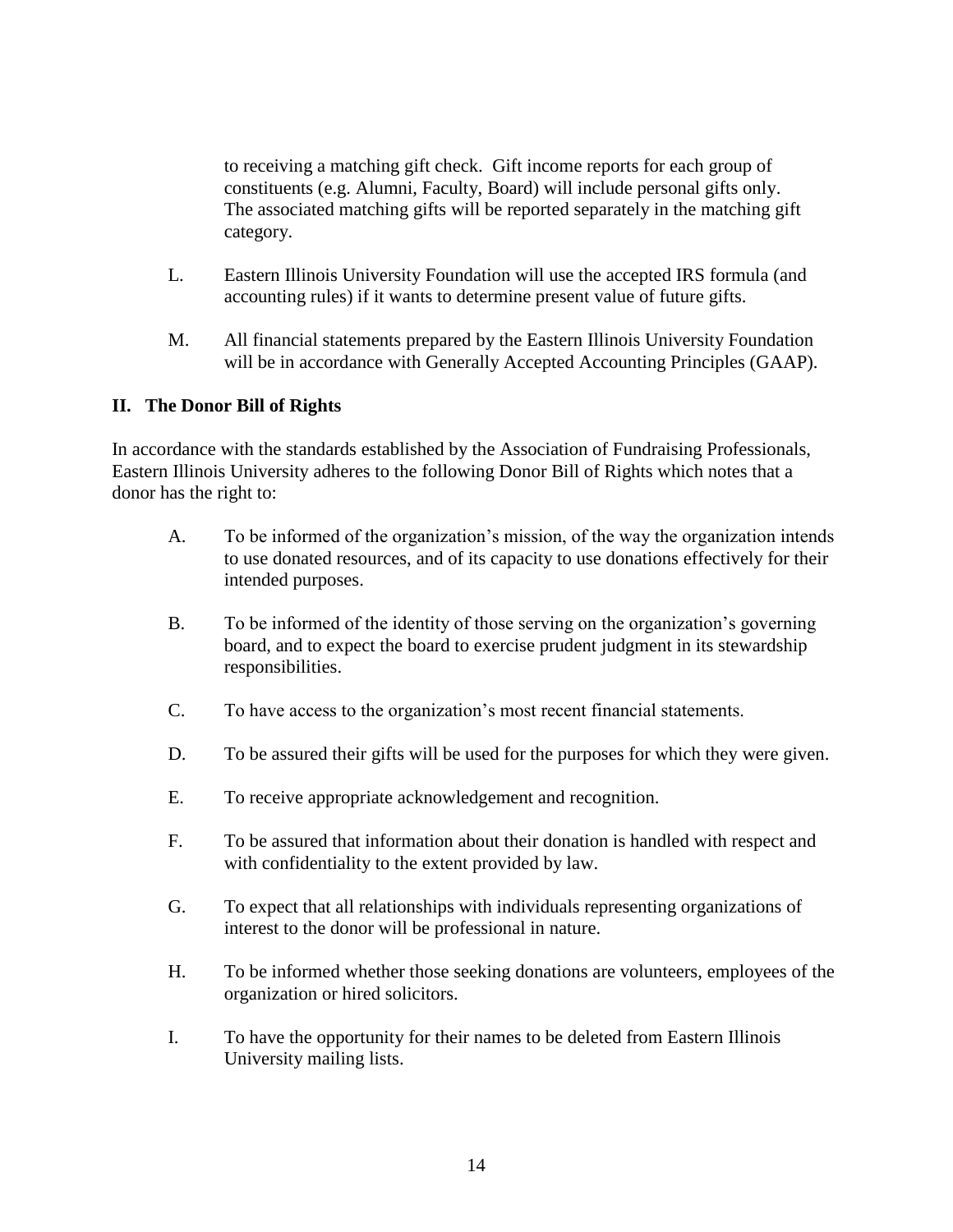to receiving a matching gift check. Gift income reports for each group of constituents (e.g. Alumni, Faculty, Board) will include personal gifts only. The associated matching gifts will be reported separately in the matching gift category.

L. Eastern Illinois University Foundation will use the accepted IRS formula (and accounting rules) if it wants to determine present value of future gifts.

M. All financial statements prepared by the Eastern Illinois University Foundation will be in accordance with Generally Accepted Accounting Principles (GAAP).

## II. The Donor Bill of Rights

In accordance with the standards established by the Association of Fundraising Professionals, Eastern Illinois University adheres to the following Donor Bill of Rights which notes that a donor has the right to:

A. To be informed of the organization's mission, of the way the organization intends to use donated resources, and of its capacity to use donations effectively for their intended purposes.

B. To be informed of the identity of those serving on the organization's governing board, and to expect the board to exercise prudent judgment in its stewardship responsibilities.

C. To have access to the organization's most recent financial statements.

D. To be assured their gifts will be used for the purposes for which they were given.

E. To receive appropriate acknowledgement and recognition.

F. To be assured that information about their donation is handled with respect and with confidentiality to the extent provided by law.

G. To expect that all relationships with individuals representing organizations of interest to the donor will be professional in nature.

H. To be informed whether those seeking donations are volunteers, employees of the organization or hired solicitors.

I. To have the opportunity for their names to be deleted from Eastern Illinois University mailing lists.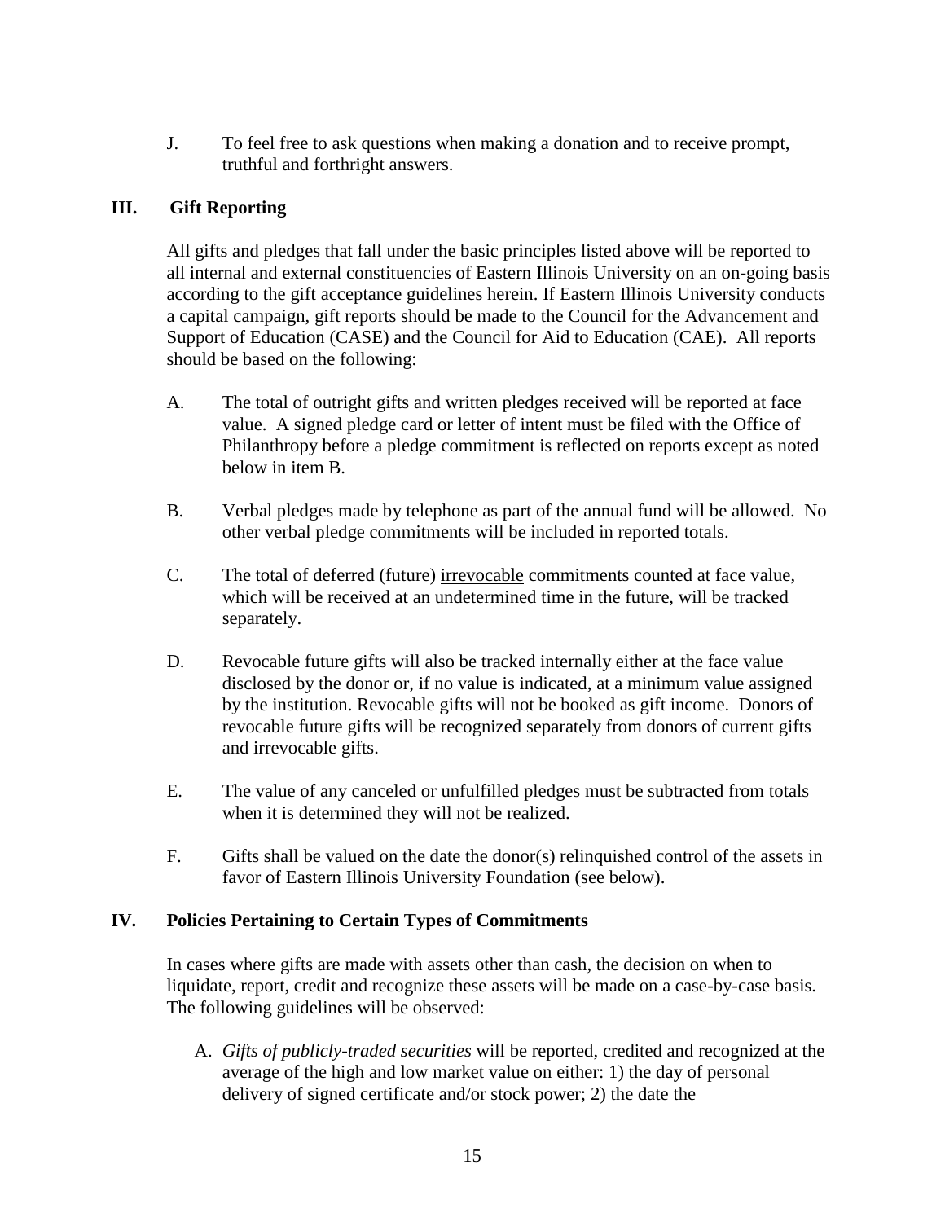J. To feel free to ask questions when making a donation and to receive prompt, truthful and forthright answers.

## III. Gift Reporting

All gifts and pledges that fall under the basic principles listed above will be reported to all internal and external constituencies of Eastern Illinois University on an on-going basis according to the gift acceptance guidelines herein. If Eastern Illinois University conducts a capital campaign, gift reports should be made to the Council for the Advancement and Support of Education (CASE) and the Council for Aid to Education (CAE). All reports should be based on the following:

A. The total of outright gifts and written pledges received will be reported at face value. A signed pledge card or letter of intent must be filed with the Office of Philanthropy before a pledge commitment is reflected on reports except as noted below in item B.

B. Verbal pledges made by telephone as part of the annual fund will be allowed. No other verbal pledge commitments will be included in reported totals.

C. The total of deferred (future) irrevocable commitments counted at face value, which will be received at an undetermined time in the future, will be tracked separately.

D. Revocable future gifts will also be tracked internally either at the face value disclosed by the donor or, if no value is indicated, at a minimum value assigned by the institution. Revocable gifts will not be booked as gift income. Donors of revocable future gifts will be recognized separately from donors of current gifts and irrevocable gifts.

E. The value of any canceled or unfulfilled pledges must be subtracted from totals when it is determined they will not be realized.

F. Gifts shall be valued on the date the donor(s) relinquished control of the assets in favor of Eastern Illinois University Foundation (see below).

## IV. Policies Pertaining to Certain Types of Commitments

In cases where gifts are made with assets other than cash, the decision on when to liquidate, report, credit and recognize these assets will be made on a case-by-case basis. The following guidelines will be observed:

A. *Gifts of publicly-traded securities* will be reported, credited and recognized at the average of the high and low market value on either: 1) the day of personal delivery of signed certificate and/or stock power; 2) the date the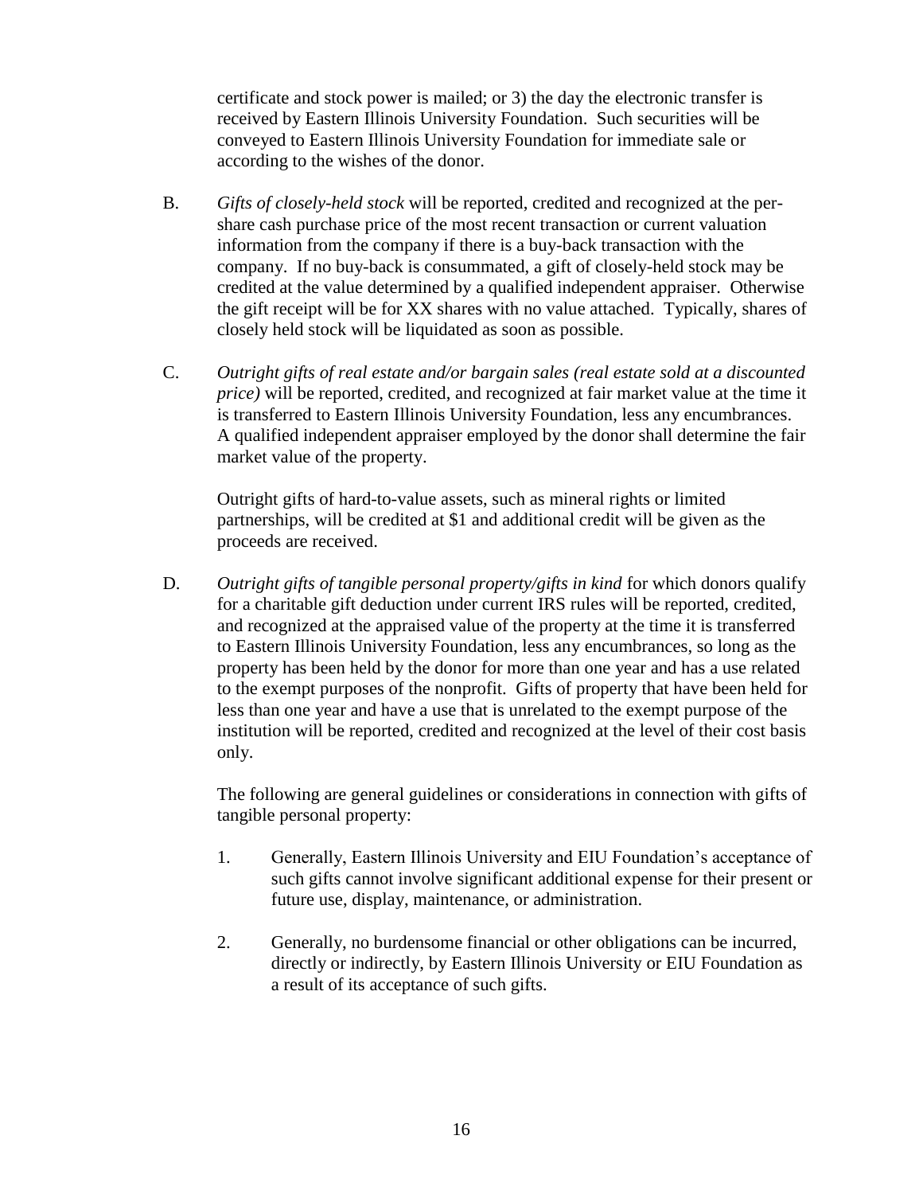certificate and stock power is mailed; or 3) the day the electronic transfer is received by Eastern Illinois University Foundation. Such securities will be conveyed to Eastern Illinois University Foundation for immediate sale or according to the wishes of the donor.

B. *Gifts of closely-held stock* will be reported, credited and recognized at the per-share cash purchase price of the most recent transaction or current valuation information from the company if there is a buy-back transaction with the company. If no buy-back is consummated, a gift of closely-held stock may be credited at the value determined by a qualified independent appraiser. Otherwise the gift receipt will be for XX shares with no value attached. Typically, shares of closely held stock will be liquidated as soon as possible.

C. *Outright gifts of real estate and/or bargain sales (real estate sold at a discounted price)* will be reported, credited, and recognized at fair market value at the time it is transferred to Eastern Illinois University Foundation, less any encumbrances. A qualified independent appraiser employed by the donor shall determine the fair market value of the property.

Outright gifts of hard-to-value assets, such as mineral rights or limited partnerships, will be credited at $1 and additional credit will be given as the proceeds are received.

D. *Outright gifts of tangible personal property/gifts in kind* for which donors qualify for a charitable gift deduction under current IRS rules will be reported, credited, and recognized at the appraised value of the property at the time it is transferred to Eastern Illinois University Foundation, less any encumbrances, so long as the property has been held by the donor for more than one year and has a use related to the exempt purposes of the nonprofit. Gifts of property that have been held for less than one year and have a use that is unrelated to the exempt purpose of the institution will be reported, credited and recognized at the level of their cost basis only.

The following are general guidelines or considerations in connection with gifts of tangible personal property:

1. Generally, Eastern Illinois University and EIU Foundation's acceptance of such gifts cannot involve significant additional expense for their present or future use, display, maintenance, or administration.

2. Generally, no burdensome financial or other obligations can be incurred, directly or indirectly, by Eastern Illinois University or EIU Foundation as a result of its acceptance of such gifts.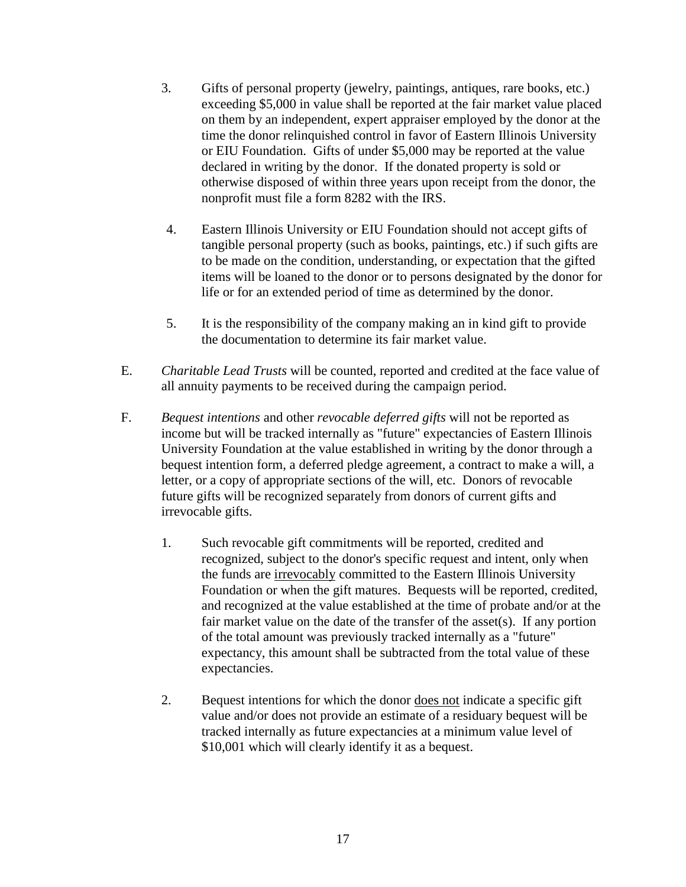3. Gifts of personal property (jewelry, paintings, antiques, rare books, etc.) exceeding $5,000 in value shall be reported at the fair market value placed on them by an independent, expert appraiser employed by the donor at the time the donor relinquished control in favor of Eastern Illinois University or EIU Foundation. Gifts of under $5,000 may be reported at the value declared in writing by the donor. If the donated property is sold or otherwise disposed of within three years upon receipt from the donor, the nonprofit must file a form 8282 with the IRS.

4. Eastern Illinois University or EIU Foundation should not accept gifts of tangible personal property (such as books, paintings, etc.) if such gifts are to be made on the condition, understanding, or expectation that the gifted items will be loaned to the donor or to persons designated by the donor for life or for an extended period of time as determined by the donor.

5. It is the responsibility of the company making an in kind gift to provide the documentation to determine its fair market value.

E. *Charitable Lead Trusts* will be counted, reported and credited at the face value of all annuity payments to be received during the campaign period.

F. *Bequest intentions* and other *revocable deferred gifts* will not be reported as income but will be tracked internally as "future" expectancies of Eastern Illinois University Foundation at the value established in writing by the donor through a bequest intention form, a deferred pledge agreement, a contract to make a will, a letter, or a copy of appropriate sections of the will, etc. Donors of revocable future gifts will be recognized separately from donors of current gifts and irrevocable gifts.

   1. Such revocable gift commitments will be reported, credited and recognized, subject to the donor's specific request and intent, only when the funds are <u>irrevocably</u> committed to the Eastern Illinois University Foundation or when the gift matures. Bequests will be reported, credited, and recognized at the value established at the time of probate and/or at the fair market value on the date of the transfer of the asset(s). If any portion of the total amount was previously tracked internally as a "future" expectancy, this amount shall be subtracted from the total value of these expectancies.

   2. Bequest intentions for which the donor <u>does not</u> indicate a specific gift value and/or does not provide an estimate of a residuary bequest will be tracked internally as future expectancies at a minimum value level of $10,001 which will clearly identify it as a bequest.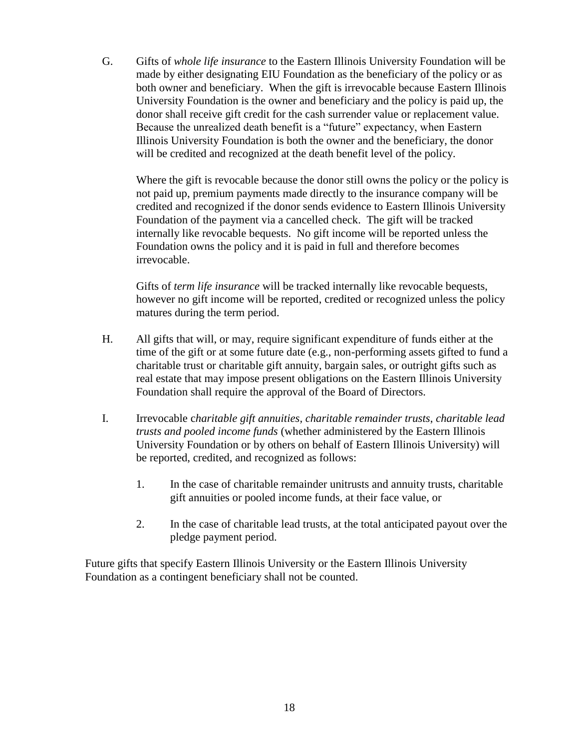G. Gifts of *whole life insurance* to the Eastern Illinois University Foundation will be made by either designating EIU Foundation as the beneficiary of the policy or as both owner and beneficiary. When the gift is irrevocable because Eastern Illinois University Foundation is the owner and beneficiary and the policy is paid up, the donor shall receive gift credit for the cash surrender value or replacement value. Because the unrealized death benefit is a "future" expectancy, when Eastern Illinois University Foundation is both the owner and the beneficiary, the donor will be credited and recognized at the death benefit level of the policy.

   Where the gift is revocable because the donor still owns the policy or the policy is not paid up, premium payments made directly to the insurance company will be credited and recognized if the donor sends evidence to Eastern Illinois University Foundation of the payment via a cancelled check. The gift will be tracked internally like revocable bequests. No gift income will be reported unless the Foundation owns the policy and it is paid in full and therefore becomes irrevocable.

   Gifts of *term life insurance* will be tracked internally like revocable bequests, however no gift income will be reported, credited or recognized unless the policy matures during the term period.

H. All gifts that will, or may, require significant expenditure of funds either at the time of the gift or at some future date (e.g., non-performing assets gifted to fund a charitable trust or charitable gift annuity, bargain sales, or outright gifts such as real estate that may impose present obligations on the Eastern Illinois University Foundation shall require the approval of the Board of Directors.

I. Irrevocable c*haritable gift annuities*, *charitable remainder trusts*, *charitable lead trusts and pooled income funds* (whether administered by the Eastern Illinois University Foundation or by others on behalf of Eastern Illinois University) will be reported, credited, and recognized as follows:

   1. In the case of charitable remainder unitrusts and annuity trusts, charitable gift annuities or pooled income funds, at their face value, or

   2. In the case of charitable lead trusts, at the total anticipated payout over the pledge payment period.

Future gifts that specify Eastern Illinois University or the Eastern Illinois University Foundation as a contingent beneficiary shall not be counted.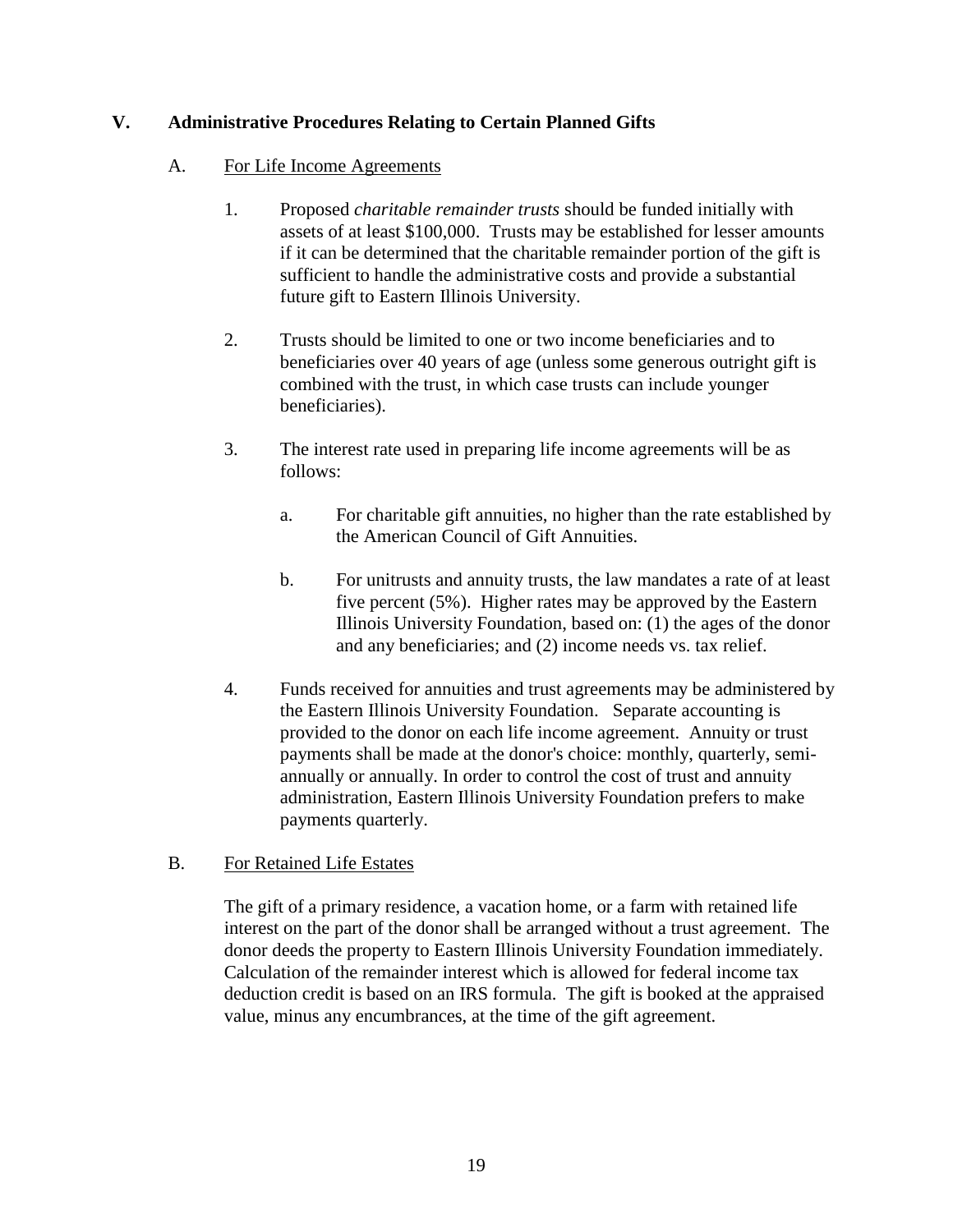## V. Administrative Procedures Relating to Certain Planned Gifts

### A. <u>For Life Income Agreements</u>

1. Proposed *charitable remainder trusts* should be funded initially with assets of at least $100,000. Trusts may be established for lesser amounts if it can be determined that the charitable remainder portion of the gift is sufficient to handle the administrative costs and provide a substantial future gift to Eastern Illinois University.

2. Trusts should be limited to one or two income beneficiaries and to beneficiaries over 40 years of age (unless some generous outright gift is combined with the trust, in which case trusts can include younger beneficiaries).

3. The interest rate used in preparing life income agreements will be as follows:

   a. For charitable gift annuities, no higher than the rate established by the American Council of Gift Annuities.

   b. For unitrusts and annuity trusts, the law mandates a rate of at least five percent (5%). Higher rates may be approved by the Eastern Illinois University Foundation, based on: (1) the ages of the donor and any beneficiaries; and (2) income needs vs. tax relief.

4. Funds received for annuities and trust agreements may be administered by the Eastern Illinois University Foundation. Separate accounting is provided to the donor on each life income agreement. Annuity or trust payments shall be made at the donor's choice: monthly, quarterly, semi-annually or annually. In order to control the cost of trust and annuity administration, Eastern Illinois University Foundation prefers to make payments quarterly.

### B. <u>For Retained Life Estates</u>

The gift of a primary residence, a vacation home, or a farm with retained life interest on the part of the donor shall be arranged without a trust agreement. The donor deeds the property to Eastern Illinois University Foundation immediately. Calculation of the remainder interest which is allowed for federal income tax deduction credit is based on an IRS formula. The gift is booked at the appraised value, minus any encumbrances, at the time of the gift agreement.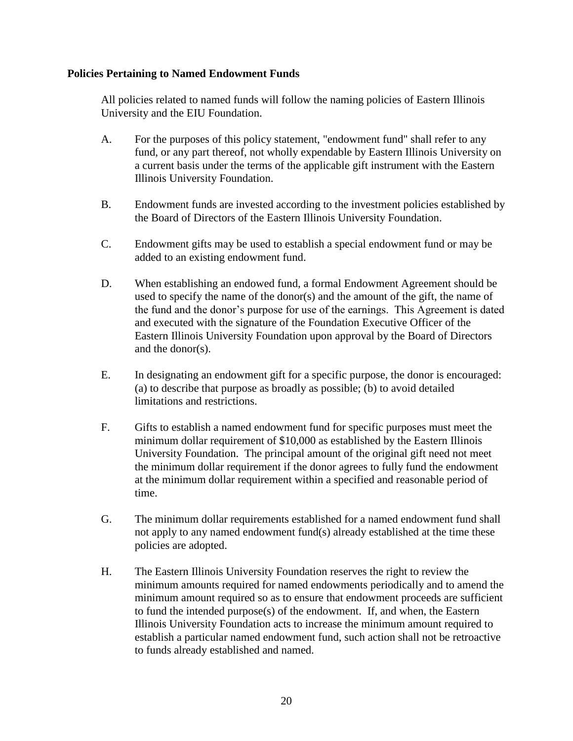**Policies Pertaining to Named Endowment Funds**

All policies related to named funds will follow the naming policies of Eastern Illinois University and the EIU Foundation.

A. For the purposes of this policy statement, "endowment fund" shall refer to any fund, or any part thereof, not wholly expendable by Eastern Illinois University on a current basis under the terms of the applicable gift instrument with the Eastern Illinois University Foundation.

B. Endowment funds are invested according to the investment policies established by the Board of Directors of the Eastern Illinois University Foundation.

C. Endowment gifts may be used to establish a special endowment fund or may be added to an existing endowment fund.

D. When establishing an endowed fund, a formal Endowment Agreement should be used to specify the name of the donor(s) and the amount of the gift, the name of the fund and the donor's purpose for use of the earnings. This Agreement is dated and executed with the signature of the Foundation Executive Officer of the Eastern Illinois University Foundation upon approval by the Board of Directors and the donor(s).

E. In designating an endowment gift for a specific purpose, the donor is encouraged: (a) to describe that purpose as broadly as possible; (b) to avoid detailed limitations and restrictions.

F. Gifts to establish a named endowment fund for specific purposes must meet the minimum dollar requirement of $10,000 as established by the Eastern Illinois University Foundation. The principal amount of the original gift need not meet the minimum dollar requirement if the donor agrees to fully fund the endowment at the minimum dollar requirement within a specified and reasonable period of time.

G. The minimum dollar requirements established for a named endowment fund shall not apply to any named endowment fund(s) already established at the time these policies are adopted.

H. The Eastern Illinois University Foundation reserves the right to review the minimum amounts required for named endowments periodically and to amend the minimum amount required so as to ensure that endowment proceeds are sufficient to fund the intended purpose(s) of the endowment. If, and when, the Eastern Illinois University Foundation acts to increase the minimum amount required to establish a particular named endowment fund, such action shall not be retroactive to funds already established and named.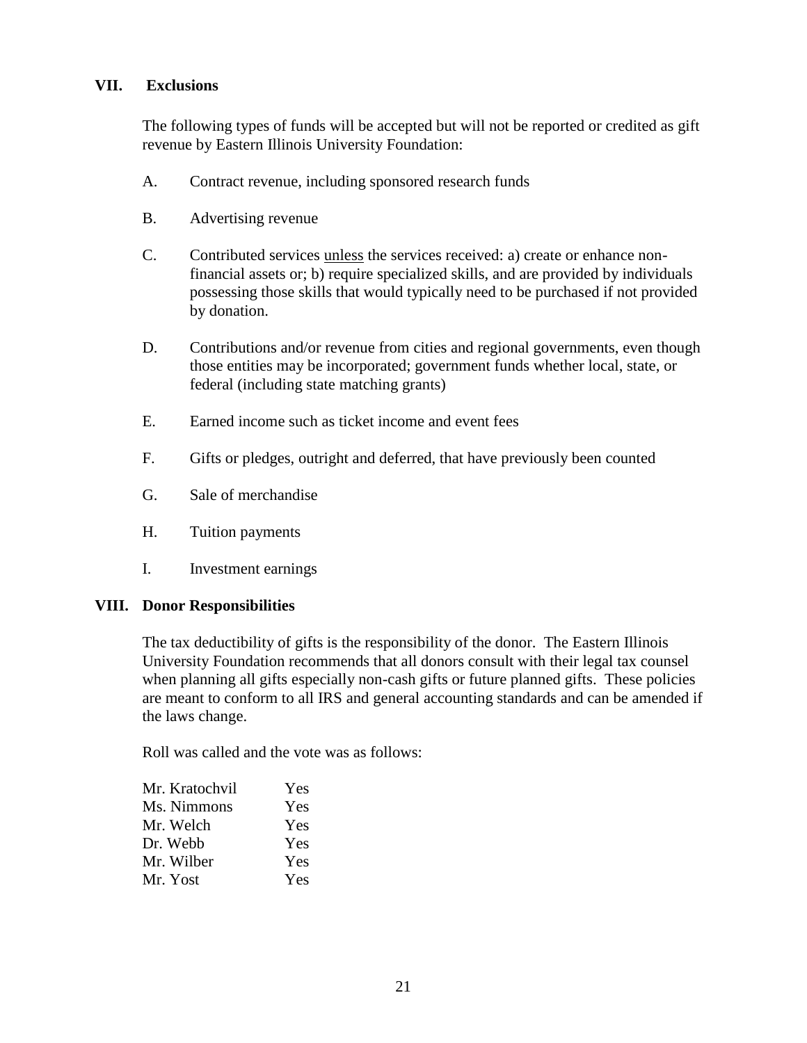## VII. Exclusions

The following types of funds will be accepted but will not be reported or credited as gift revenue by Eastern Illinois University Foundation:

A. Contract revenue, including sponsored research funds

B. Advertising revenue

C. Contributed services unless the services received: a) create or enhance non-financial assets or; b) require specialized skills, and are provided by individuals possessing those skills that would typically need to be purchased if not provided by donation.

D. Contributions and/or revenue from cities and regional governments, even though those entities may be incorporated; government funds whether local, state, or federal (including state matching grants)

E. Earned income such as ticket income and event fees

F. Gifts or pledges, outright and deferred, that have previously been counted

G. Sale of merchandise

H. Tuition payments

I. Investment earnings

## VIII. Donor Responsibilities

The tax deductibility of gifts is the responsibility of the donor. The Eastern Illinois University Foundation recommends that all donors consult with their legal tax counsel when planning all gifts especially non-cash gifts or future planned gifts. These policies are meant to conform to all IRS and general accounting standards and can be amended if the laws change.

Roll was called and the vote was as follows:

| | |
|---|---|
| Mr. Kratochvil | Yes |
| Ms. Nimmons | Yes |
| Mr. Welch | Yes |
| Dr. Webb | Yes |
| Mr. Wilber | Yes |
| Mr. Yost | Yes |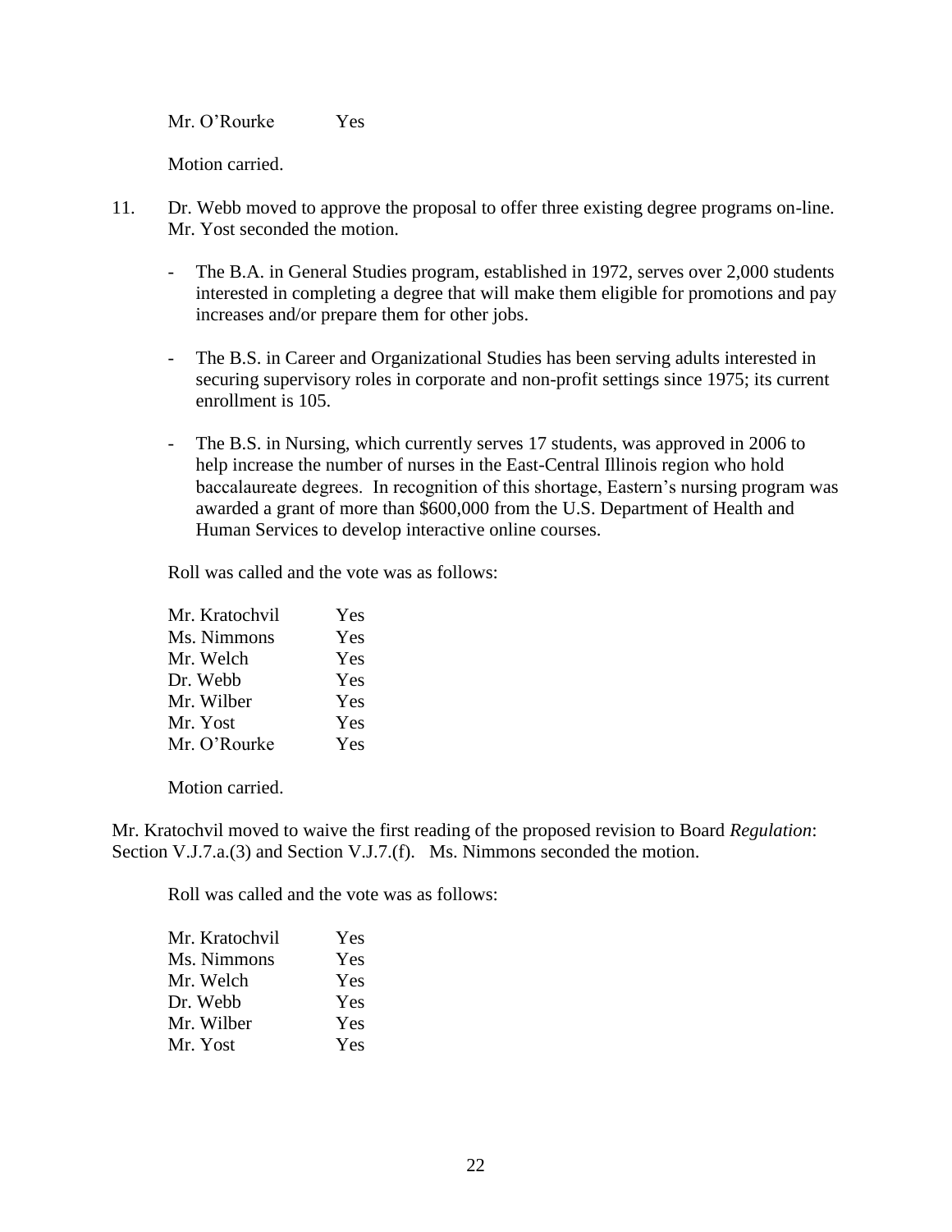Mr. O'Rourke Yes

Motion carried.

11. Dr. Webb moved to approve the proposal to offer three existing degree programs on-line. Mr. Yost seconded the motion.

    - The B.A. in General Studies program, established in 1972, serves over 2,000 students interested in completing a degree that will make them eligible for promotions and pay increases and/or prepare them for other jobs.

    - The B.S. in Career and Organizational Studies has been serving adults interested in securing supervisory roles in corporate and non-profit settings since 1975; its current enrollment is 105.

    - The B.S. in Nursing, which currently serves 17 students, was approved in 2006 to help increase the number of nurses in the East-Central Illinois region who hold baccalaureate degrees. In recognition of this shortage, Eastern's nursing program was awarded a grant of more than $600,000 from the U.S. Department of Health and Human Services to develop interactive online courses.

    Roll was called and the vote was as follows:

    | | |
    |---|---|
    | Mr. Kratochvil | Yes |
    | Ms. Nimmons | Yes |
    | Mr. Welch | Yes |
    | Dr. Webb | Yes |
    | Mr. Wilber | Yes |
    | Mr. Yost | Yes |
    | Mr. O'Rourke | Yes |

    Motion carried.

Mr. Kratochvil moved to waive the first reading of the proposed revision to Board *Regulation*: Section V.J.7.a.(3) and Section V.J.7.(f). Ms. Nimmons seconded the motion.

Roll was called and the vote was as follows:

| | |
|---|---|
| Mr. Kratochvil | Yes |
| Ms. Nimmons | Yes |
| Mr. Welch | Yes |
| Dr. Webb | Yes |
| Mr. Wilber | Yes |
| Mr. Yost | Yes |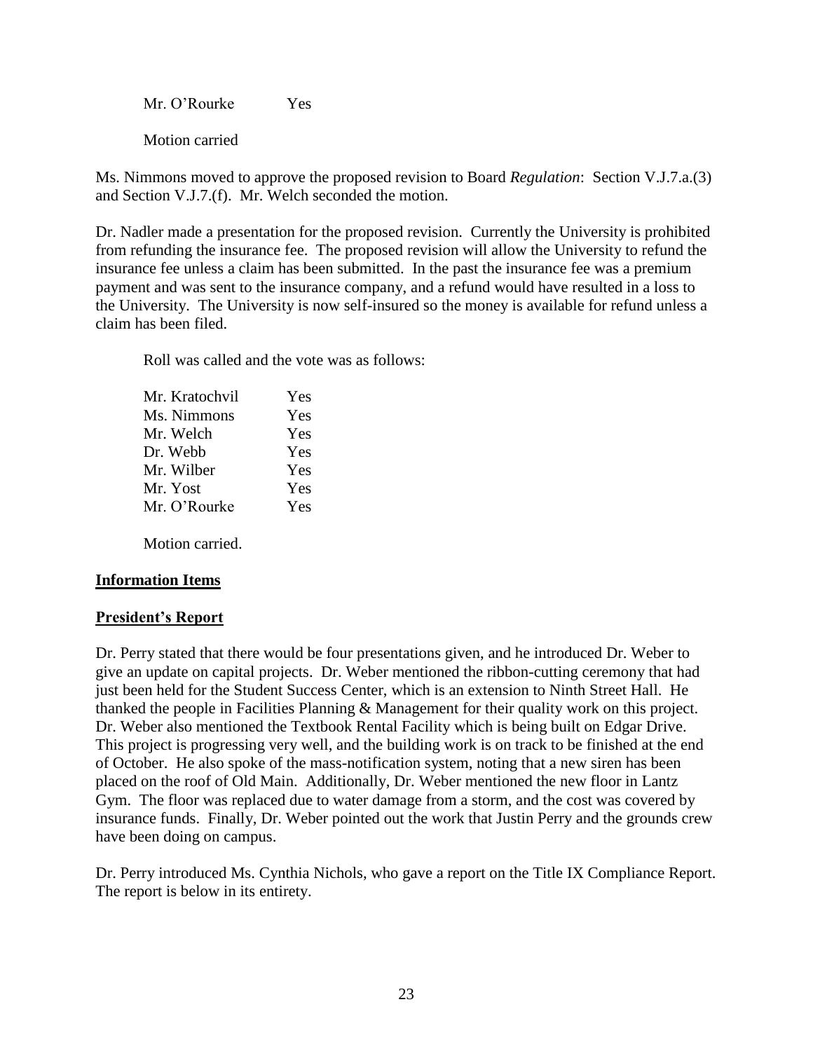Mr. O'Rourke Yes

Motion carried

Ms. Nimmons moved to approve the proposed revision to Board *Regulation*: Section V.J.7.a.(3) and Section V.J.7.(f). Mr. Welch seconded the motion.

Dr. Nadler made a presentation for the proposed revision. Currently the University is prohibited from refunding the insurance fee. The proposed revision will allow the University to refund the insurance fee unless a claim has been submitted. In the past the insurance fee was a premium payment and was sent to the insurance company, and a refund would have resulted in a loss to the University. The University is now self-insured so the money is available for refund unless a claim has been filed.

Roll was called and the vote was as follows:

| | |
|---|---|
| Mr. Kratochvil | Yes |
| Ms. Nimmons | Yes |
| Mr. Welch | Yes |
| Dr. Webb | Yes |
| Mr. Wilber | Yes |
| Mr. Yost | Yes |
| Mr. O'Rourke | Yes |

Motion carried.

**Information Items**

**President's Report**

Dr. Perry stated that there would be four presentations given, and he introduced Dr. Weber to give an update on capital projects. Dr. Weber mentioned the ribbon-cutting ceremony that had just been held for the Student Success Center, which is an extension to Ninth Street Hall. He thanked the people in Facilities Planning & Management for their quality work on this project. Dr. Weber also mentioned the Textbook Rental Facility which is being built on Edgar Drive. This project is progressing very well, and the building work is on track to be finished at the end of October. He also spoke of the mass-notification system, noting that a new siren has been placed on the roof of Old Main. Additionally, Dr. Weber mentioned the new floor in Lantz Gym. The floor was replaced due to water damage from a storm, and the cost was covered by insurance funds. Finally, Dr. Weber pointed out the work that Justin Perry and the grounds crew have been doing on campus.

Dr. Perry introduced Ms. Cynthia Nichols, who gave a report on the Title IX Compliance Report. The report is below in its entirety.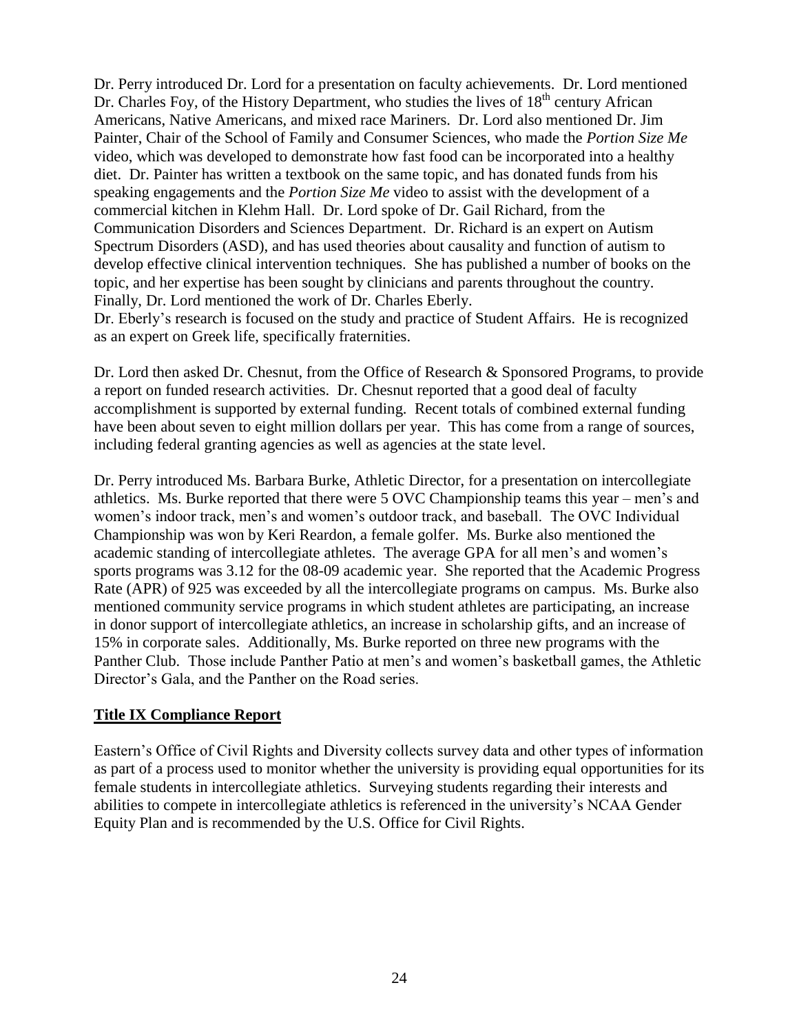Dr. Perry introduced Dr. Lord for a presentation on faculty achievements. Dr. Lord mentioned Dr. Charles Foy, of the History Department, who studies the lives of 18th century African Americans, Native Americans, and mixed race Mariners. Dr. Lord also mentioned Dr. Jim Painter, Chair of the School of Family and Consumer Sciences, who made the *Portion Size Me* video, which was developed to demonstrate how fast food can be incorporated into a healthy diet. Dr. Painter has written a textbook on the same topic, and has donated funds from his speaking engagements and the *Portion Size Me* video to assist with the development of a commercial kitchen in Klehm Hall. Dr. Lord spoke of Dr. Gail Richard, from the Communication Disorders and Sciences Department. Dr. Richard is an expert on Autism Spectrum Disorders (ASD), and has used theories about causality and function of autism to develop effective clinical intervention techniques. She has published a number of books on the topic, and her expertise has been sought by clinicians and parents throughout the country. Finally, Dr. Lord mentioned the work of Dr. Charles Eberly.
Dr. Eberly's research is focused on the study and practice of Student Affairs. He is recognized as an expert on Greek life, specifically fraternities.

Dr. Lord then asked Dr. Chesnut, from the Office of Research & Sponsored Programs, to provide a report on funded research activities. Dr. Chesnut reported that a good deal of faculty accomplishment is supported by external funding. Recent totals of combined external funding have been about seven to eight million dollars per year. This has come from a range of sources, including federal granting agencies as well as agencies at the state level.

Dr. Perry introduced Ms. Barbara Burke, Athletic Director, for a presentation on intercollegiate athletics. Ms. Burke reported that there were 5 OVC Championship teams this year – men's and women's indoor track, men's and women's outdoor track, and baseball. The OVC Individual Championship was won by Keri Reardon, a female golfer. Ms. Burke also mentioned the academic standing of intercollegiate athletes. The average GPA for all men's and women's sports programs was 3.12 for the 08-09 academic year. She reported that the Academic Progress Rate (APR) of 925 was exceeded by all the intercollegiate programs on campus. Ms. Burke also mentioned community service programs in which student athletes are participating, an increase in donor support of intercollegiate athletics, an increase in scholarship gifts, and an increase of 15% in corporate sales. Additionally, Ms. Burke reported on three new programs with the Panther Club. Those include Panther Patio at men's and women's basketball games, the Athletic Director's Gala, and the Panther on the Road series.

**Title IX Compliance Report**

Eastern's Office of Civil Rights and Diversity collects survey data and other types of information as part of a process used to monitor whether the university is providing equal opportunities for its female students in intercollegiate athletics. Surveying students regarding their interests and abilities to compete in intercollegiate athletics is referenced in the university's NCAA Gender Equity Plan and is recommended by the U.S. Office for Civil Rights.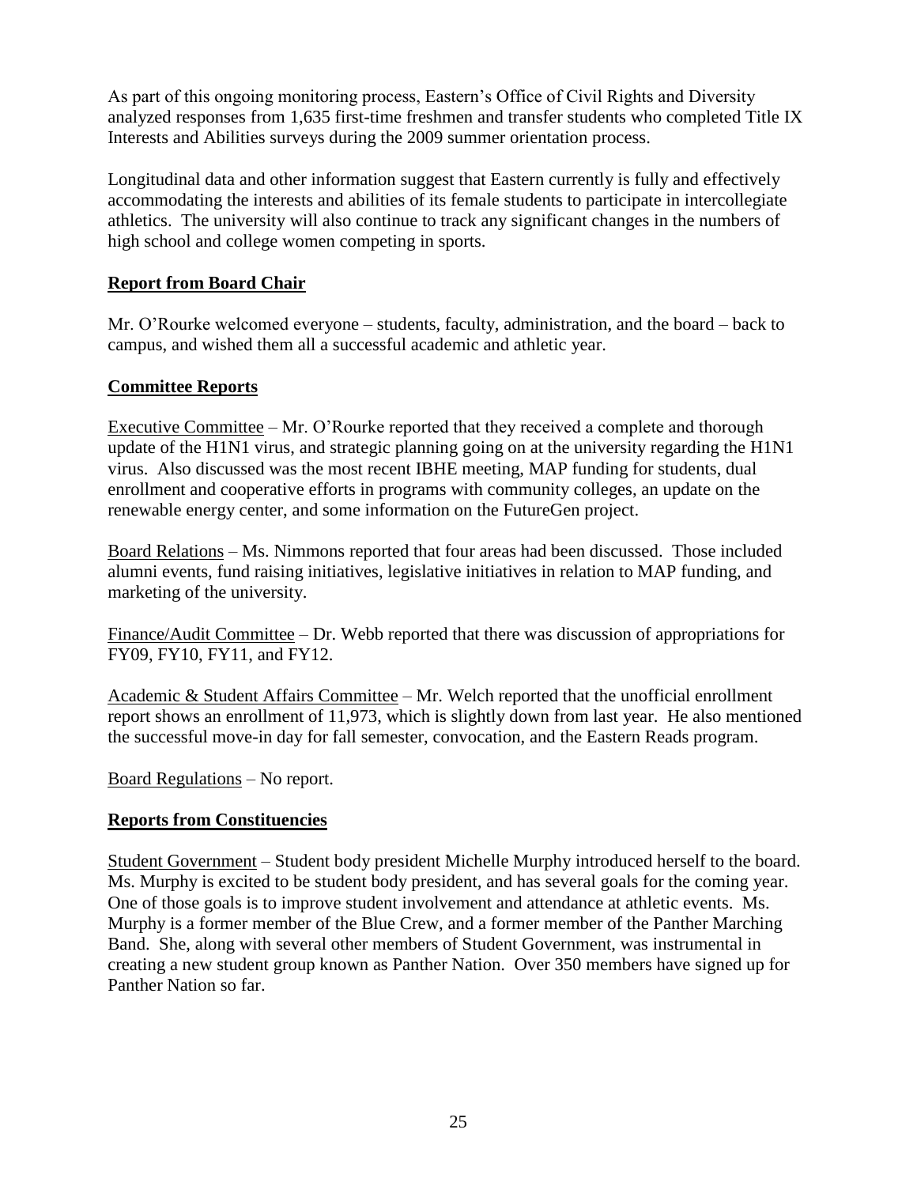As part of this ongoing monitoring process, Eastern's Office of Civil Rights and Diversity analyzed responses from 1,635 first-time freshmen and transfer students who completed Title IX Interests and Abilities surveys during the 2009 summer orientation process.

Longitudinal data and other information suggest that Eastern currently is fully and effectively accommodating the interests and abilities of its female students to participate in intercollegiate athletics. The university will also continue to track any significant changes in the numbers of high school and college women competing in sports.

## Report from Board Chair

Mr. O'Rourke welcomed everyone – students, faculty, administration, and the board – back to campus, and wished them all a successful academic and athletic year.

## Committee Reports

Executive Committee – Mr. O'Rourke reported that they received a complete and thorough update of the H1N1 virus, and strategic planning going on at the university regarding the H1N1 virus. Also discussed was the most recent IBHE meeting, MAP funding for students, dual enrollment and cooperative efforts in programs with community colleges, an update on the renewable energy center, and some information on the FutureGen project.

Board Relations – Ms. Nimmons reported that four areas had been discussed. Those included alumni events, fund raising initiatives, legislative initiatives in relation to MAP funding, and marketing of the university.

Finance/Audit Committee – Dr. Webb reported that there was discussion of appropriations for FY09, FY10, FY11, and FY12.

Academic & Student Affairs Committee – Mr. Welch reported that the unofficial enrollment report shows an enrollment of 11,973, which is slightly down from last year. He also mentioned the successful move-in day for fall semester, convocation, and the Eastern Reads program.

Board Regulations – No report.

## Reports from Constituencies

Student Government – Student body president Michelle Murphy introduced herself to the board. Ms. Murphy is excited to be student body president, and has several goals for the coming year. One of those goals is to improve student involvement and attendance at athletic events. Ms. Murphy is a former member of the Blue Crew, and a former member of the Panther Marching Band. She, along with several other members of Student Government, was instrumental in creating a new student group known as Panther Nation. Over 350 members have signed up for Panther Nation so far.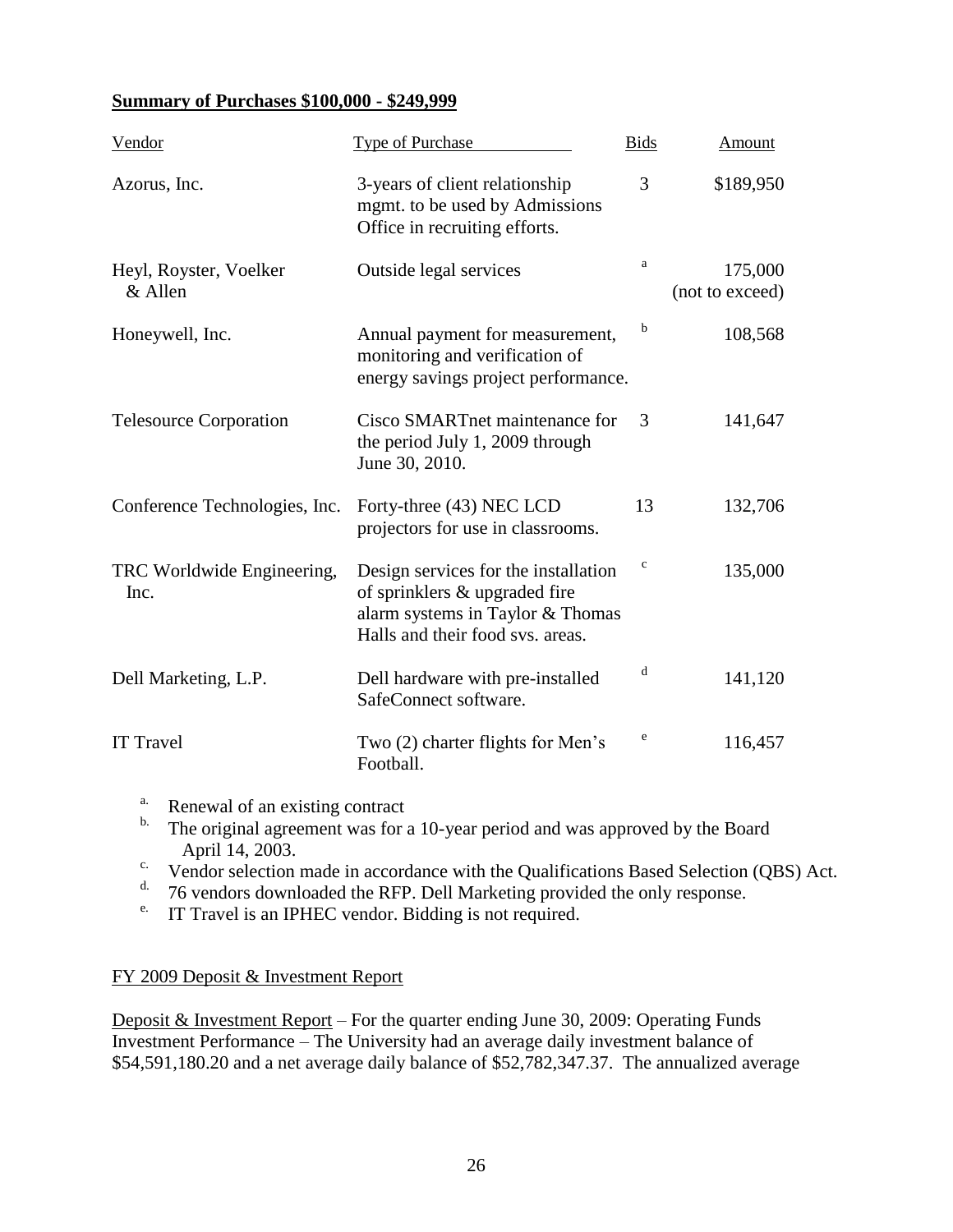**Summary of Purchases $100,000 - $249,999**

| Vendor | Type of Purchase | Bids | Amount |
|---|---|---|---|
| Azorus, Inc. | 3-years of client relationship mgmt. to be used by Admissions Office in recruiting efforts. | 3 | $189,950 |
| Heyl, Royster, Voelker & Allen | Outside legal services | [a] | 175,000 (not to exceed) |
| Honeywell, Inc. | Annual payment for measurement, monitoring and verification of energy savings project performance. | [b] | 108,568 |
| Telesource Corporation | Cisco SMARTnet maintenance for the period July 1, 2009 through June 30, 2010. | 3 | 141,647 |
| Conference Technologies, Inc. | Forty-three (43) NEC LCD projectors for use in classrooms. | 13 | 132,706 |
| TRC Worldwide Engineering, Inc. | Design services for the installation of sprinklers & upgraded fire alarm systems in Taylor & Thomas Halls and their food svs. areas. | [c] | 135,000 |
| Dell Marketing, L.P. | Dell hardware with pre-installed SafeConnect software. | [d] | 141,120 |
| IT Travel | Two (2) charter flights for Men's Football. | [e] | 116,457 |

a. Renewal of an existing contract
b. The original agreement was for a 10-year period and was approved by the Board April 14, 2003.
c. Vendor selection made in accordance with the Qualifications Based Selection (QBS) Act.
d. 76 vendors downloaded the RFP. Dell Marketing provided the only response.
e. IT Travel is an IPHEC vendor. Bidding is not required.

FY 2009 Deposit & Investment Report

Deposit & Investment Report – For the quarter ending June 30, 2009: Operating Funds Investment Performance – The University had an average daily investment balance of $54,591,180.20 and a net average daily balance of $52,782,347.37. The annualized average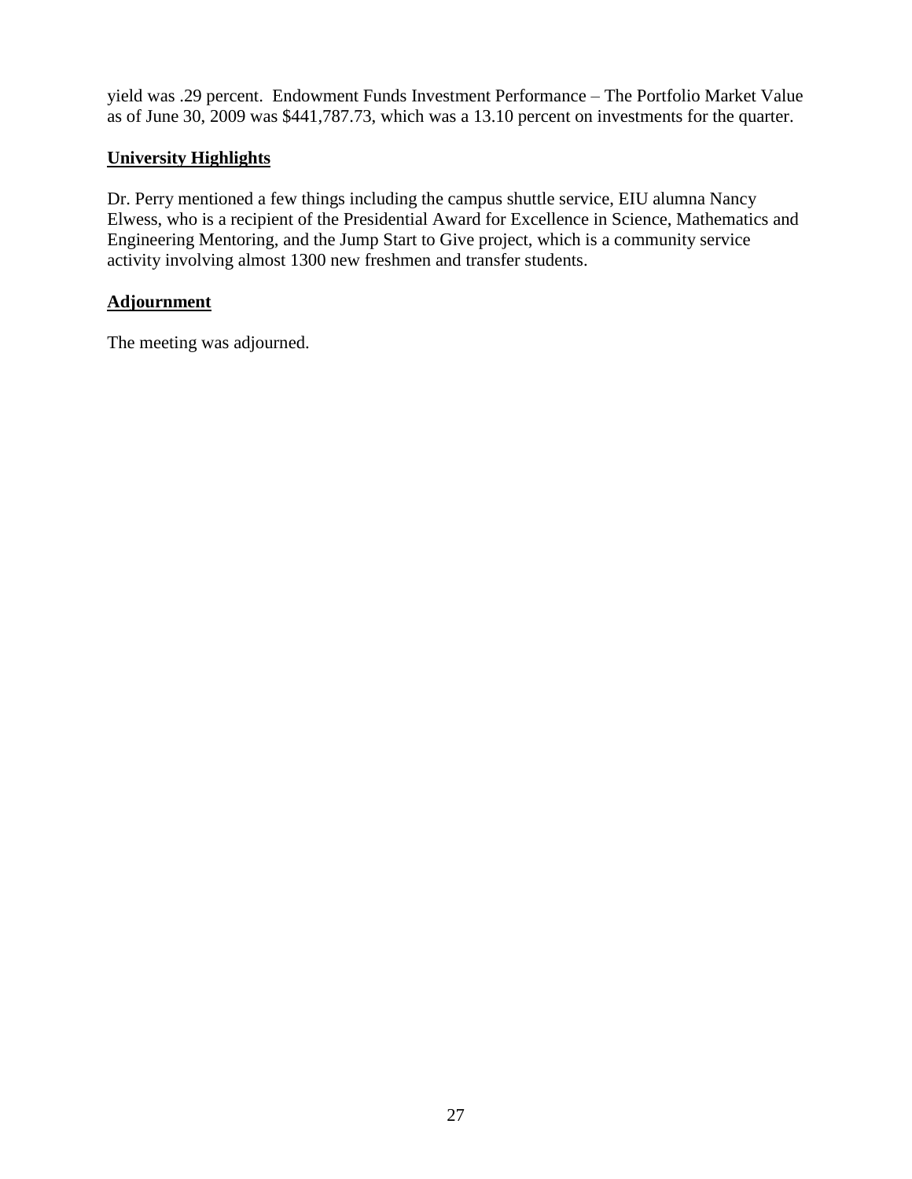yield was .29 percent. Endowment Funds Investment Performance – The Portfolio Market Value as of June 30, 2009 was $441,787.73, which was a 13.10 percent on investments for the quarter.

**University Highlights**

Dr. Perry mentioned a few things including the campus shuttle service, EIU alumna Nancy Elwess, who is a recipient of the Presidential Award for Excellence in Science, Mathematics and Engineering Mentoring, and the Jump Start to Give project, which is a community service activity involving almost 1300 new freshmen and transfer students.

**Adjournment**

The meeting was adjourned.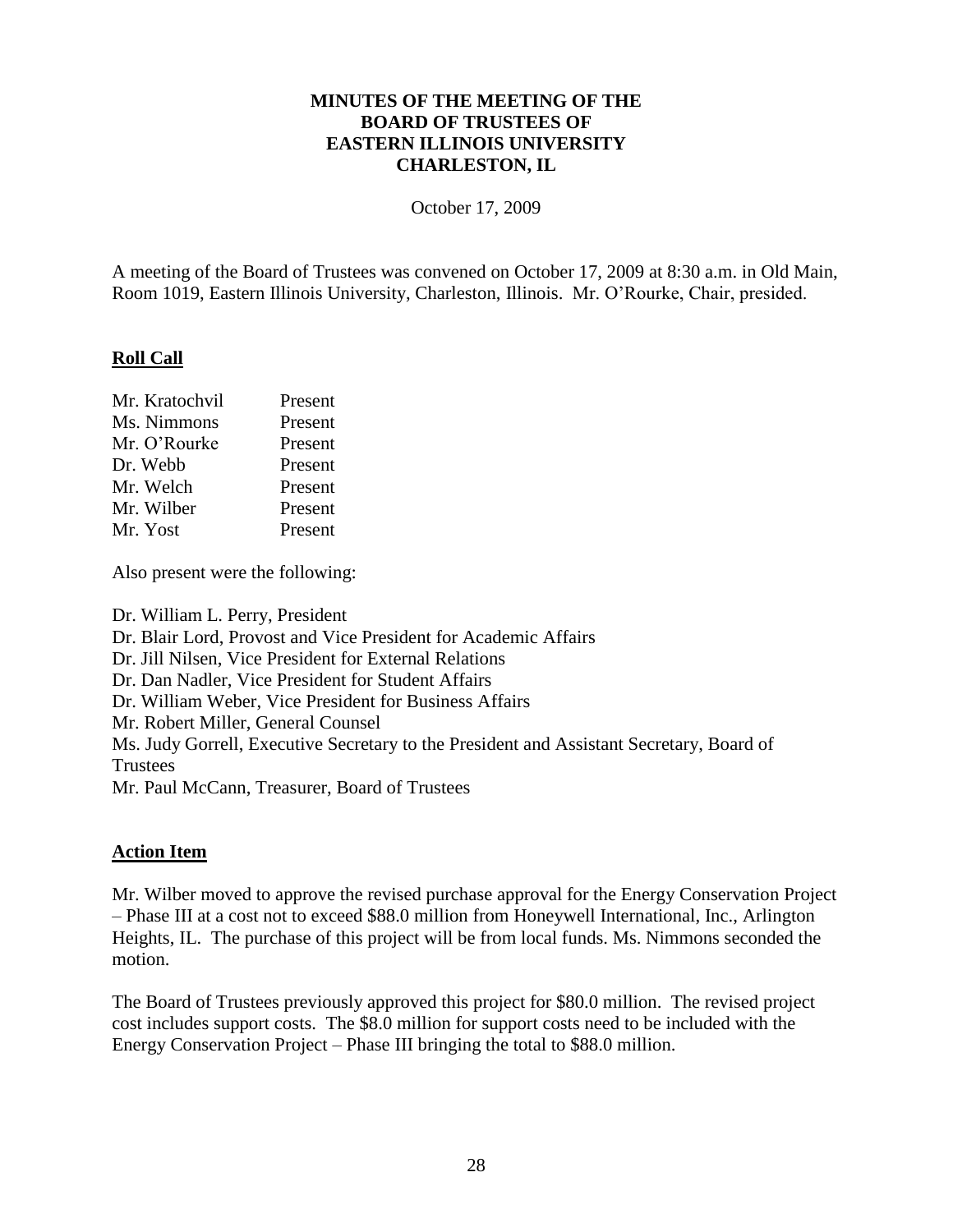# MINUTES OF THE MEETING OF THE BOARD OF TRUSTEES OF EASTERN ILLINOIS UNIVERSITY CHARLESTON, IL

October 17, 2009

A meeting of the Board of Trustees was convened on October 17, 2009 at 8:30 a.m. in Old Main, Room 1019, Eastern Illinois University, Charleston, Illinois. Mr. O'Rourke, Chair, presided.

## Roll Call

| | |
|---|---|
| Mr. Kratochvil | Present |
| Ms. Nimmons | Present |
| Mr. O'Rourke | Present |
| Dr. Webb | Present |
| Mr. Welch | Present |
| Mr. Wilber | Present |
| Mr. Yost | Present |

Also present were the following:

Dr. William L. Perry, President
Dr. Blair Lord, Provost and Vice President for Academic Affairs
Dr. Jill Nilsen, Vice President for External Relations
Dr. Dan Nadler, Vice President for Student Affairs
Dr. William Weber, Vice President for Business Affairs
Mr. Robert Miller, General Counsel
Ms. Judy Gorrell, Executive Secretary to the President and Assistant Secretary, Board of Trustees
Mr. Paul McCann, Treasurer, Board of Trustees

## Action Item

Mr. Wilber moved to approve the revised purchase approval for the Energy Conservation Project – Phase III at a cost not to exceed $88.0 million from Honeywell International, Inc., Arlington Heights, IL. The purchase of this project will be from local funds. Ms. Nimmons seconded the motion.

The Board of Trustees previously approved this project for $80.0 million. The revised project cost includes support costs. The $8.0 million for support costs need to be included with the Energy Conservation Project – Phase III bringing the total to $88.0 million.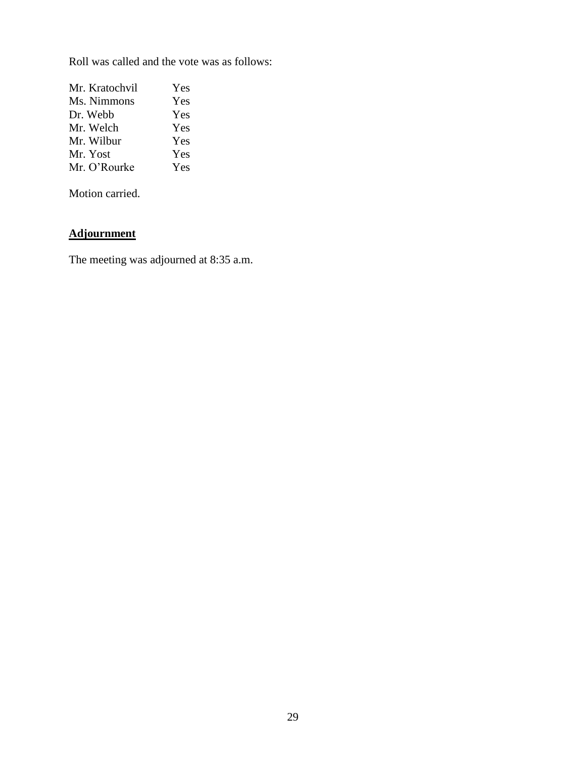Roll was called and the vote was as follows:

| | |
|---|---|
| Mr. Kratochvil | Yes |
| Ms. Nimmons | Yes |
| Dr. Webb | Yes |
| Mr. Welch | Yes |
| Mr. Wilbur | Yes |
| Mr. Yost | Yes |
| Mr. O'Rourke | Yes |

Motion carried.

**Adjournment**

The meeting was adjourned at 8:35 a.m.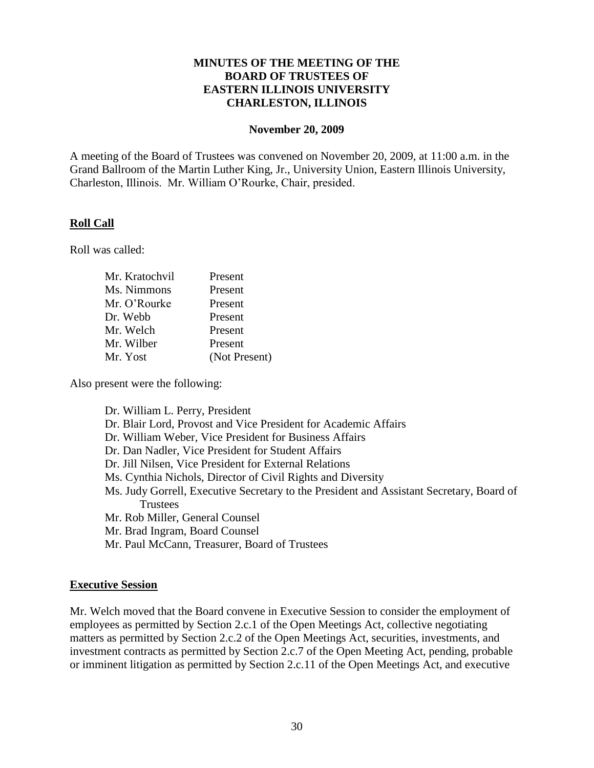**MINUTES OF THE MEETING OF THE BOARD OF TRUSTEES OF EASTERN ILLINOIS UNIVERSITY CHARLESTON, ILLINOIS**

**November 20, 2009**

A meeting of the Board of Trustees was convened on November 20, 2009, at 11:00 a.m. in the Grand Ballroom of the Martin Luther King, Jr., University Union, Eastern Illinois University, Charleston, Illinois. Mr. William O'Rourke, Chair, presided.

**Roll Call**

Roll was called:

| | |
|---|---|
| Mr. Kratochvil | Present |
| Ms. Nimmons | Present |
| Mr. O'Rourke | Present |
| Dr. Webb | Present |
| Mr. Welch | Present |
| Mr. Wilber | Present |
| Mr. Yost | (Not Present) |

Also present were the following:

- Dr. William L. Perry, President
- Dr. Blair Lord, Provost and Vice President for Academic Affairs
- Dr. William Weber, Vice President for Business Affairs
- Dr. Dan Nadler, Vice President for Student Affairs
- Dr. Jill Nilsen, Vice President for External Relations
- Ms. Cynthia Nichols, Director of Civil Rights and Diversity
- Ms. Judy Gorrell, Executive Secretary to the President and Assistant Secretary, Board of Trustees
- Mr. Rob Miller, General Counsel
- Mr. Brad Ingram, Board Counsel
- Mr. Paul McCann, Treasurer, Board of Trustees

**Executive Session**

Mr. Welch moved that the Board convene in Executive Session to consider the employment of employees as permitted by Section 2.c.1 of the Open Meetings Act, collective negotiating matters as permitted by Section 2.c.2 of the Open Meetings Act, securities, investments, and investment contracts as permitted by Section 2.c.7 of the Open Meeting Act, pending, probable or imminent litigation as permitted by Section 2.c.11 of the Open Meetings Act, and executive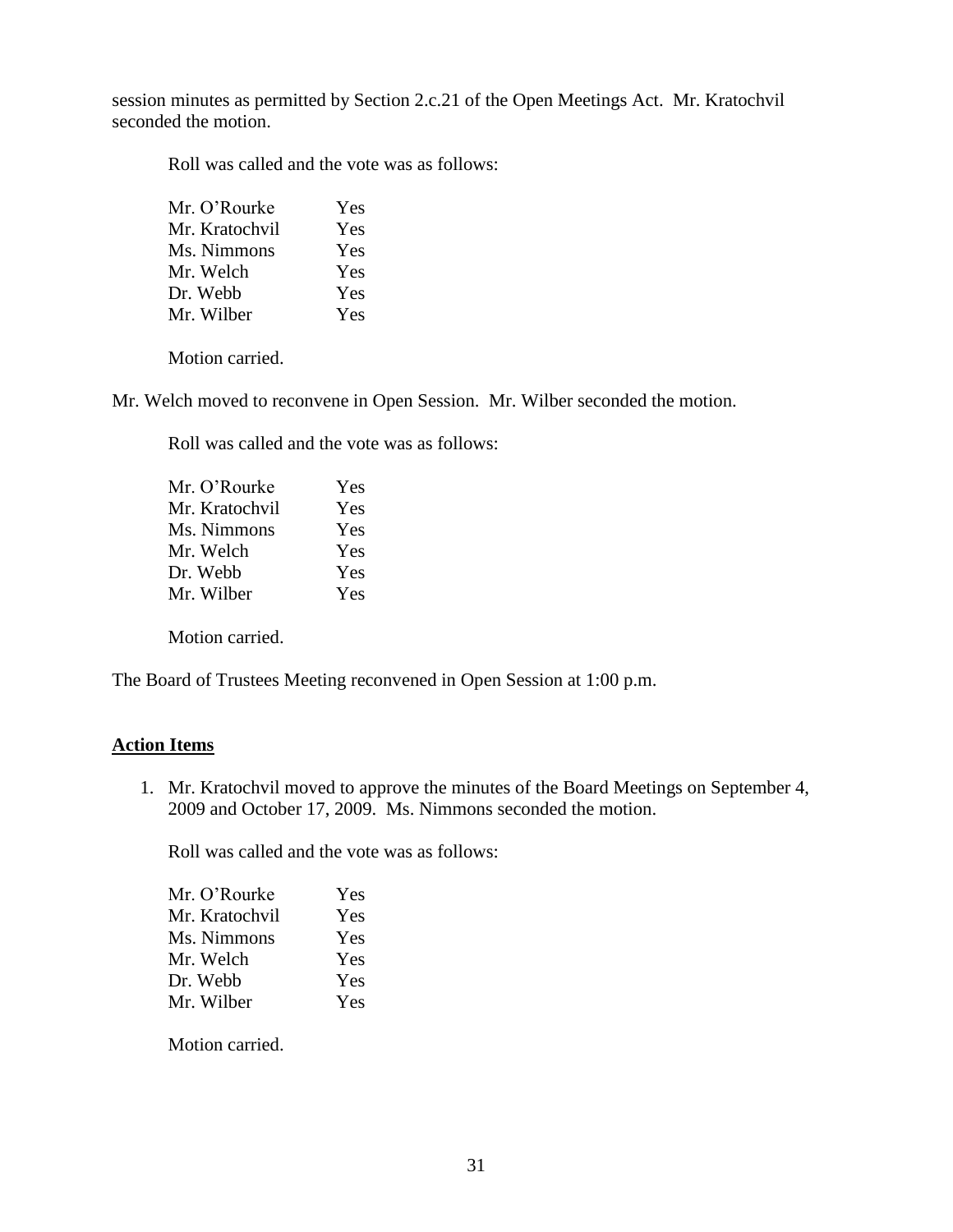session minutes as permitted by Section 2.c.21 of the Open Meetings Act. Mr. Kratochvil seconded the motion.

Roll was called and the vote was as follows:

| | |
|---|---|
| Mr. O'Rourke | Yes |
| Mr. Kratochvil | Yes |
| Ms. Nimmons | Yes |
| Mr. Welch | Yes |
| Dr. Webb | Yes |
| Mr. Wilber | Yes |

Motion carried.

Mr. Welch moved to reconvene in Open Session. Mr. Wilber seconded the motion.

Roll was called and the vote was as follows:

| | |
|---|---|
| Mr. O'Rourke | Yes |
| Mr. Kratochvil | Yes |
| Ms. Nimmons | Yes |
| Mr. Welch | Yes |
| Dr. Webb | Yes |
| Mr. Wilber | Yes |

Motion carried.

The Board of Trustees Meeting reconvened in Open Session at 1:00 p.m.

**Action Items**

1. Mr. Kratochvil moved to approve the minutes of the Board Meetings on September 4, 2009 and October 17, 2009. Ms. Nimmons seconded the motion.

   Roll was called and the vote was as follows:

   | | |
   |---|---|
   | Mr. O'Rourke | Yes |
   | Mr. Kratochvil | Yes |
   | Ms. Nimmons | Yes |
   | Mr. Welch | Yes |
   | Dr. Webb | Yes |
   | Mr. Wilber | Yes |

   Motion carried.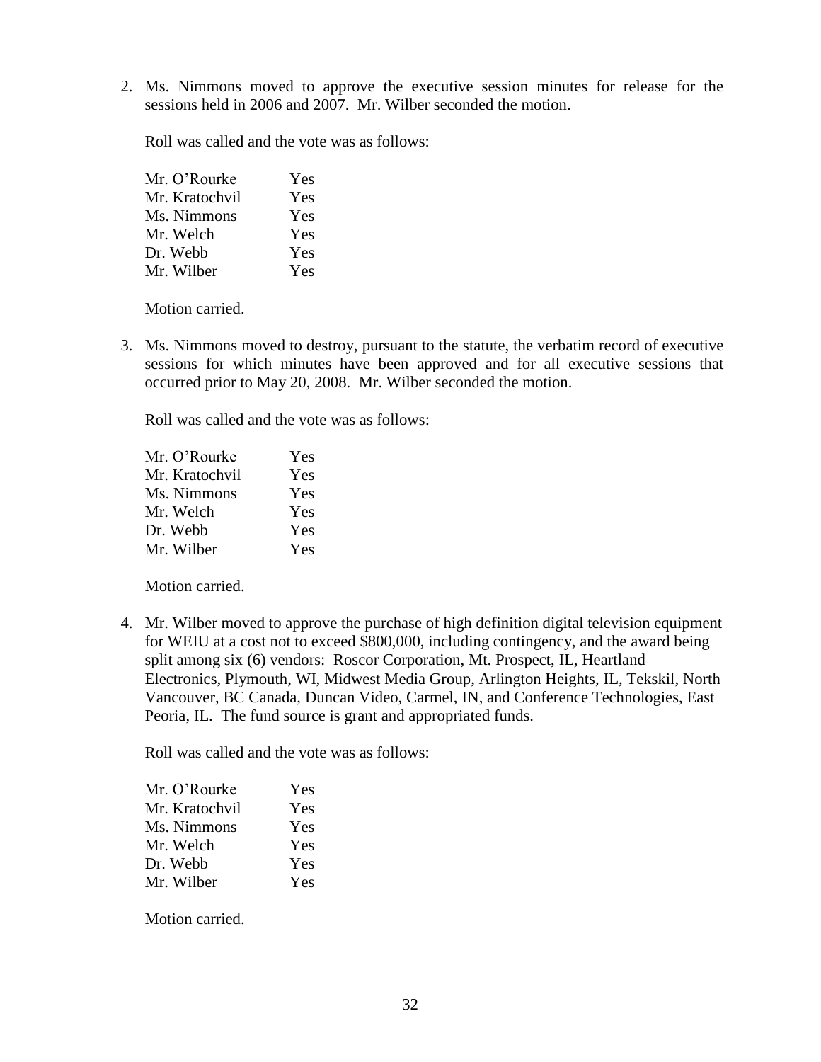2. Ms. Nimmons moved to approve the executive session minutes for release for the sessions held in 2006 and 2007. Mr. Wilber seconded the motion.

   Roll was called and the vote was as follows:

   | | |
   |---|---|
   | Mr. O'Rourke | Yes |
   | Mr. Kratochvil | Yes |
   | Ms. Nimmons | Yes |
   | Mr. Welch | Yes |
   | Dr. Webb | Yes |
   | Mr. Wilber | Yes |

   Motion carried.

3. Ms. Nimmons moved to destroy, pursuant to the statute, the verbatim record of executive sessions for which minutes have been approved and for all executive sessions that occurred prior to May 20, 2008. Mr. Wilber seconded the motion.

   Roll was called and the vote was as follows:

   | | |
   |---|---|
   | Mr. O'Rourke | Yes |
   | Mr. Kratochvil | Yes |
   | Ms. Nimmons | Yes |
   | Mr. Welch | Yes |
   | Dr. Webb | Yes |
   | Mr. Wilber | Yes |

   Motion carried.

4. Mr. Wilber moved to approve the purchase of high definition digital television equipment for WEIU at a cost not to exceed $800,000, including contingency, and the award being split among six (6) vendors: Roscor Corporation, Mt. Prospect, IL, Heartland Electronics, Plymouth, WI, Midwest Media Group, Arlington Heights, IL, Tekskil, North Vancouver, BC Canada, Duncan Video, Carmel, IN, and Conference Technologies, East Peoria, IL. The fund source is grant and appropriated funds.

   Roll was called and the vote was as follows:

   | | |
   |---|---|
   | Mr. O'Rourke | Yes |
   | Mr. Kratochvil | Yes |
   | Ms. Nimmons | Yes |
   | Mr. Welch | Yes |
   | Dr. Webb | Yes |
   | Mr. Wilber | Yes |

   Motion carried.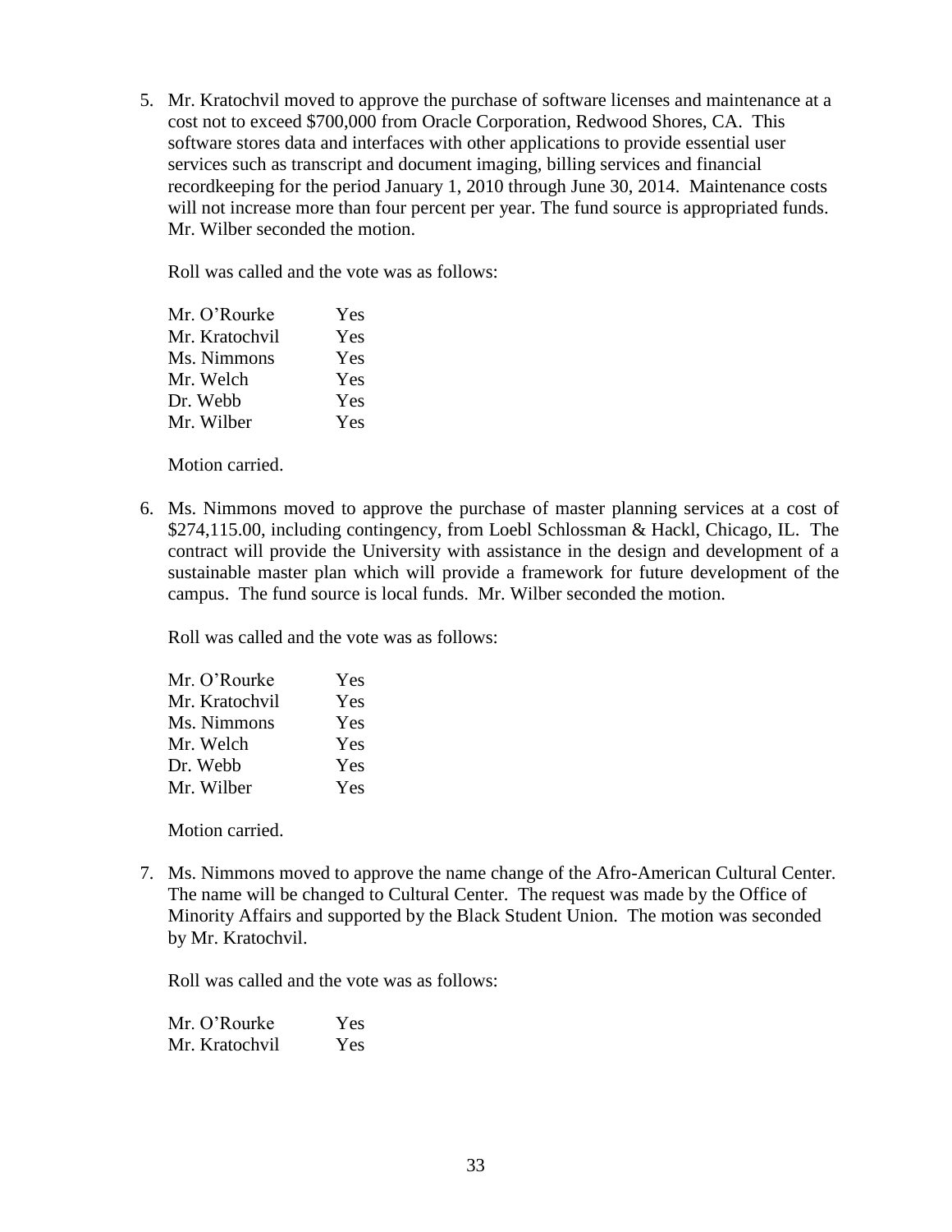5. Mr. Kratochvil moved to approve the purchase of software licenses and maintenance at a cost not to exceed $700,000 from Oracle Corporation, Redwood Shores, CA. This software stores data and interfaces with other applications to provide essential user services such as transcript and document imaging, billing services and financial recordkeeping for the period January 1, 2010 through June 30, 2014. Maintenance costs will not increase more than four percent per year. The fund source is appropriated funds. Mr. Wilber seconded the motion.

   Roll was called and the vote was as follows:

   | | |
   |---|---|
   | Mr. O'Rourke | Yes |
   | Mr. Kratochvil | Yes |
   | Ms. Nimmons | Yes |
   | Mr. Welch | Yes |
   | Dr. Webb | Yes |
   | Mr. Wilber | Yes |

   Motion carried.

6. Ms. Nimmons moved to approve the purchase of master planning services at a cost of $274,115.00, including contingency, from Loebl Schlossman & Hackl, Chicago, IL. The contract will provide the University with assistance in the design and development of a sustainable master plan which will provide a framework for future development of the campus. The fund source is local funds. Mr. Wilber seconded the motion.

   Roll was called and the vote was as follows:

   | | |
   |---|---|
   | Mr. O'Rourke | Yes |
   | Mr. Kratochvil | Yes |
   | Ms. Nimmons | Yes |
   | Mr. Welch | Yes |
   | Dr. Webb | Yes |
   | Mr. Wilber | Yes |

   Motion carried.

7. Ms. Nimmons moved to approve the name change of the Afro-American Cultural Center. The name will be changed to Cultural Center. The request was made by the Office of Minority Affairs and supported by the Black Student Union. The motion was seconded by Mr. Kratochvil.

   Roll was called and the vote was as follows:

   | | |
   |---|---|
   | Mr. O'Rourke | Yes |
   | Mr. Kratochvil | Yes |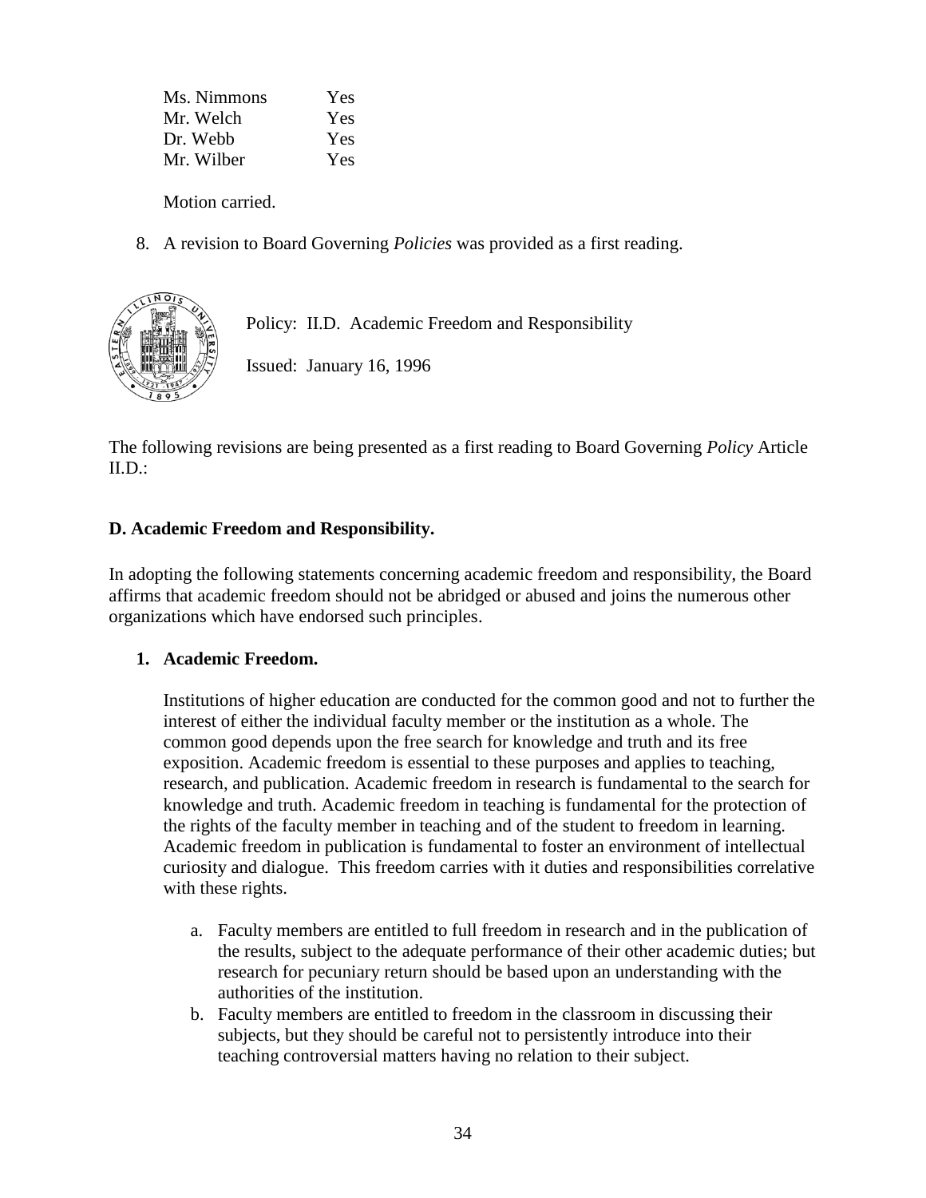| | |
|---|---|
| Ms. Nimmons | Yes |
| Mr. Welch | Yes |
| Dr. Webb | Yes |
| Mr. Wilber | Yes |

Motion carried.

8. A revision to Board Governing *Policies* was provided as a first reading.

Policy: II.D. Academic Freedom and Responsibility

Issued: January 16, 1996

The following revisions are being presented as a first reading to Board Governing *Policy* Article II.D.:

**D. Academic Freedom and Responsibility.**

In adopting the following statements concerning academic freedom and responsibility, the Board affirms that academic freedom should not be abridged or abused and joins the numerous other organizations which have endorsed such principles.

1. **Academic Freedom.**

   Institutions of higher education are conducted for the common good and not to further the interest of either the individual faculty member or the institution as a whole. The common good depends upon the free search for knowledge and truth and its free exposition. Academic freedom is essential to these purposes and applies to teaching, research, and publication. Academic freedom in research is fundamental to the search for knowledge and truth. Academic freedom in teaching is fundamental for the protection of the rights of the faculty member in teaching and of the student to freedom in learning. Academic freedom in publication is fundamental to foster an environment of intellectual curiosity and dialogue. This freedom carries with it duties and responsibilities correlative with these rights.

   a. Faculty members are entitled to full freedom in research and in the publication of the results, subject to the adequate performance of their other academic duties; but research for pecuniary return should be based upon an understanding with the authorities of the institution.
   b. Faculty members are entitled to freedom in the classroom in discussing their subjects, but they should be careful not to persistently introduce into their teaching controversial matters having no relation to their subject.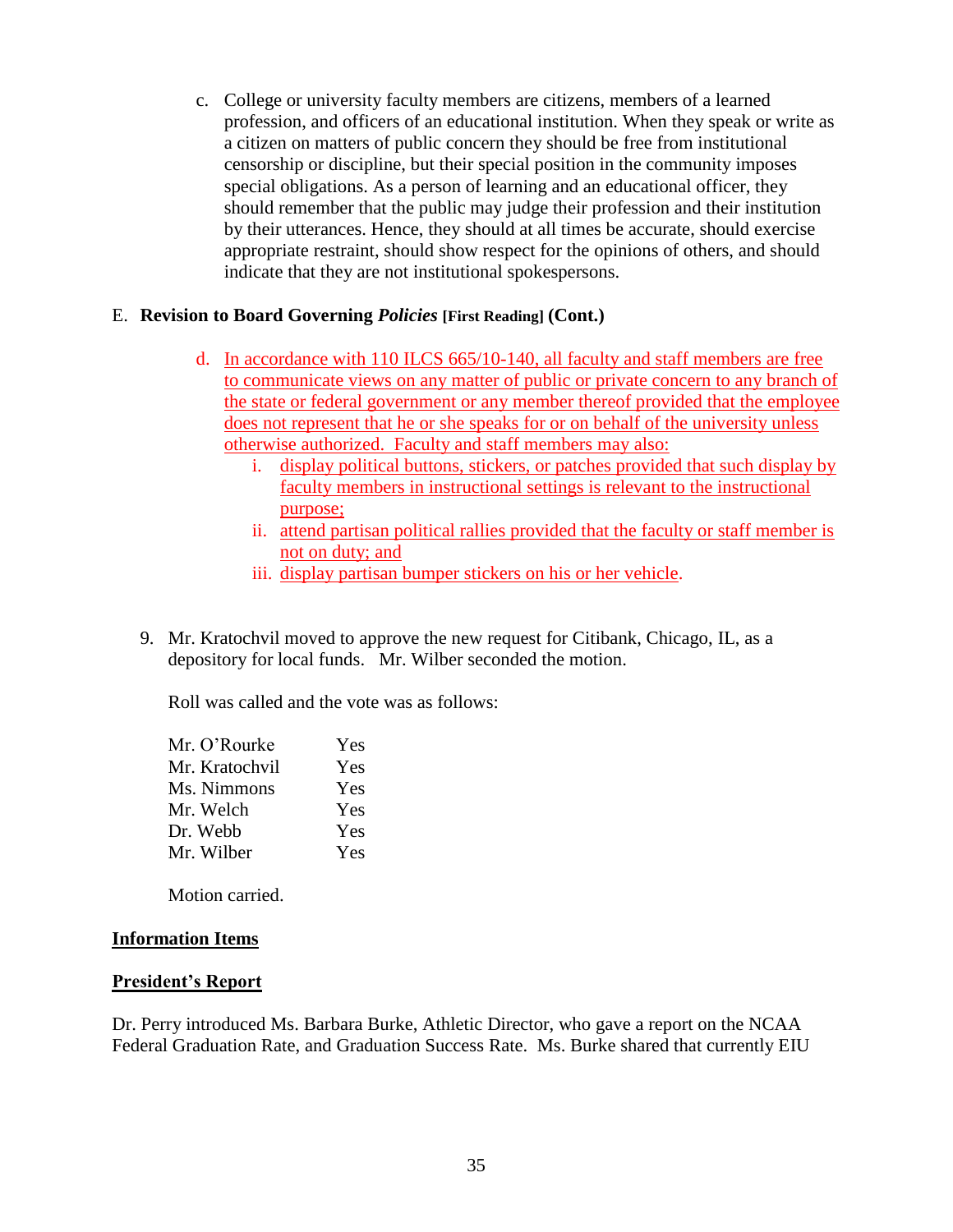c. College or university faculty members are citizens, members of a learned profession, and officers of an educational institution. When they speak or write as a citizen on matters of public concern they should be free from institutional censorship or discipline, but their special position in the community imposes special obligations. As a person of learning and an educational officer, they should remember that the public may judge their profession and their institution by their utterances. Hence, they should at all times be accurate, should exercise appropriate restraint, should show respect for the opinions of others, and should indicate that they are not institutional spokespersons.

E. **Revision to Board Governing *Policies* [First Reading] (Cont.)**

d. In accordance with 110 ILCS 665/10-140, all faculty and staff members are free to communicate views on any matter of public or private concern to any branch of the state or federal government or any member thereof provided that the employee does not represent that he or she speaks for or on behalf of the university unless otherwise authorized. Faculty and staff members may also:
   i. display political buttons, stickers, or patches provided that such display by faculty members in instructional settings is relevant to the instructional purpose;
   ii. attend partisan political rallies provided that the faculty or staff member is not on duty; and
   iii. display partisan bumper stickers on his or her vehicle.

9. Mr. Kratochvil moved to approve the new request for Citibank, Chicago, IL, as a depository for local funds. Mr. Wilber seconded the motion.

   Roll was called and the vote was as follows:

   | | |
   |---|---|
   | Mr. O'Rourke | Yes |
   | Mr. Kratochvil | Yes |
   | Ms. Nimmons | Yes |
   | Mr. Welch | Yes |
   | Dr. Webb | Yes |
   | Mr. Wilber | Yes |

   Motion carried.

**Information Items**

**President's Report**

Dr. Perry introduced Ms. Barbara Burke, Athletic Director, who gave a report on the NCAA Federal Graduation Rate, and Graduation Success Rate. Ms. Burke shared that currently EIU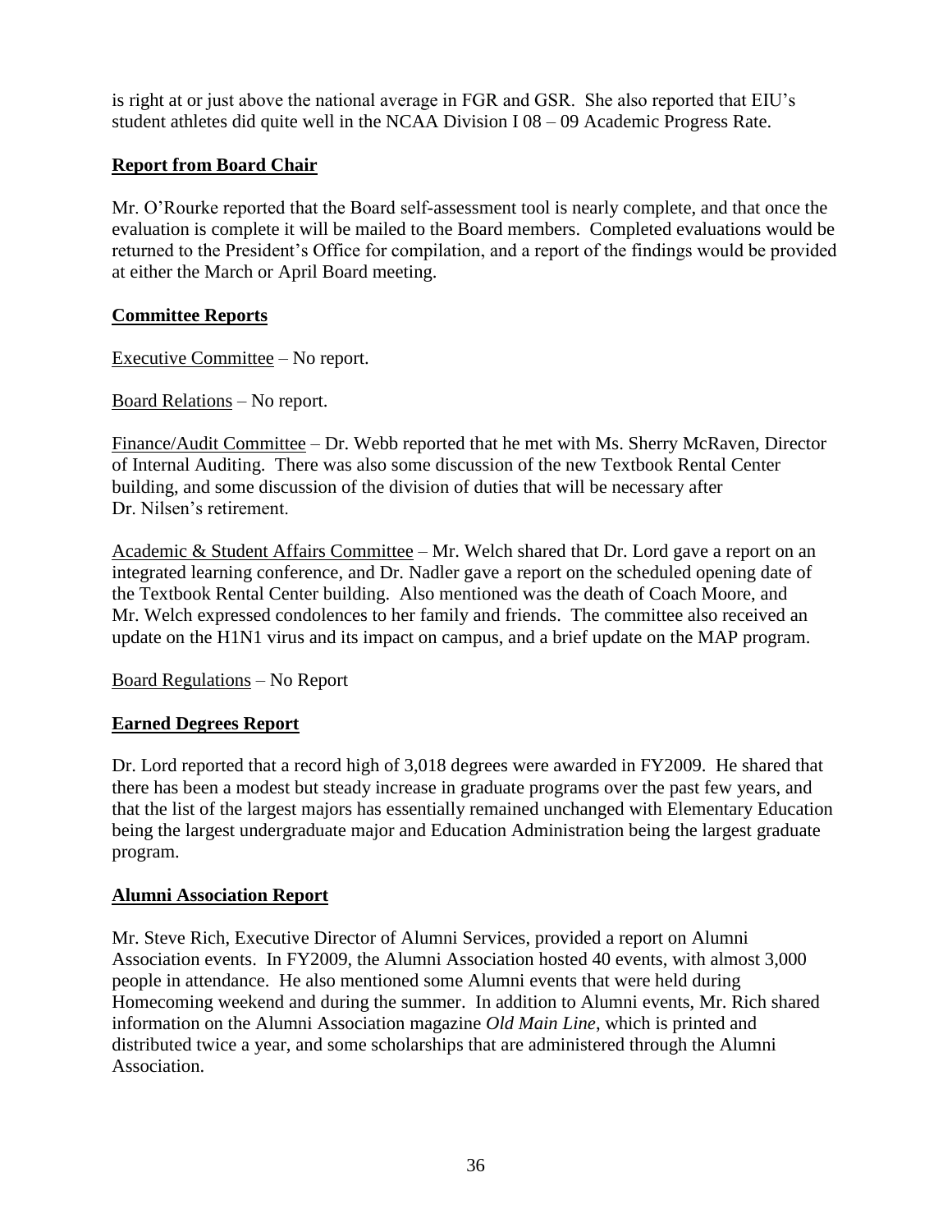is right at or just above the national average in FGR and GSR. She also reported that EIU's student athletes did quite well in the NCAA Division I 08 – 09 Academic Progress Rate.

## Report from Board Chair

Mr. O'Rourke reported that the Board self-assessment tool is nearly complete, and that once the evaluation is complete it will be mailed to the Board members. Completed evaluations would be returned to the President's Office for compilation, and a report of the findings would be provided at either the March or April Board meeting.

## Committee Reports

Executive Committee – No report.

Board Relations – No report.

Finance/Audit Committee – Dr. Webb reported that he met with Ms. Sherry McRaven, Director of Internal Auditing. There was also some discussion of the new Textbook Rental Center building, and some discussion of the division of duties that will be necessary after Dr. Nilsen's retirement.

Academic & Student Affairs Committee – Mr. Welch shared that Dr. Lord gave a report on an integrated learning conference, and Dr. Nadler gave a report on the scheduled opening date of the Textbook Rental Center building. Also mentioned was the death of Coach Moore, and Mr. Welch expressed condolences to her family and friends. The committee also received an update on the H1N1 virus and its impact on campus, and a brief update on the MAP program.

Board Regulations – No Report

## Earned Degrees Report

Dr. Lord reported that a record high of 3,018 degrees were awarded in FY2009. He shared that there has been a modest but steady increase in graduate programs over the past few years, and that the list of the largest majors has essentially remained unchanged with Elementary Education being the largest undergraduate major and Education Administration being the largest graduate program.

## Alumni Association Report

Mr. Steve Rich, Executive Director of Alumni Services, provided a report on Alumni Association events. In FY2009, the Alumni Association hosted 40 events, with almost 3,000 people in attendance. He also mentioned some Alumni events that were held during Homecoming weekend and during the summer. In addition to Alumni events, Mr. Rich shared information on the Alumni Association magazine *Old Main Line*, which is printed and distributed twice a year, and some scholarships that are administered through the Alumni Association.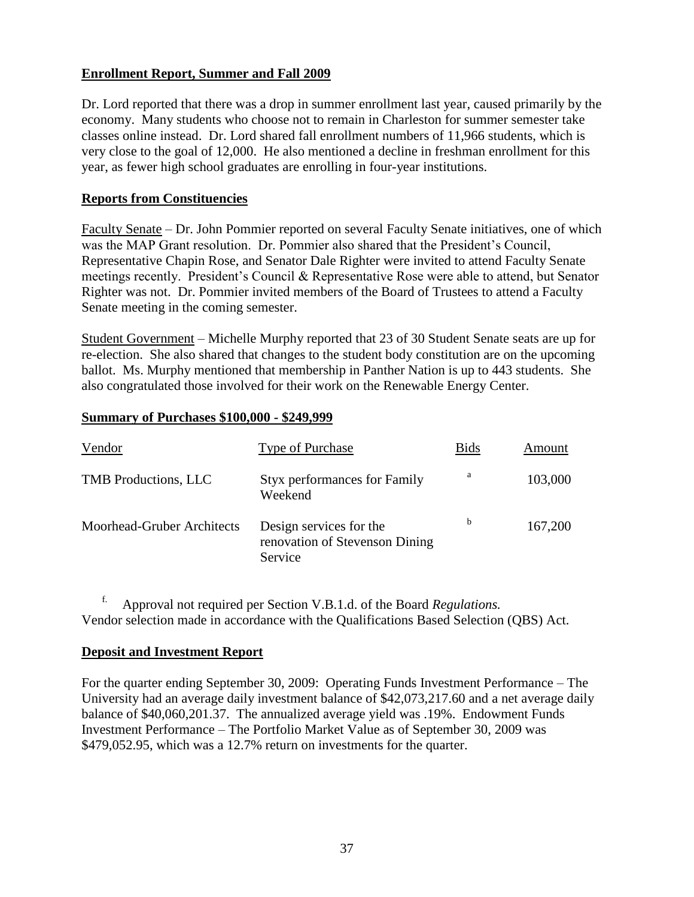**Enrollment Report, Summer and Fall 2009**

Dr. Lord reported that there was a drop in summer enrollment last year, caused primarily by the economy. Many students who choose not to remain in Charleston for summer semester take classes online instead. Dr. Lord shared fall enrollment numbers of 11,966 students, which is very close to the goal of 12,000. He also mentioned a decline in freshman enrollment for this year, as fewer high school graduates are enrolling in four-year institutions.

**Reports from Constituencies**

Faculty Senate – Dr. John Pommier reported on several Faculty Senate initiatives, one of which was the MAP Grant resolution. Dr. Pommier also shared that the President's Council, Representative Chapin Rose, and Senator Dale Righter were invited to attend Faculty Senate meetings recently. President's Council & Representative Rose were able to attend, but Senator Righter was not. Dr. Pommier invited members of the Board of Trustees to attend a Faculty Senate meeting in the coming semester.

Student Government – Michelle Murphy reported that 23 of 30 Student Senate seats are up for re-election. She also shared that changes to the student body constitution are on the upcoming ballot. Ms. Murphy mentioned that membership in Panther Nation is up to 443 students. She also congratulated those involved for their work on the Renewable Energy Center.

**Summary of Purchases $100,000 - $249,999**

| Vendor | Type of Purchase | Bids | Amount |
|---|---|---|---|
| TMB Productions, LLC | Styx performances for Family Weekend | a | 103,000 |
| Moorhead-Gruber Architects | Design services for the renovation of Stevenson Dining Service | b | 167,200 |

f. Approval not required per Section V.B.1.d. of the Board *Regulations.*
Vendor selection made in accordance with the Qualifications Based Selection (QBS) Act.

**Deposit and Investment Report**

For the quarter ending September 30, 2009: Operating Funds Investment Performance – The University had an average daily investment balance of $42,073,217.60 and a net average daily balance of $40,060,201.37. The annualized average yield was .19%. Endowment Funds Investment Performance – The Portfolio Market Value as of September 30, 2009 was $479,052.95, which was a 12.7% return on investments for the quarter.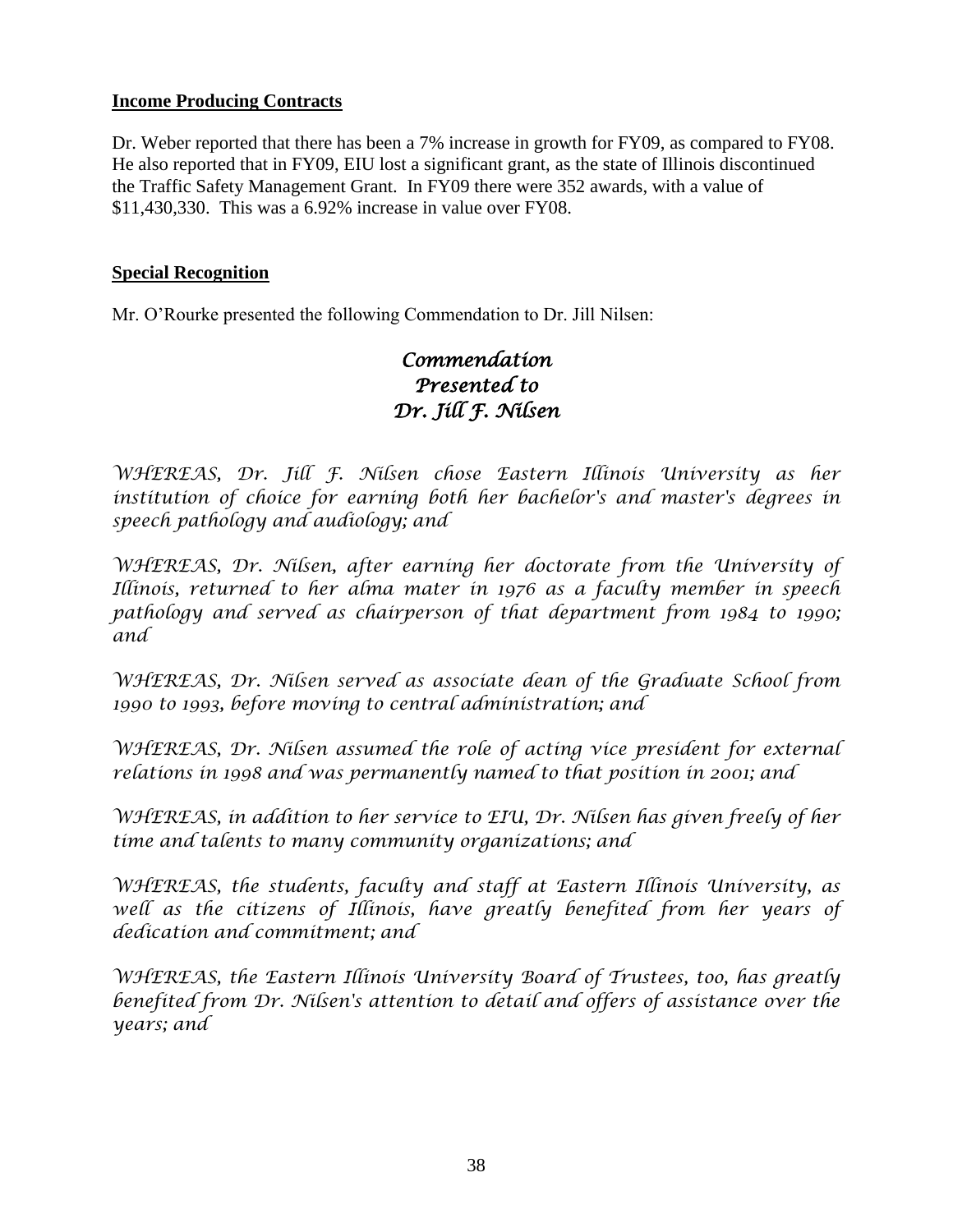**Income Producing Contracts**

Dr. Weber reported that there has been a 7% increase in growth for FY09, as compared to FY08. He also reported that in FY09, EIU lost a significant grant, as the state of Illinois discontinued the Traffic Safety Management Grant. In FY09 there were 352 awards, with a value of $11,430,330. This was a 6.92% increase in value over FY08.

**Special Recognition**

Mr. O'Rourke presented the following Commendation to Dr. Jill Nilsen:

*Commendation*
*Presented to*
*Dr. Jill F. Nilsen*

*WHEREAS, Dr. Jill F. Nilsen chose Eastern Illinois University as her institution of choice for earning both her bachelor's and master's degrees in speech pathology and audiology; and*

*WHEREAS, Dr. Nilsen, after earning her doctorate from the University of Illinois, returned to her alma mater in 1976 as a faculty member in speech pathology and served as chairperson of that department from 1984 to 1990; and*

*WHEREAS, Dr. Nilsen served as associate dean of the Graduate School from 1990 to 1993, before moving to central administration; and*

*WHEREAS, Dr. Nilsen assumed the role of acting vice president for external relations in 1998 and was permanently named to that position in 2001; and*

*WHEREAS, in addition to her service to EIU, Dr. Nilsen has given freely of her time and talents to many community organizations; and*

*WHEREAS, the students, faculty and staff at Eastern Illinois University, as well as the citizens of Illinois, have greatly benefited from her years of dedication and commitment; and*

*WHEREAS, the Eastern Illinois University Board of Trustees, too, has greatly benefited from Dr. Nilsen's attention to detail and offers of assistance over the years; and*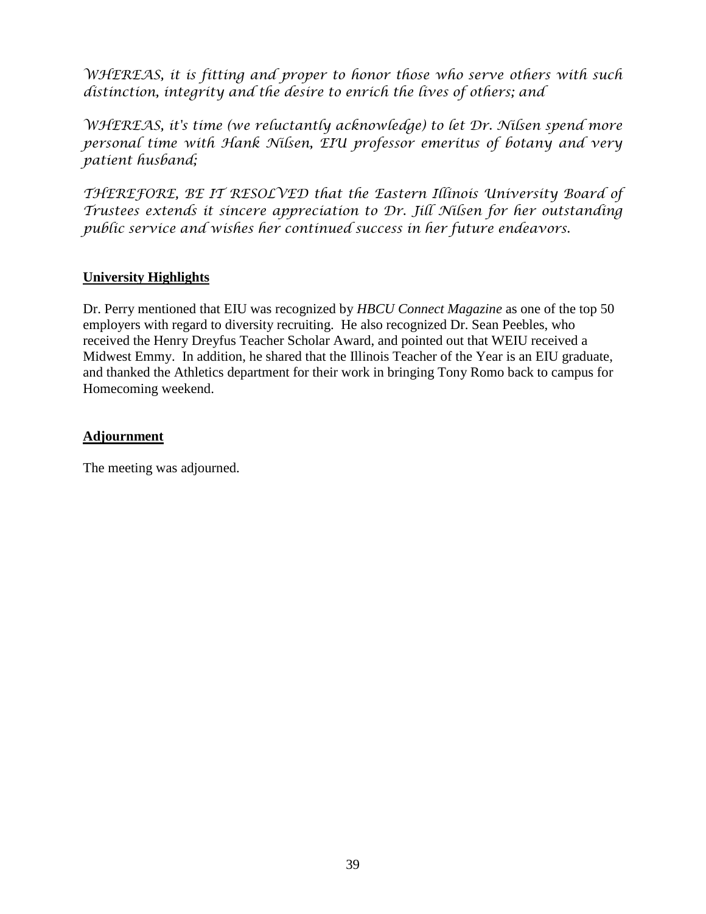*WHEREAS, it is fitting and proper to honor those who serve others with such distinction, integrity and the desire to enrich the lives of others; and*

*WHEREAS, it's time (we reluctantly acknowledge) to let Dr. Nilsen spend more personal time with Hank Nilsen, EIU professor emeritus of botany and very patient husband;*

*THEREFORE, BE IT RESOLVED that the Eastern Illinois University Board of Trustees extends it sincere appreciation to Dr. Jill Nilsen for her outstanding public service and wishes her continued success in her future endeavors.*

**University Highlights**

Dr. Perry mentioned that EIU was recognized by *HBCU Connect Magazine* as one of the top 50 employers with regard to diversity recruiting. He also recognized Dr. Sean Peebles, who received the Henry Dreyfus Teacher Scholar Award, and pointed out that WEIU received a Midwest Emmy. In addition, he shared that the Illinois Teacher of the Year is an EIU graduate, and thanked the Athletics department for their work in bringing Tony Romo back to campus for Homecoming weekend.

**Adjournment**

The meeting was adjourned.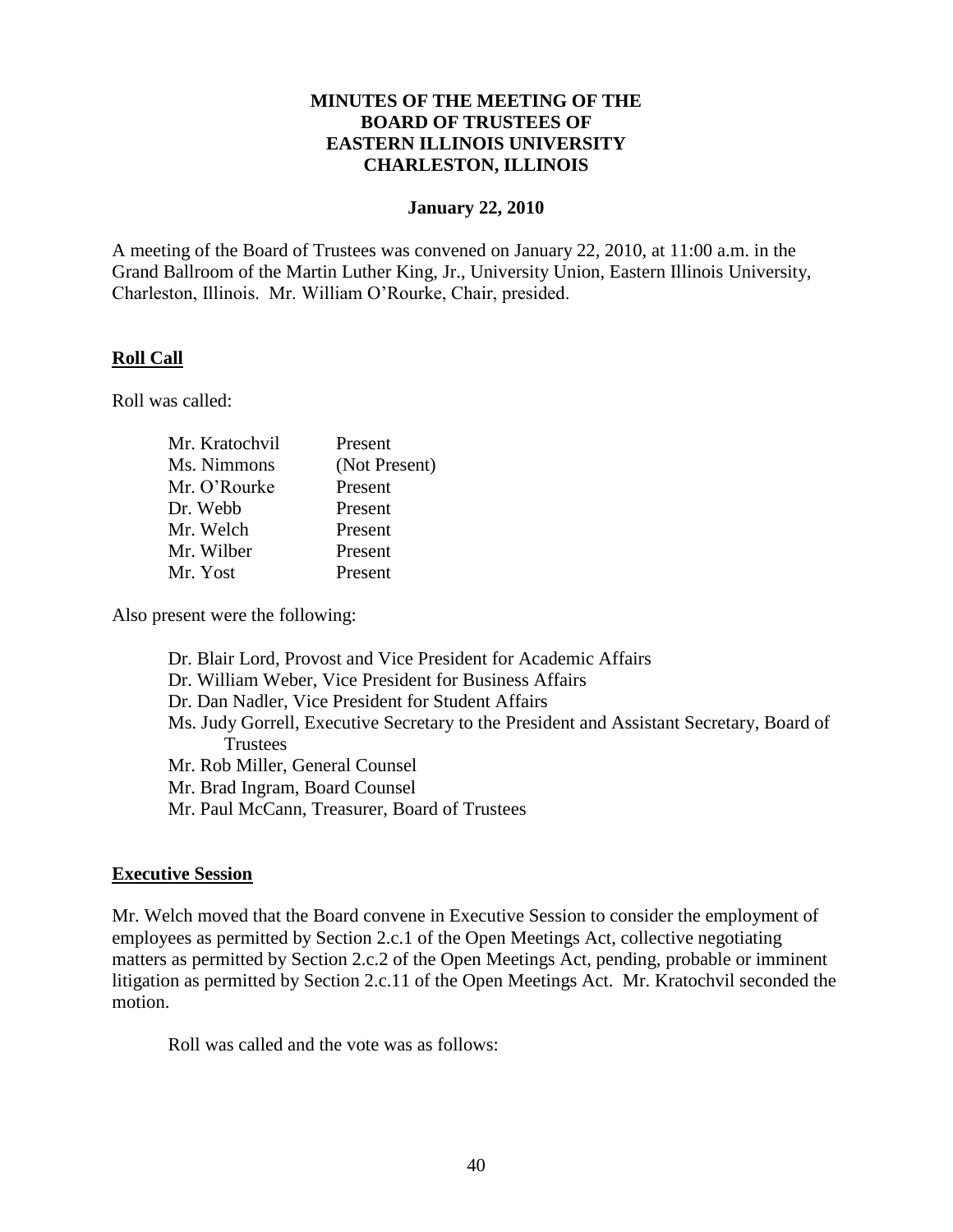**MINUTES OF THE MEETING OF THE BOARD OF TRUSTEES OF EASTERN ILLINOIS UNIVERSITY CHARLESTON, ILLINOIS**

**January 22, 2010**

A meeting of the Board of Trustees was convened on January 22, 2010, at 11:00 a.m. in the Grand Ballroom of the Martin Luther King, Jr., University Union, Eastern Illinois University, Charleston, Illinois. Mr. William O'Rourke, Chair, presided.

## Roll Call

Roll was called:

| | |
|---|---|
| Mr. Kratochvil | Present |
| Ms. Nimmons | (Not Present) |
| Mr. O'Rourke | Present |
| Dr. Webb | Present |
| Mr. Welch | Present |
| Mr. Wilber | Present |
| Mr. Yost | Present |

Also present were the following:

- Dr. Blair Lord, Provost and Vice President for Academic Affairs
- Dr. William Weber, Vice President for Business Affairs
- Dr. Dan Nadler, Vice President for Student Affairs
- Ms. Judy Gorrell, Executive Secretary to the President and Assistant Secretary, Board of Trustees
- Mr. Rob Miller, General Counsel
- Mr. Brad Ingram, Board Counsel
- Mr. Paul McCann, Treasurer, Board of Trustees

## Executive Session

Mr. Welch moved that the Board convene in Executive Session to consider the employment of employees as permitted by Section 2.c.1 of the Open Meetings Act, collective negotiating matters as permitted by Section 2.c.2 of the Open Meetings Act, pending, probable or imminent litigation as permitted by Section 2.c.11 of the Open Meetings Act. Mr. Kratochvil seconded the motion.

Roll was called and the vote was as follows: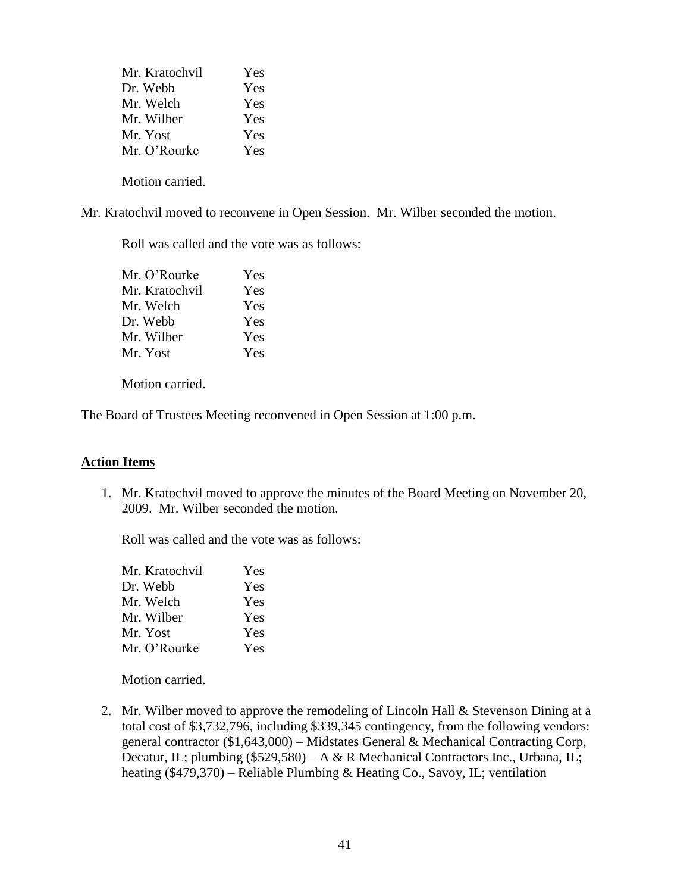| | |
|---|---|
| Mr. Kratochvil | Yes |
| Dr. Webb | Yes |
| Mr. Welch | Yes |
| Mr. Wilber | Yes |
| Mr. Yost | Yes |
| Mr. O'Rourke | Yes |

Motion carried.

Mr. Kratochvil moved to reconvene in Open Session. Mr. Wilber seconded the motion.

Roll was called and the vote was as follows:

| | |
|---|---|
| Mr. O'Rourke | Yes |
| Mr. Kratochvil | Yes |
| Mr. Welch | Yes |
| Dr. Webb | Yes |
| Mr. Wilber | Yes |
| Mr. Yost | Yes |

Motion carried.

The Board of Trustees Meeting reconvened in Open Session at 1:00 p.m.

**Action Items**

1. Mr. Kratochvil moved to approve the minutes of the Board Meeting on November 20, 2009. Mr. Wilber seconded the motion.

   Roll was called and the vote was as follows:

   | | |
   |---|---|
   | Mr. Kratochvil | Yes |
   | Dr. Webb | Yes |
   | Mr. Welch | Yes |
   | Mr. Wilber | Yes |
   | Mr. Yost | Yes |
   | Mr. O'Rourke | Yes |

   Motion carried.

2. Mr. Wilber moved to approve the remodeling of Lincoln Hall & Stevenson Dining at a total cost of $3,732,796, including $339,345 contingency, from the following vendors: general contractor ($1,643,000) – Midstates General & Mechanical Contracting Corp, Decatur, IL; plumbing ($529,580) – A & R Mechanical Contractors Inc., Urbana, IL; heating ($479,370) – Reliable Plumbing & Heating Co., Savoy, IL; ventilation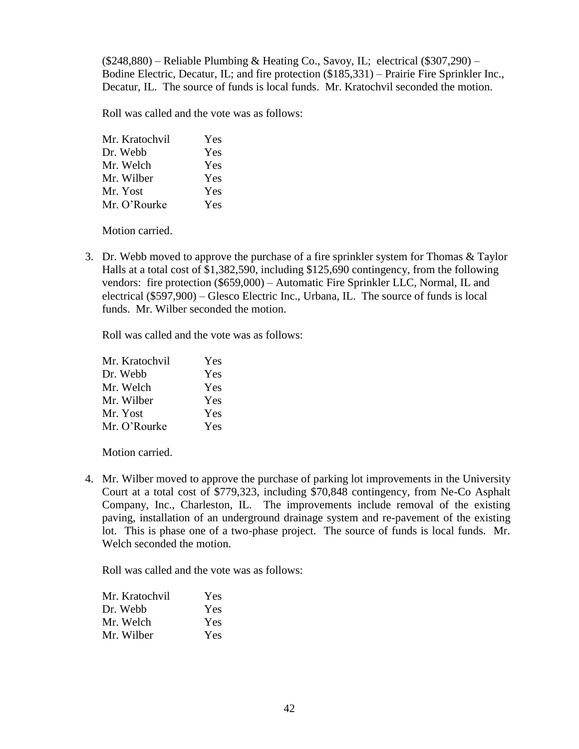($248,880) – Reliable Plumbing & Heating Co., Savoy, IL; electrical ($307,290) – Bodine Electric, Decatur, IL; and fire protection ($185,331) – Prairie Fire Sprinkler Inc., Decatur, IL. The source of funds is local funds. Mr. Kratochvil seconded the motion.

Roll was called and the vote was as follows:

| | |
|---|---|
| Mr. Kratochvil | Yes |
| Dr. Webb | Yes |
| Mr. Welch | Yes |
| Mr. Wilber | Yes |
| Mr. Yost | Yes |
| Mr. O'Rourke | Yes |

Motion carried.

3. Dr. Webb moved to approve the purchase of a fire sprinkler system for Thomas & Taylor Halls at a total cost of $1,382,590, including $125,690 contingency, from the following vendors: fire protection ($659,000) – Automatic Fire Sprinkler LLC, Normal, IL and electrical ($597,900) – Glesco Electric Inc., Urbana, IL. The source of funds is local funds. Mr. Wilber seconded the motion.

   Roll was called and the vote was as follows:

   | | |
   |---|---|
   | Mr. Kratochvil | Yes |
   | Dr. Webb | Yes |
   | Mr. Welch | Yes |
   | Mr. Wilber | Yes |
   | Mr. Yost | Yes |
   | Mr. O'Rourke | Yes |

   Motion carried.

4. Mr. Wilber moved to approve the purchase of parking lot improvements in the University Court at a total cost of $779,323, including $70,848 contingency, from Ne-Co Asphalt Company, Inc., Charleston, IL. The improvements include removal of the existing paving, installation of an underground drainage system and re-pavement of the existing lot. This is phase one of a two-phase project. The source of funds is local funds. Mr. Welch seconded the motion.

   Roll was called and the vote was as follows:

   | | |
   |---|---|
   | Mr. Kratochvil | Yes |
   | Dr. Webb | Yes |
   | Mr. Welch | Yes |
   | Mr. Wilber | Yes |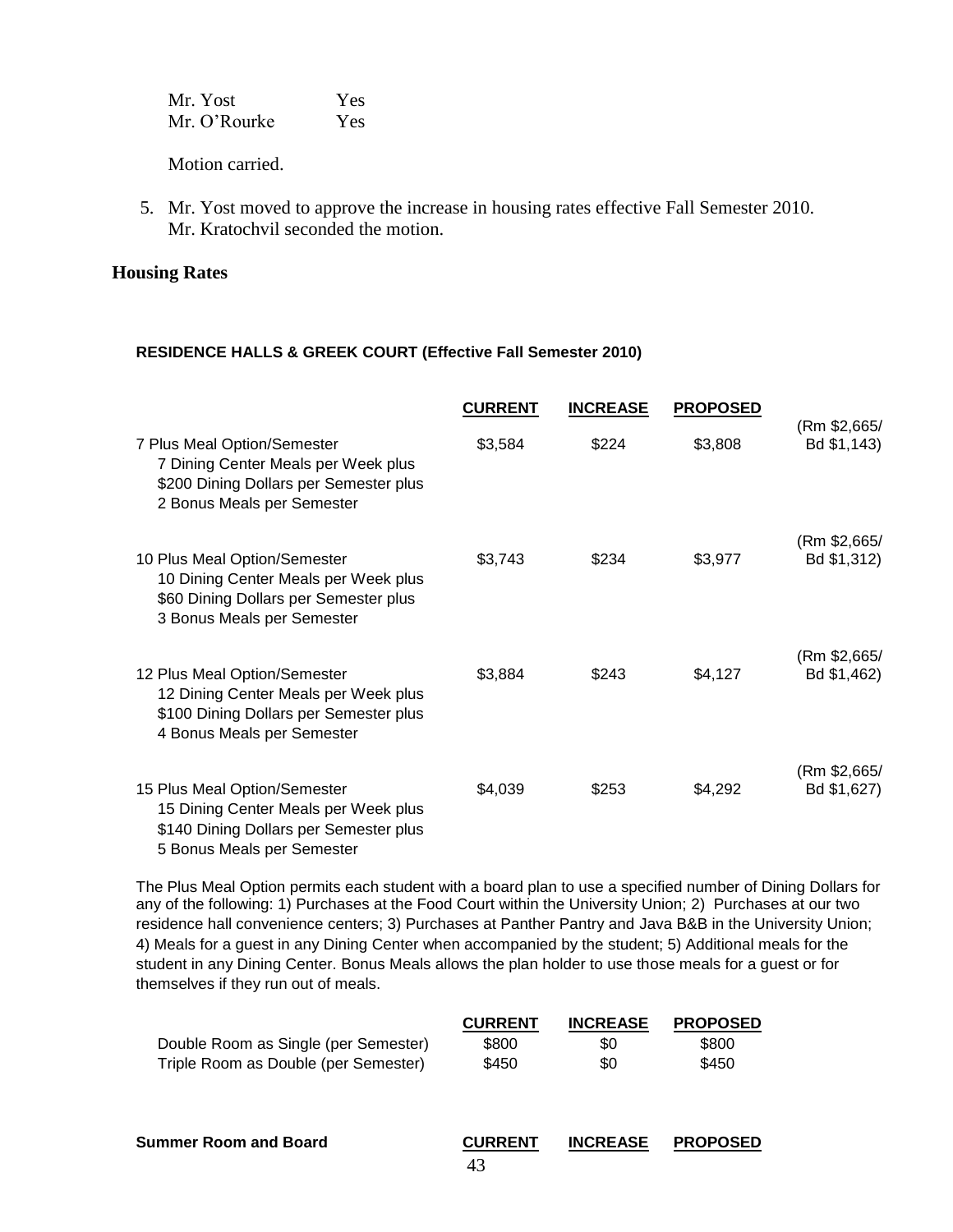| | |
|---|---|
| Mr. Yost | Yes |
| Mr. O'Rourke | Yes |

Motion carried.

5. Mr. Yost moved to approve the increase in housing rates effective Fall Semester 2010. Mr. Kratochvil seconded the motion.

## Housing Rates

**RESIDENCE HALLS & GREEK COURT (Effective Fall Semester 2010)**

| | CURRENT | INCREASE | PROPOSED | |
|---|---|---|---|---|
| 7 Plus Meal Option/Semester<br>7 Dining Center Meals per Week plus<br>$200 Dining Dollars per Semester plus<br>2 Bonus Meals per Semester | $3,584 | $224 | $3,808 | (Rm $2,665/ Bd $1,143) |
| 10 Plus Meal Option/Semester<br>10 Dining Center Meals per Week plus<br>$60 Dining Dollars per Semester plus<br>3 Bonus Meals per Semester | $3,743 | $234 | $3,977 | (Rm $2,665/ Bd $1,312) |
| 12 Plus Meal Option/Semester<br>12 Dining Center Meals per Week plus<br>$100 Dining Dollars per Semester plus<br>4 Bonus Meals per Semester | $3,884 | $243 | $4,127 | (Rm $2,665/ Bd $1,462) |
| 15 Plus Meal Option/Semester<br>15 Dining Center Meals per Week plus<br>$140 Dining Dollars per Semester plus<br>5 Bonus Meals per Semester | $4,039 | $253 | $4,292 | (Rm $2,665/ Bd $1,627) |

The Plus Meal Option permits each student with a board plan to use a specified number of Dining Dollars for any of the following: 1) Purchases at the Food Court within the University Union; 2) Purchases at our two residence hall convenience centers; 3) Purchases at Panther Pantry and Java B&B in the University Union; 4) Meals for a guest in any Dining Center when accompanied by the student; 5) Additional meals for the student in any Dining Center. Bonus Meals allows the plan holder to use those meals for a guest or for themselves if they run out of meals.

| | CURRENT | INCREASE | PROPOSED |
|---|---|---|---|
| Double Room as Single (per Semester) | $800 | $0 | $800 |
| Triple Room as Double (per Semester) | $450 | $0 | $450 |

| **Summer Room and Board** | CURRENT | INCREASE | PROPOSED |
|---|---|---|---|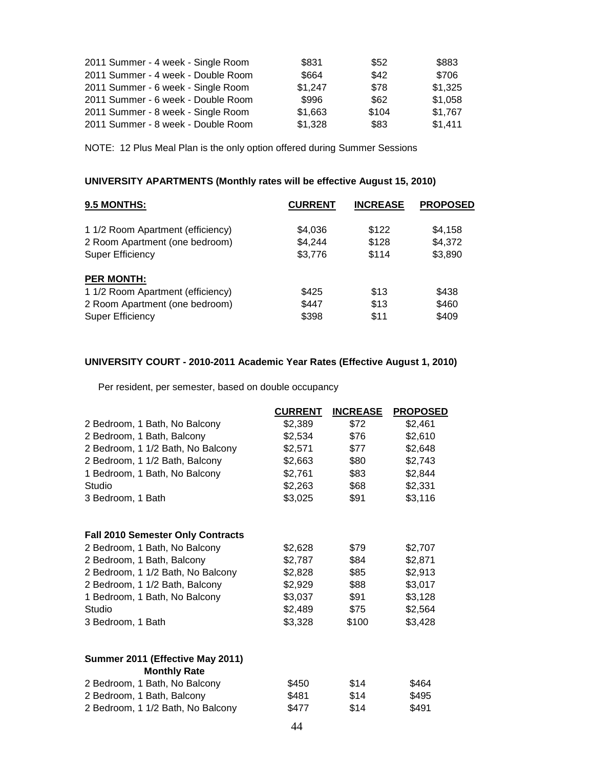| | | | |
|---|---|---|---|
| 2011 Summer - 4 week - Single Room | $831 | $52 | $883 |
| 2011 Summer - 4 week - Double Room | $664 | $42 | $706 |
| 2011 Summer - 6 week - Single Room | $1,247 | $78 | $1,325 |
| 2011 Summer - 6 week - Double Room | $996 | $62 | $1,058 |
| 2011 Summer - 8 week - Single Room | $1,663 | $104 | $1,767 |
| 2011 Summer - 8 week - Double Room | $1,328 | $83 | $1,411 |

NOTE: 12 Plus Meal Plan is the only option offered during Summer Sessions

**UNIVERSITY APARTMENTS (Monthly rates will be effective August 15, 2010)**

| **9.5 MONTHS:** | **CURRENT** | **INCREASE** | **PROPOSED** |
|---|---|---|---|
| 1 1/2 Room Apartment (efficiency) | $4,036 | $122 | $4,158 |
| 2 Room Apartment (one bedroom) | $4,244 | $128 | $4,372 |
| Super Efficiency | $3,776 | $114 | $3,890 |
| **PER MONTH:** | | | |
| 1 1/2 Room Apartment (efficiency) | $425 | $13 | $438 |
| 2 Room Apartment (one bedroom) | $447 | $13 | $460 |
| Super Efficiency | $398 | $11 | $409 |

**UNIVERSITY COURT - 2010-2011 Academic Year Rates (Effective August 1, 2010)**

Per resident, per semester, based on double occupancy

| | **CURRENT** | **INCREASE** | **PROPOSED** |
|---|---|---|---|
| 2 Bedroom, 1 Bath, No Balcony | $2,389 | $72 | $2,461 |
| 2 Bedroom, 1 Bath, Balcony | $2,534 | $76 | $2,610 |
| 2 Bedroom, 1 1/2 Bath, No Balcony | $2,571 | $77 | $2,648 |
| 2 Bedroom, 1 1/2 Bath, Balcony | $2,663 | $80 | $2,743 |
| 1 Bedroom, 1 Bath, No Balcony | $2,761 | $83 | $2,844 |
| Studio | $2,263 | $68 | $2,331 |
| 3 Bedroom, 1 Bath | $3,025 | $91 | $3,116 |
| **Fall 2010 Semester Only Contracts** | | | |
| 2 Bedroom, 1 Bath, No Balcony | $2,628 | $79 | $2,707 |
| 2 Bedroom, 1 Bath, Balcony | $2,787 | $84 | $2,871 |
| 2 Bedroom, 1 1/2 Bath, No Balcony | $2,828 | $85 | $2,913 |
| 2 Bedroom, 1 1/2 Bath, Balcony | $2,929 | $88 | $3,017 |
| 1 Bedroom, 1 Bath, No Balcony | $3,037 | $91 | $3,128 |
| Studio | $2,489 | $75 | $2,564 |
| 3 Bedroom, 1 Bath | $3,328 | $100 | $3,428 |
| **Summer 2011 (Effective May 2011) Monthly Rate** | | | |
| 2 Bedroom, 1 Bath, No Balcony | $450 | $14 | $464 |
| 2 Bedroom, 1 Bath, Balcony | $481 | $14 | $495 |
| 2 Bedroom, 1 1/2 Bath, No Balcony | $477 | $14 | $491 |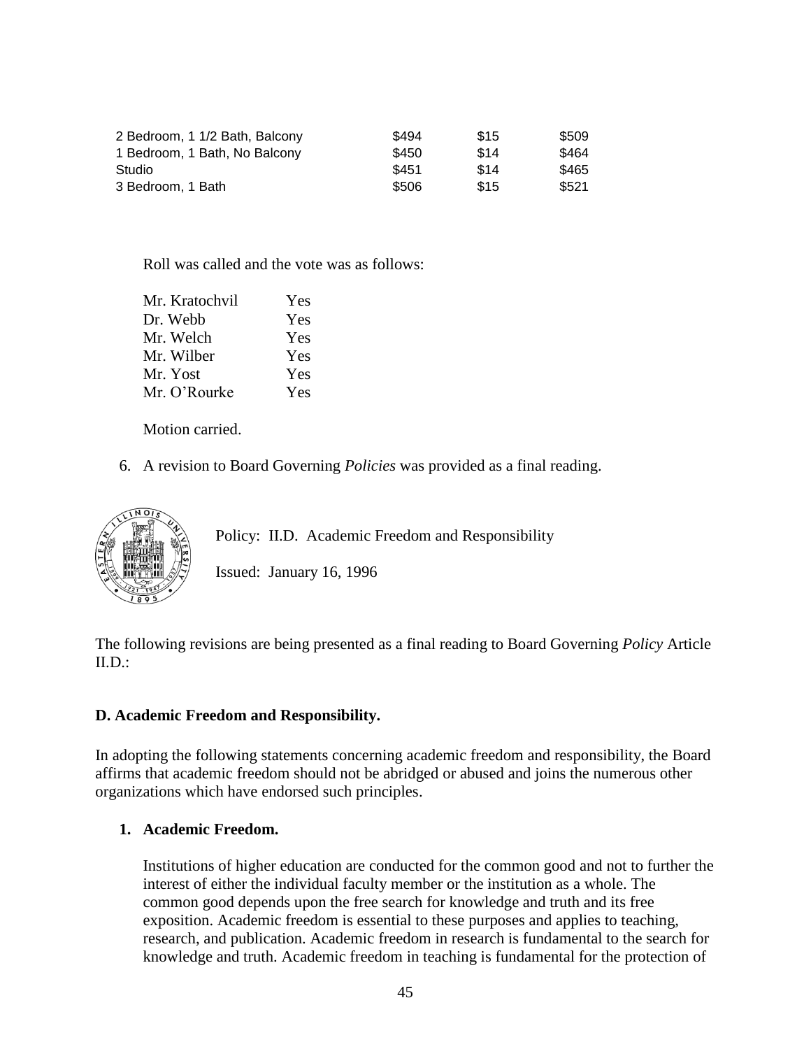| | | | |
|---|---|---|---|
| 2 Bedroom, 1 1/2 Bath, Balcony | $494 | $15 | $509 |
| 1 Bedroom, 1 Bath, No Balcony | $450 | $14 | $464 |
| Studio | $451 | $14 | $465 |
| 3 Bedroom, 1 Bath | $506 | $15 | $521 |

Roll was called and the vote was as follows:

| | |
|---|---|
| Mr. Kratochvil | Yes |
| Dr. Webb | Yes |
| Mr. Welch | Yes |
| Mr. Wilber | Yes |
| Mr. Yost | Yes |
| Mr. O'Rourke | Yes |

Motion carried.

6. A revision to Board Governing *Policies* was provided as a final reading.

Policy: II.D. Academic Freedom and Responsibility

Issued: January 16, 1996

The following revisions are being presented as a final reading to Board Governing *Policy* Article II.D.:

**D. Academic Freedom and Responsibility.**

In adopting the following statements concerning academic freedom and responsibility, the Board affirms that academic freedom should not be abridged or abused and joins the numerous other organizations which have endorsed such principles.

**1. Academic Freedom.**

Institutions of higher education are conducted for the common good and not to further the interest of either the individual faculty member or the institution as a whole. The common good depends upon the free search for knowledge and truth and its free exposition. Academic freedom is essential to these purposes and applies to teaching, research, and publication. Academic freedom in research is fundamental to the search for knowledge and truth. Academic freedom in teaching is fundamental for the protection of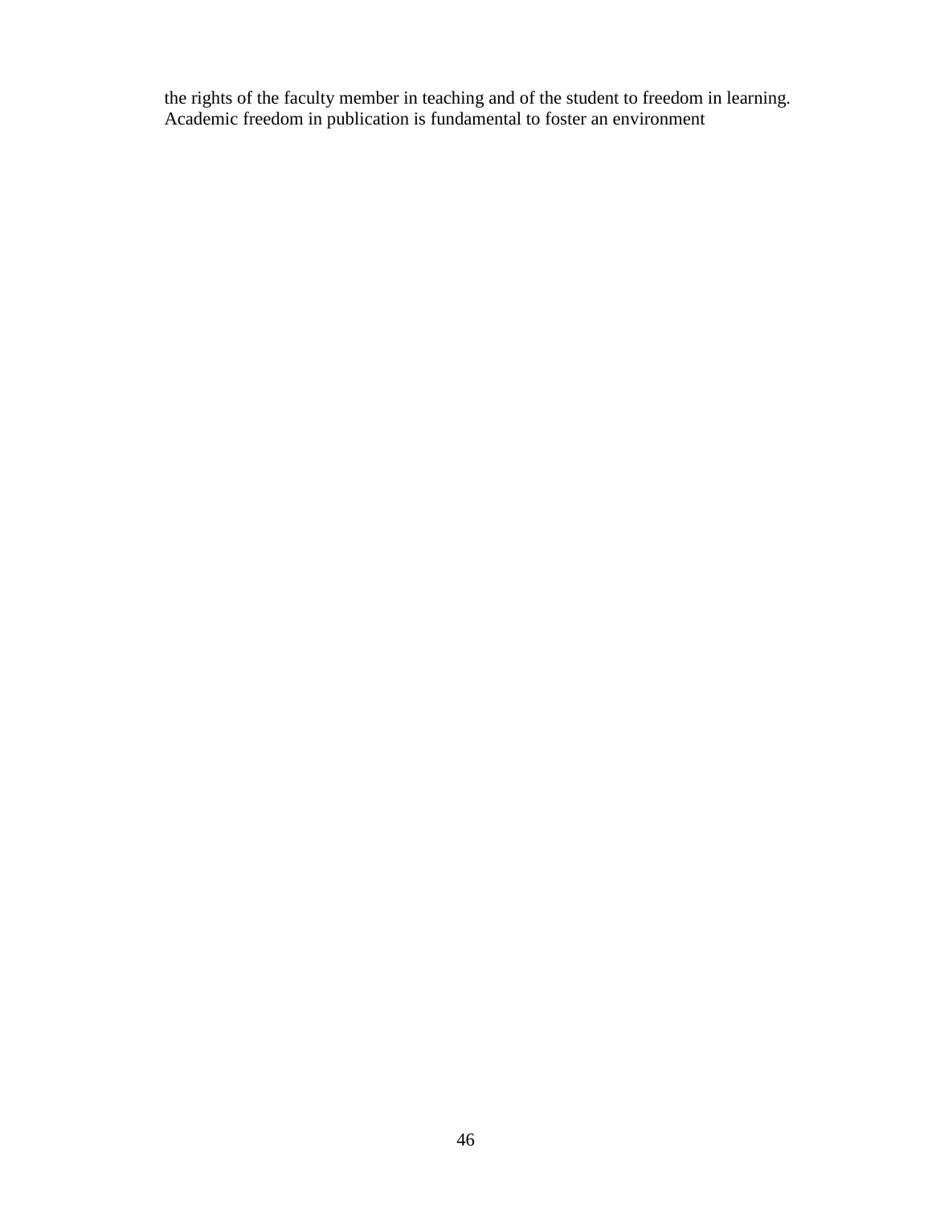the rights of the faculty member in teaching and of the student to freedom in learning. Academic freedom in publication is fundamental to foster an environment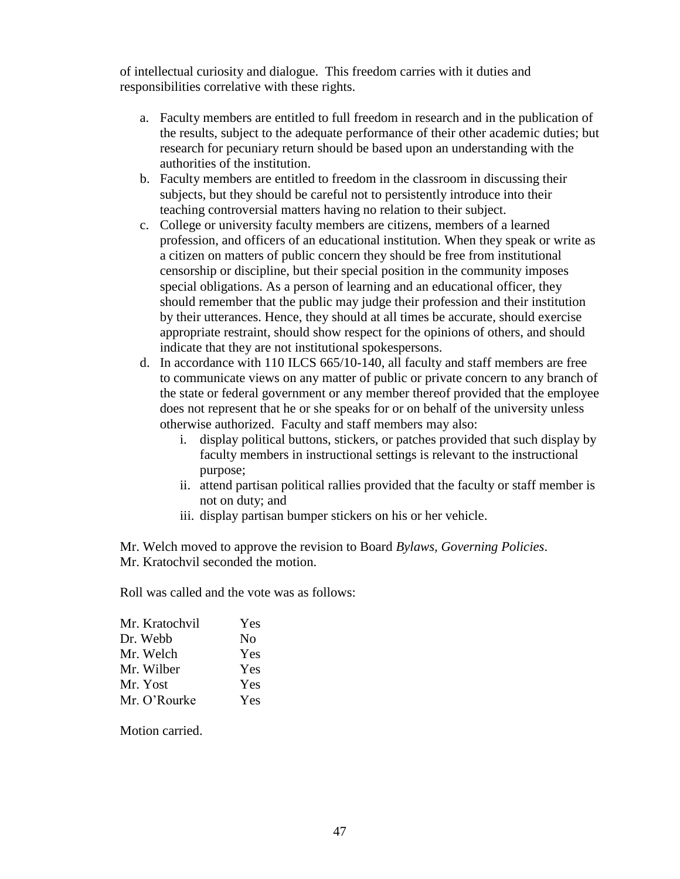of intellectual curiosity and dialogue. This freedom carries with it duties and responsibilities correlative with these rights.

a. Faculty members are entitled to full freedom in research and in the publication of the results, subject to the adequate performance of their other academic duties; but research for pecuniary return should be based upon an understanding with the authorities of the institution.
b. Faculty members are entitled to freedom in the classroom in discussing their subjects, but they should be careful not to persistently introduce into their teaching controversial matters having no relation to their subject.
c. College or university faculty members are citizens, members of a learned profession, and officers of an educational institution. When they speak or write as a citizen on matters of public concern they should be free from institutional censorship or discipline, but their special position in the community imposes special obligations. As a person of learning and an educational officer, they should remember that the public may judge their profession and their institution by their utterances. Hence, they should at all times be accurate, should exercise appropriate restraint, should show respect for the opinions of others, and should indicate that they are not institutional spokespersons.
d. In accordance with 110 ILCS 665/10-140, all faculty and staff members are free to communicate views on any matter of public or private concern to any branch of the state or federal government or any member thereof provided that the employee does not represent that he or she speaks for or on behalf of the university unless otherwise authorized. Faculty and staff members may also:
    i. display political buttons, stickers, or patches provided that such display by faculty members in instructional settings is relevant to the instructional purpose;
    ii. attend partisan political rallies provided that the faculty or staff member is not on duty; and
    iii. display partisan bumper stickers on his or her vehicle.

Mr. Welch moved to approve the revision to Board *Bylaws, Governing Policies*. Mr. Kratochvil seconded the motion.

Roll was called and the vote was as follows:

| | |
|---|---|
| Mr. Kratochvil | Yes |
| Dr. Webb | No |
| Mr. Welch | Yes |
| Mr. Wilber | Yes |
| Mr. Yost | Yes |
| Mr. O'Rourke | Yes |

Motion carried.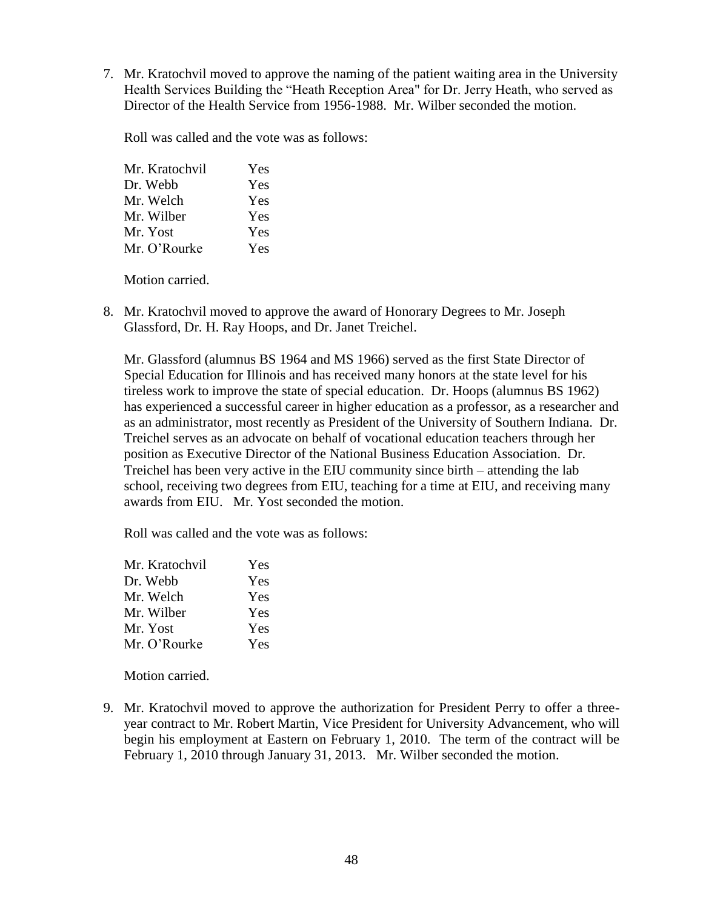7. Mr. Kratochvil moved to approve the naming of the patient waiting area in the University Health Services Building the "Heath Reception Area" for Dr. Jerry Heath, who served as Director of the Health Service from 1956-1988. Mr. Wilber seconded the motion.

   Roll was called and the vote was as follows:

   | | |
   |---|---|
   | Mr. Kratochvil | Yes |
   | Dr. Webb | Yes |
   | Mr. Welch | Yes |
   | Mr. Wilber | Yes |
   | Mr. Yost | Yes |
   | Mr. O'Rourke | Yes |

   Motion carried.

8. Mr. Kratochvil moved to approve the award of Honorary Degrees to Mr. Joseph Glassford, Dr. H. Ray Hoops, and Dr. Janet Treichel.

   Mr. Glassford (alumnus BS 1964 and MS 1966) served as the first State Director of Special Education for Illinois and has received many honors at the state level for his tireless work to improve the state of special education. Dr. Hoops (alumnus BS 1962) has experienced a successful career in higher education as a professor, as a researcher and as an administrator, most recently as President of the University of Southern Indiana. Dr. Treichel serves as an advocate on behalf of vocational education teachers through her position as Executive Director of the National Business Education Association. Dr. Treichel has been very active in the EIU community since birth – attending the lab school, receiving two degrees from EIU, teaching for a time at EIU, and receiving many awards from EIU. Mr. Yost seconded the motion.

   Roll was called and the vote was as follows:

   | | |
   |---|---|
   | Mr. Kratochvil | Yes |
   | Dr. Webb | Yes |
   | Mr. Welch | Yes |
   | Mr. Wilber | Yes |
   | Mr. Yost | Yes |
   | Mr. O'Rourke | Yes |

   Motion carried.

9. Mr. Kratochvil moved to approve the authorization for President Perry to offer a three-year contract to Mr. Robert Martin, Vice President for University Advancement, who will begin his employment at Eastern on February 1, 2010. The term of the contract will be February 1, 2010 through January 31, 2013. Mr. Wilber seconded the motion.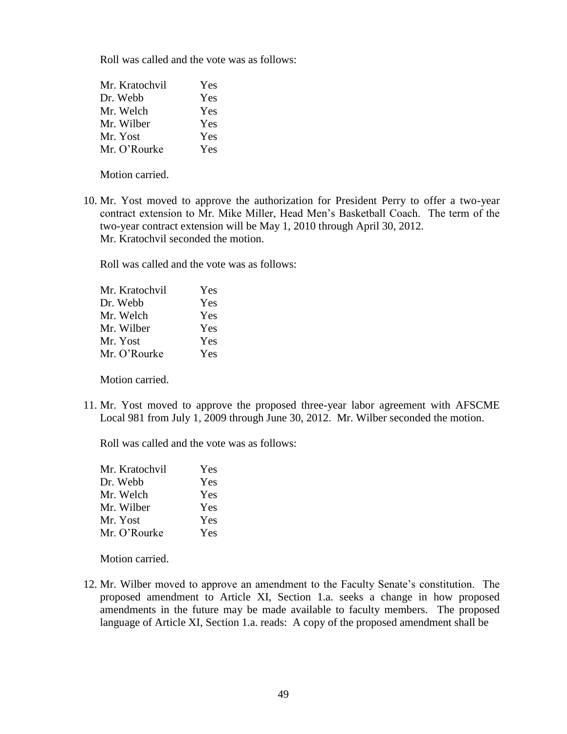Roll was called and the vote was as follows:

| | |
|---|---|
| Mr. Kratochvil | Yes |
| Dr. Webb | Yes |
| Mr. Welch | Yes |
| Mr. Wilber | Yes |
| Mr. Yost | Yes |
| Mr. O'Rourke | Yes |

Motion carried.

10. Mr. Yost moved to approve the authorization for President Perry to offer a two-year contract extension to Mr. Mike Miller, Head Men's Basketball Coach. The term of the two-year contract extension will be May 1, 2010 through April 30, 2012. Mr. Kratochvil seconded the motion.

Roll was called and the vote was as follows:

| | |
|---|---|
| Mr. Kratochvil | Yes |
| Dr. Webb | Yes |
| Mr. Welch | Yes |
| Mr. Wilber | Yes |
| Mr. Yost | Yes |
| Mr. O'Rourke | Yes |

Motion carried.

11. Mr. Yost moved to approve the proposed three-year labor agreement with AFSCME Local 981 from July 1, 2009 through June 30, 2012. Mr. Wilber seconded the motion.

Roll was called and the vote was as follows:

| | |
|---|---|
| Mr. Kratochvil | Yes |
| Dr. Webb | Yes |
| Mr. Welch | Yes |
| Mr. Wilber | Yes |
| Mr. Yost | Yes |
| Mr. O'Rourke | Yes |

Motion carried.

12. Mr. Wilber moved to approve an amendment to the Faculty Senate's constitution. The proposed amendment to Article XI, Section 1.a. seeks a change in how proposed amendments in the future may be made available to faculty members. The proposed language of Article XI, Section 1.a. reads: A copy of the proposed amendment shall be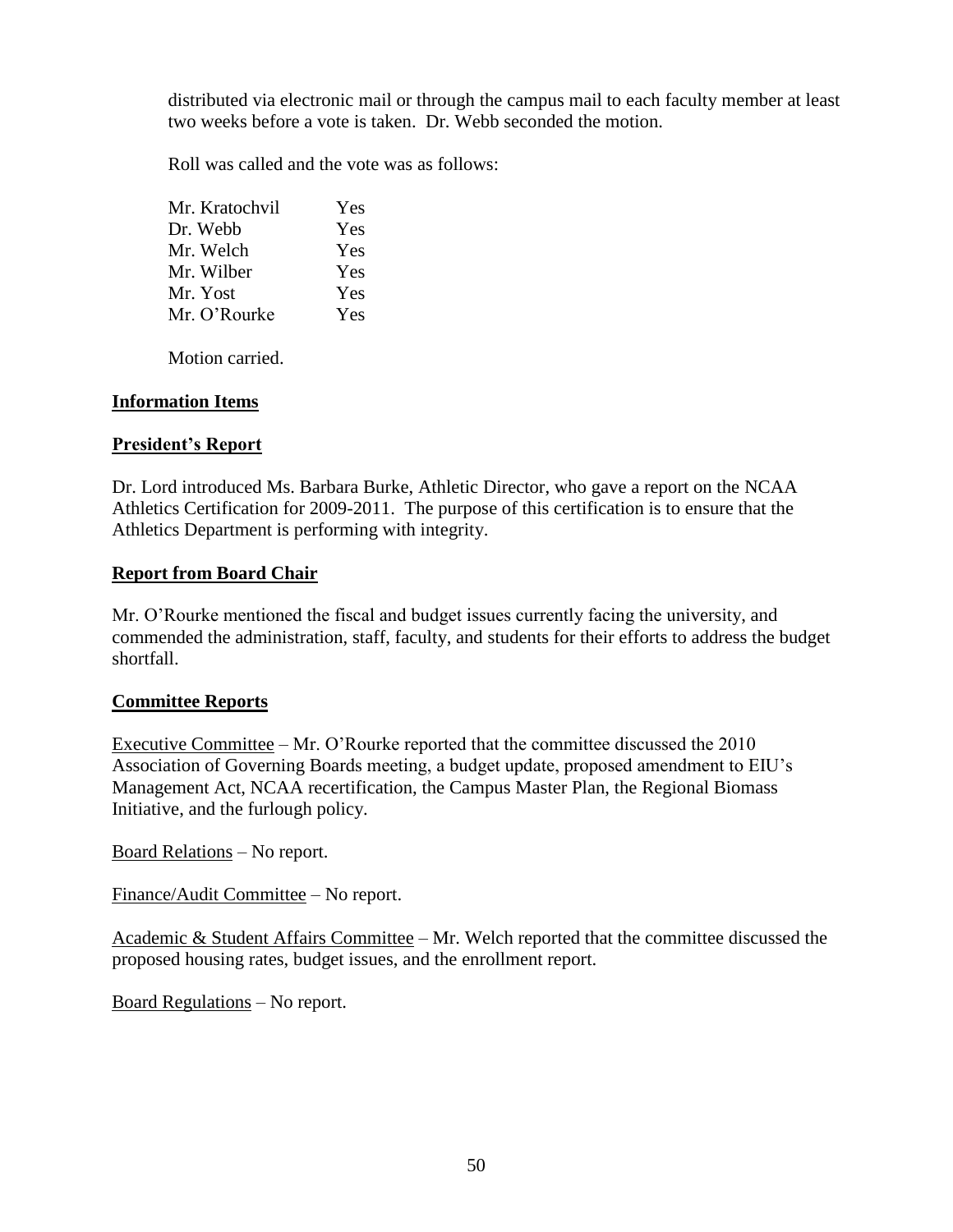distributed via electronic mail or through the campus mail to each faculty member at least two weeks before a vote is taken. Dr. Webb seconded the motion.

Roll was called and the vote was as follows:

| | |
|---|---|
| Mr. Kratochvil | Yes |
| Dr. Webb | Yes |
| Mr. Welch | Yes |
| Mr. Wilber | Yes |
| Mr. Yost | Yes |
| Mr. O'Rourke | Yes |

Motion carried.

**Information Items**

**President's Report**

Dr. Lord introduced Ms. Barbara Burke, Athletic Director, who gave a report on the NCAA Athletics Certification for 2009-2011. The purpose of this certification is to ensure that the Athletics Department is performing with integrity.

**Report from Board Chair**

Mr. O'Rourke mentioned the fiscal and budget issues currently facing the university, and commended the administration, staff, faculty, and students for their efforts to address the budget shortfall.

**Committee Reports**

Executive Committee – Mr. O'Rourke reported that the committee discussed the 2010 Association of Governing Boards meeting, a budget update, proposed amendment to EIU's Management Act, NCAA recertification, the Campus Master Plan, the Regional Biomass Initiative, and the furlough policy.

Board Relations – No report.

Finance/Audit Committee – No report.

Academic & Student Affairs Committee – Mr. Welch reported that the committee discussed the proposed housing rates, budget issues, and the enrollment report.

Board Regulations – No report.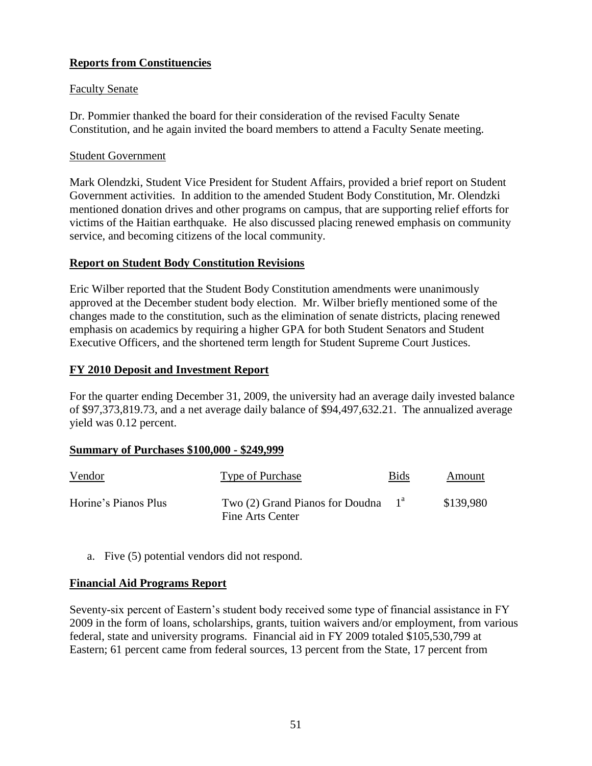## Reports from Constituencies

Faculty Senate

Dr. Pommier thanked the board for their consideration of the revised Faculty Senate Constitution, and he again invited the board members to attend a Faculty Senate meeting.

Student Government

Mark Olendzki, Student Vice President for Student Affairs, provided a brief report on Student Government activities. In addition to the amended Student Body Constitution, Mr. Olendzki mentioned donation drives and other programs on campus, that are supporting relief efforts for victims of the Haitian earthquake. He also discussed placing renewed emphasis on community service, and becoming citizens of the local community.

## Report on Student Body Constitution Revisions

Eric Wilber reported that the Student Body Constitution amendments were unanimously approved at the December student body election. Mr. Wilber briefly mentioned some of the changes made to the constitution, such as the elimination of senate districts, placing renewed emphasis on academics by requiring a higher GPA for both Student Senators and Student Executive Officers, and the shortened term length for Student Supreme Court Justices.

## FY 2010 Deposit and Investment Report

For the quarter ending December 31, 2009, the university had an average daily invested balance of $97,373,819.73, and a net average daily balance of $94,497,632.21. The annualized average yield was 0.12 percent.

## Summary of Purchases $100,000 - $249,999

| Vendor | Type of Purchase | Bids | Amount |
|---|---|---|---|
| Horine's Pianos Plus | Two (2) Grand Pianos for Doudna Fine Arts Center | 1[a] | $139,980 |

a. Five (5) potential vendors did not respond.

## Financial Aid Programs Report

Seventy-six percent of Eastern's student body received some type of financial assistance in FY 2009 in the form of loans, scholarships, grants, tuition waivers and/or employment, from various federal, state and university programs. Financial aid in FY 2009 totaled $105,530,799 at Eastern; 61 percent came from federal sources, 13 percent from the State, 17 percent from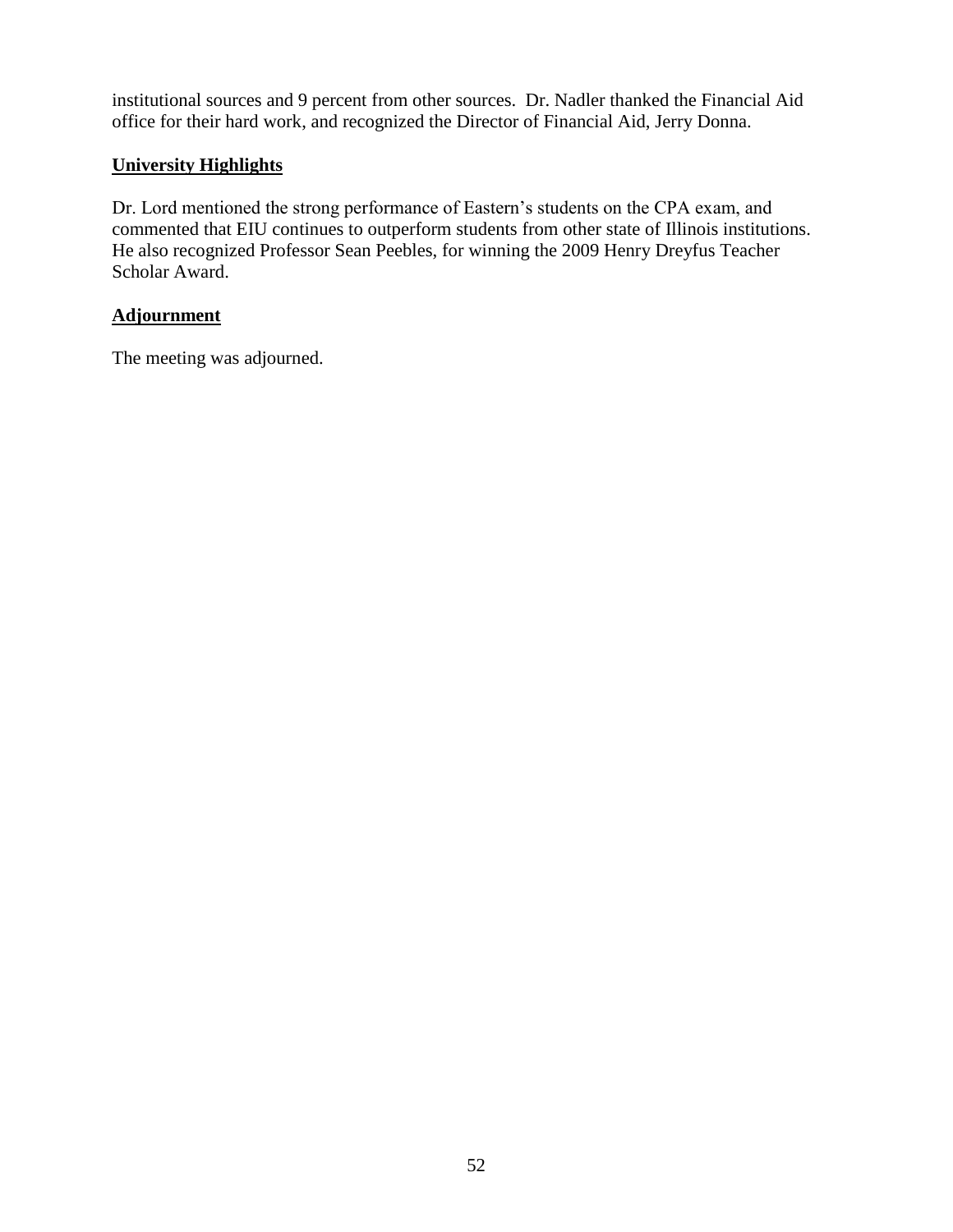institutional sources and 9 percent from other sources. Dr. Nadler thanked the Financial Aid office for their hard work, and recognized the Director of Financial Aid, Jerry Donna.

**University Highlights**

Dr. Lord mentioned the strong performance of Eastern's students on the CPA exam, and commented that EIU continues to outperform students from other state of Illinois institutions. He also recognized Professor Sean Peebles, for winning the 2009 Henry Dreyfus Teacher Scholar Award.

**Adjournment**

The meeting was adjourned.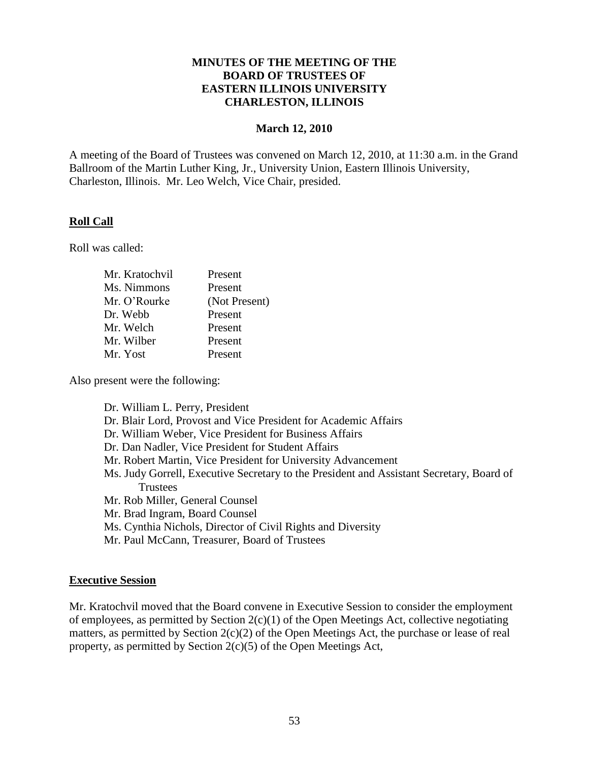# MINUTES OF THE MEETING OF THE BOARD OF TRUSTEES OF EASTERN ILLINOIS UNIVERSITY CHARLESTON, ILLINOIS

**March 12, 2010**

A meeting of the Board of Trustees was convened on March 12, 2010, at 11:30 a.m. in the Grand Ballroom of the Martin Luther King, Jr., University Union, Eastern Illinois University, Charleston, Illinois. Mr. Leo Welch, Vice Chair, presided.

## Roll Call

Roll was called:

| | |
|---|---|
| Mr. Kratochvil | Present |
| Ms. Nimmons | Present |
| Mr. O'Rourke | (Not Present) |
| Dr. Webb | Present |
| Mr. Welch | Present |
| Mr. Wilber | Present |
| Mr. Yost | Present |

Also present were the following:

- Dr. William L. Perry, President
- Dr. Blair Lord, Provost and Vice President for Academic Affairs
- Dr. William Weber, Vice President for Business Affairs
- Dr. Dan Nadler, Vice President for Student Affairs
- Mr. Robert Martin, Vice President for University Advancement
- Ms. Judy Gorrell, Executive Secretary to the President and Assistant Secretary, Board of Trustees
- Mr. Rob Miller, General Counsel
- Mr. Brad Ingram, Board Counsel
- Ms. Cynthia Nichols, Director of Civil Rights and Diversity
- Mr. Paul McCann, Treasurer, Board of Trustees

## Executive Session

Mr. Kratochvil moved that the Board convene in Executive Session to consider the employment of employees, as permitted by Section 2(c)(1) of the Open Meetings Act, collective negotiating matters, as permitted by Section 2(c)(2) of the Open Meetings Act, the purchase or lease of real property, as permitted by Section 2(c)(5) of the Open Meetings Act,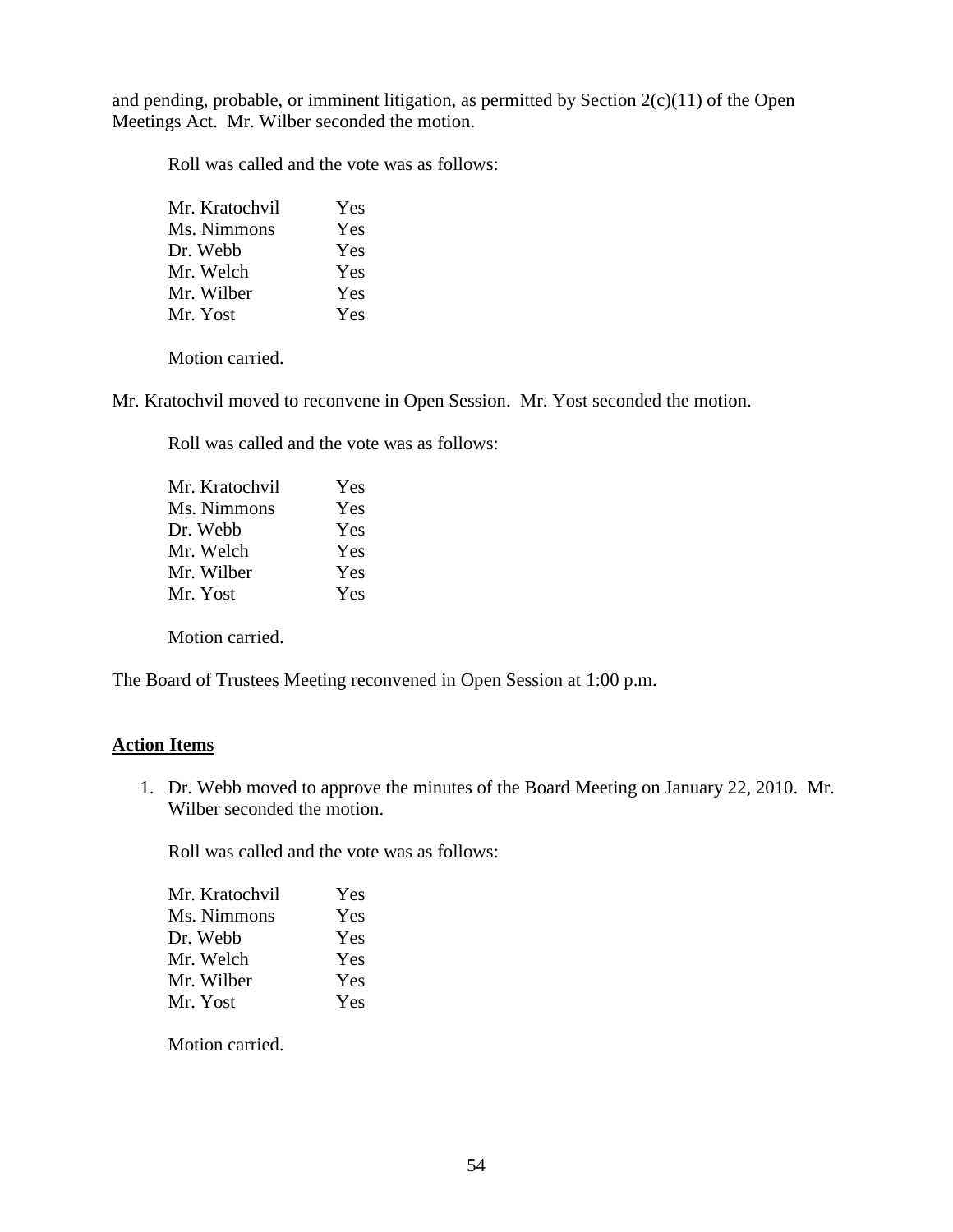and pending, probable, or imminent litigation, as permitted by Section 2(c)(11) of the Open Meetings Act. Mr. Wilber seconded the motion.

Roll was called and the vote was as follows:

| | |
|---|---|
| Mr. Kratochvil | Yes |
| Ms. Nimmons | Yes |
| Dr. Webb | Yes |
| Mr. Welch | Yes |
| Mr. Wilber | Yes |
| Mr. Yost | Yes |

Motion carried.

Mr. Kratochvil moved to reconvene in Open Session. Mr. Yost seconded the motion.

Roll was called and the vote was as follows:

| | |
|---|---|
| Mr. Kratochvil | Yes |
| Ms. Nimmons | Yes |
| Dr. Webb | Yes |
| Mr. Welch | Yes |
| Mr. Wilber | Yes |
| Mr. Yost | Yes |

Motion carried.

The Board of Trustees Meeting reconvened in Open Session at 1:00 p.m.

**Action Items**

1. Dr. Webb moved to approve the minutes of the Board Meeting on January 22, 2010. Mr. Wilber seconded the motion.

   Roll was called and the vote was as follows:

   | | |
   |---|---|
   | Mr. Kratochvil | Yes |
   | Ms. Nimmons | Yes |
   | Dr. Webb | Yes |
   | Mr. Welch | Yes |
   | Mr. Wilber | Yes |
   | Mr. Yost | Yes |

   Motion carried.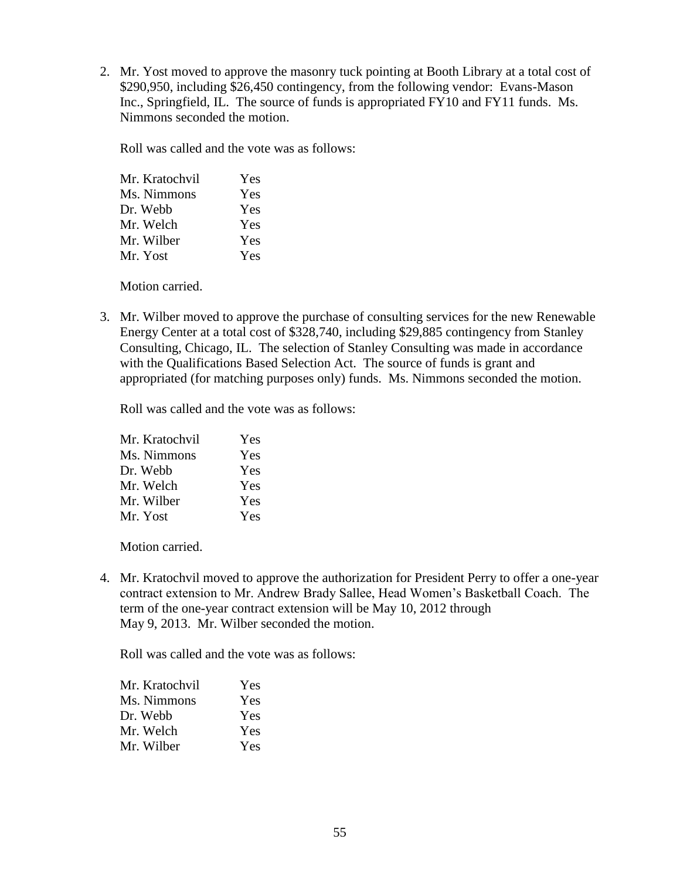2. Mr. Yost moved to approve the masonry tuck pointing at Booth Library at a total cost of $290,950, including $26,450 contingency, from the following vendor: Evans-Mason Inc., Springfield, IL. The source of funds is appropriated FY10 and FY11 funds. Ms. Nimmons seconded the motion.

   Roll was called and the vote was as follows:

   | | |
   |---|---|
   | Mr. Kratochvil | Yes |
   | Ms. Nimmons | Yes |
   | Dr. Webb | Yes |
   | Mr. Welch | Yes |
   | Mr. Wilber | Yes |
   | Mr. Yost | Yes |

   Motion carried.

3. Mr. Wilber moved to approve the purchase of consulting services for the new Renewable Energy Center at a total cost of $328,740, including $29,885 contingency from Stanley Consulting, Chicago, IL. The selection of Stanley Consulting was made in accordance with the Qualifications Based Selection Act. The source of funds is grant and appropriated (for matching purposes only) funds. Ms. Nimmons seconded the motion.

   Roll was called and the vote was as follows:

   | | |
   |---|---|
   | Mr. Kratochvil | Yes |
   | Ms. Nimmons | Yes |
   | Dr. Webb | Yes |
   | Mr. Welch | Yes |
   | Mr. Wilber | Yes |
   | Mr. Yost | Yes |

   Motion carried.

4. Mr. Kratochvil moved to approve the authorization for President Perry to offer a one-year contract extension to Mr. Andrew Brady Sallee, Head Women's Basketball Coach. The term of the one-year contract extension will be May 10, 2012 through May 9, 2013. Mr. Wilber seconded the motion.

   Roll was called and the vote was as follows:

   | | |
   |---|---|
   | Mr. Kratochvil | Yes |
   | Ms. Nimmons | Yes |
   | Dr. Webb | Yes |
   | Mr. Welch | Yes |
   | Mr. Wilber | Yes |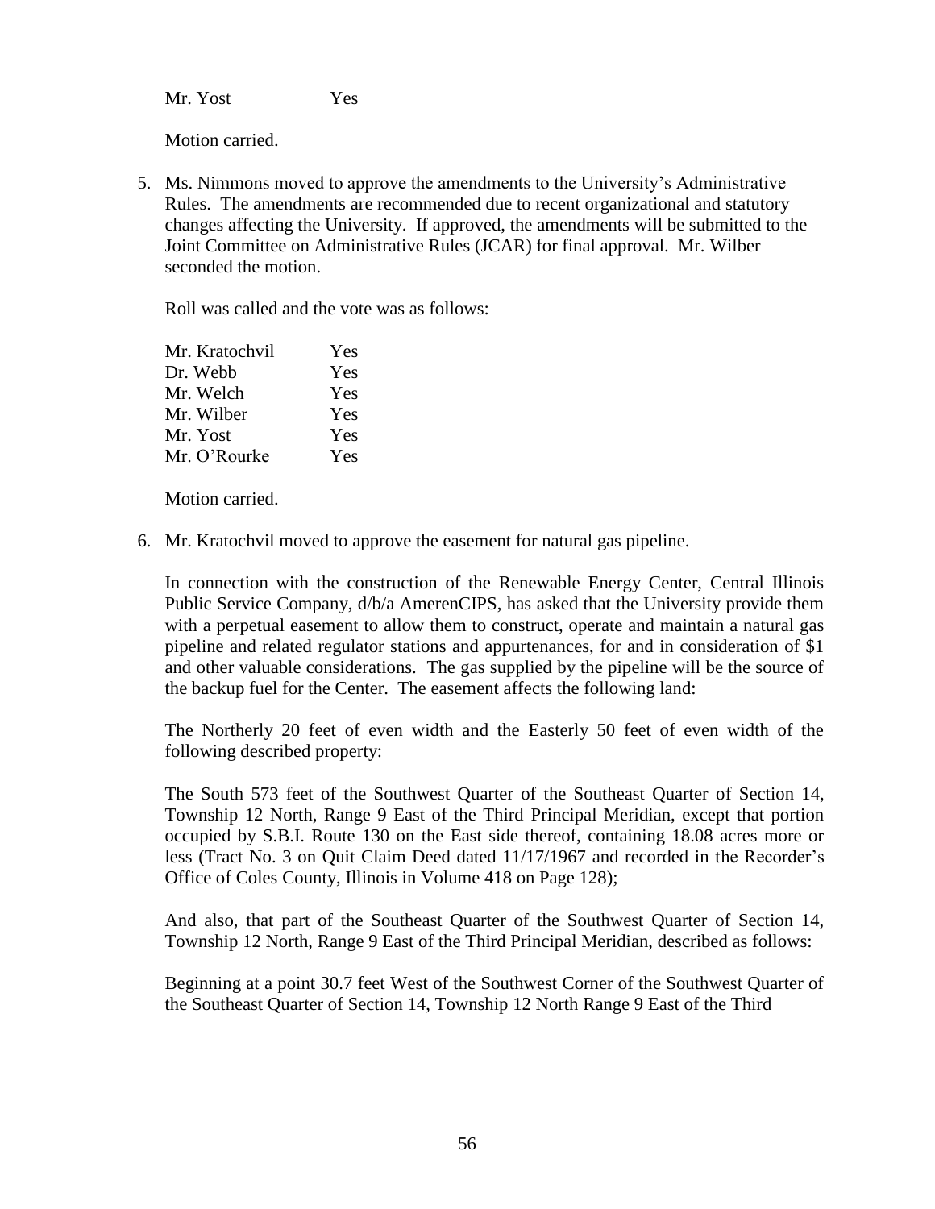Mr. Yost Yes

Motion carried.

5. Ms. Nimmons moved to approve the amendments to the University's Administrative Rules. The amendments are recommended due to recent organizational and statutory changes affecting the University. If approved, the amendments will be submitted to the Joint Committee on Administrative Rules (JCAR) for final approval. Mr. Wilber seconded the motion.

   Roll was called and the vote was as follows:

   | | |
   |---|---|
   | Mr. Kratochvil | Yes |
   | Dr. Webb | Yes |
   | Mr. Welch | Yes |
   | Mr. Wilber | Yes |
   | Mr. Yost | Yes |
   | Mr. O'Rourke | Yes |

   Motion carried.

6. Mr. Kratochvil moved to approve the easement for natural gas pipeline.

   In connection with the construction of the Renewable Energy Center, Central Illinois Public Service Company, d/b/a AmerenCIPS, has asked that the University provide them with a perpetual easement to allow them to construct, operate and maintain a natural gas pipeline and related regulator stations and appurtenances, for and in consideration of $1 and other valuable considerations. The gas supplied by the pipeline will be the source of the backup fuel for the Center. The easement affects the following land:

   The Northerly 20 feet of even width and the Easterly 50 feet of even width of the following described property:

   The South 573 feet of the Southwest Quarter of the Southeast Quarter of Section 14, Township 12 North, Range 9 East of the Third Principal Meridian, except that portion occupied by S.B.I. Route 130 on the East side thereof, containing 18.08 acres more or less (Tract No. 3 on Quit Claim Deed dated 11/17/1967 and recorded in the Recorder's Office of Coles County, Illinois in Volume 418 on Page 128);

   And also, that part of the Southeast Quarter of the Southwest Quarter of Section 14, Township 12 North, Range 9 East of the Third Principal Meridian, described as follows:

   Beginning at a point 30.7 feet West of the Southwest Corner of the Southwest Quarter of the Southeast Quarter of Section 14, Township 12 North Range 9 East of the Third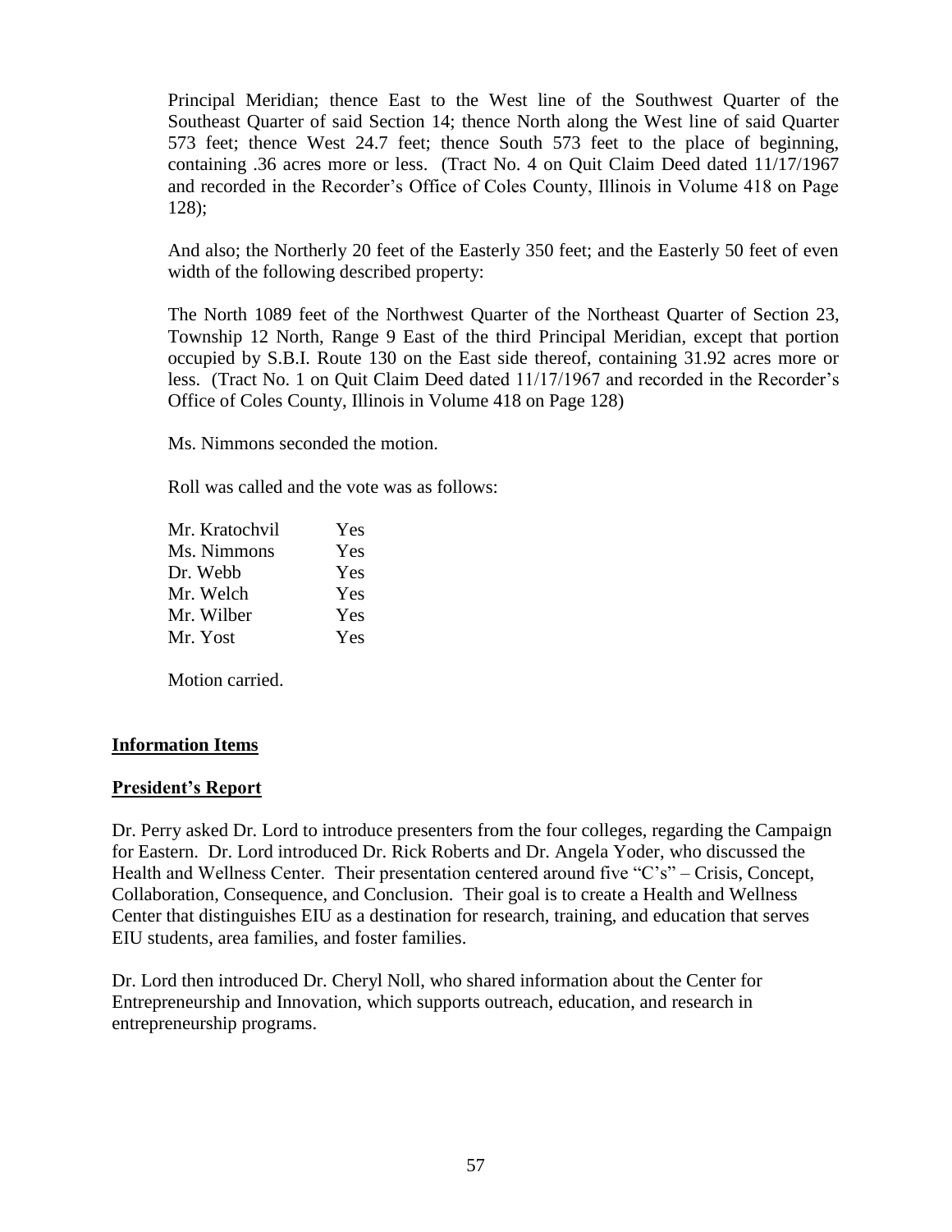Principal Meridian; thence East to the West line of the Southwest Quarter of the Southeast Quarter of said Section 14; thence North along the West line of said Quarter 573 feet; thence West 24.7 feet; thence South 573 feet to the place of beginning, containing .36 acres more or less. (Tract No. 4 on Quit Claim Deed dated 11/17/1967 and recorded in the Recorder's Office of Coles County, Illinois in Volume 418 on Page 128);

And also; the Northerly 20 feet of the Easterly 350 feet; and the Easterly 50 feet of even width of the following described property:

The North 1089 feet of the Northwest Quarter of the Northeast Quarter of Section 23, Township 12 North, Range 9 East of the third Principal Meridian, except that portion occupied by S.B.I. Route 130 on the East side thereof, containing 31.92 acres more or less. (Tract No. 1 on Quit Claim Deed dated 11/17/1967 and recorded in the Recorder's Office of Coles County, Illinois in Volume 418 on Page 128)

Ms. Nimmons seconded the motion.

Roll was called and the vote was as follows:

| | |
|---|---|
| Mr. Kratochvil | Yes |
| Ms. Nimmons | Yes |
| Dr. Webb | Yes |
| Mr. Welch | Yes |
| Mr. Wilber | Yes |
| Mr. Yost | Yes |

Motion carried.

**Information Items**

**President's Report**

Dr. Perry asked Dr. Lord to introduce presenters from the four colleges, regarding the Campaign for Eastern. Dr. Lord introduced Dr. Rick Roberts and Dr. Angela Yoder, who discussed the Health and Wellness Center. Their presentation centered around five "C's" – Crisis, Concept, Collaboration, Consequence, and Conclusion. Their goal is to create a Health and Wellness Center that distinguishes EIU as a destination for research, training, and education that serves EIU students, area families, and foster families.

Dr. Lord then introduced Dr. Cheryl Noll, who shared information about the Center for Entrepreneurship and Innovation, which supports outreach, education, and research in entrepreneurship programs.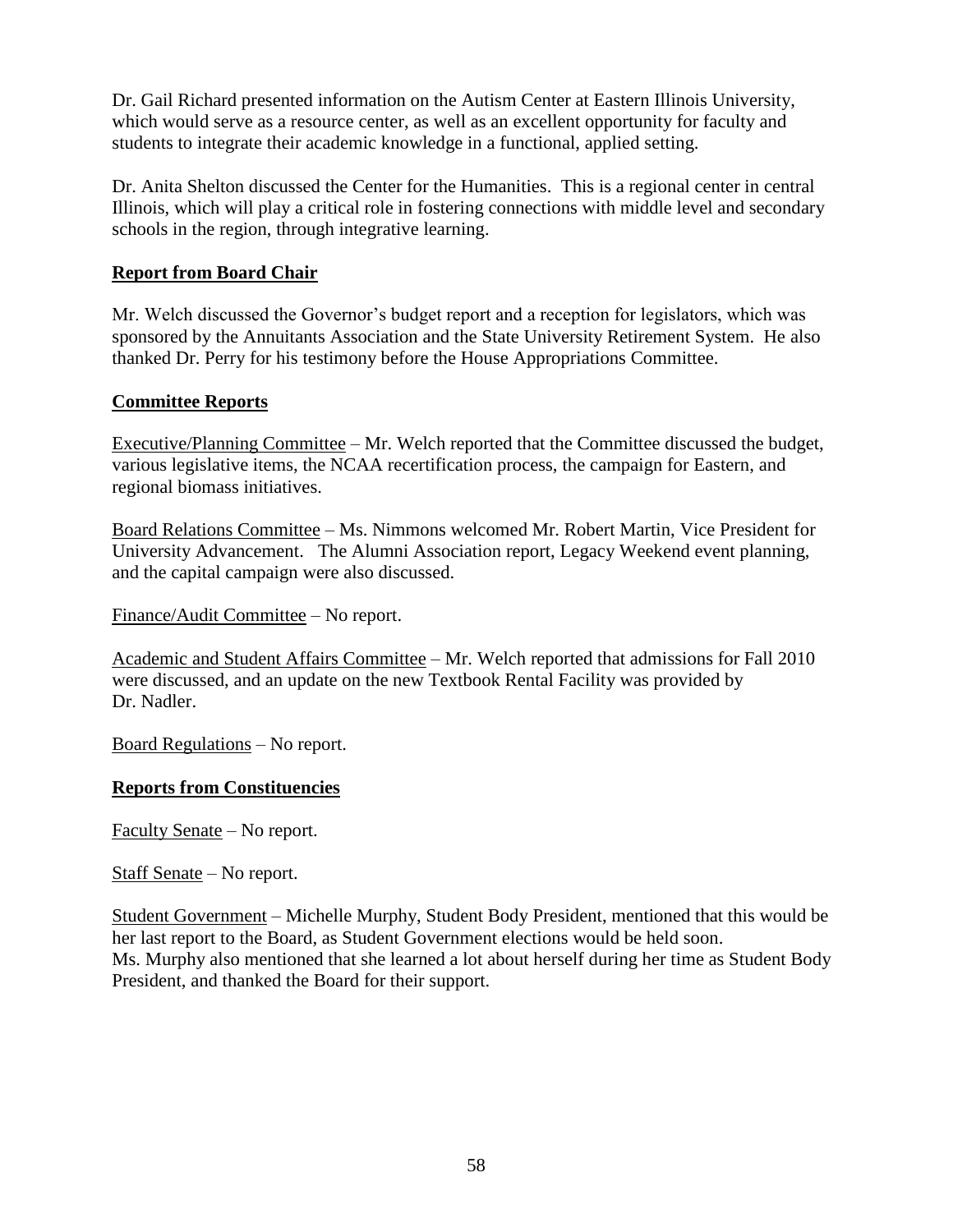Dr. Gail Richard presented information on the Autism Center at Eastern Illinois University, which would serve as a resource center, as well as an excellent opportunity for faculty and students to integrate their academic knowledge in a functional, applied setting.

Dr. Anita Shelton discussed the Center for the Humanities. This is a regional center in central Illinois, which will play a critical role in fostering connections with middle level and secondary schools in the region, through integrative learning.

**Report from Board Chair**

Mr. Welch discussed the Governor's budget report and a reception for legislators, which was sponsored by the Annuitants Association and the State University Retirement System. He also thanked Dr. Perry for his testimony before the House Appropriations Committee.

**Committee Reports**

Executive/Planning Committee – Mr. Welch reported that the Committee discussed the budget, various legislative items, the NCAA recertification process, the campaign for Eastern, and regional biomass initiatives.

Board Relations Committee – Ms. Nimmons welcomed Mr. Robert Martin, Vice President for University Advancement. The Alumni Association report, Legacy Weekend event planning, and the capital campaign were also discussed.

Finance/Audit Committee – No report.

Academic and Student Affairs Committee – Mr. Welch reported that admissions for Fall 2010 were discussed, and an update on the new Textbook Rental Facility was provided by Dr. Nadler.

Board Regulations – No report.

**Reports from Constituencies**

Faculty Senate – No report.

Staff Senate – No report.

Student Government – Michelle Murphy, Student Body President, mentioned that this would be her last report to the Board, as Student Government elections would be held soon. Ms. Murphy also mentioned that she learned a lot about herself during her time as Student Body President, and thanked the Board for their support.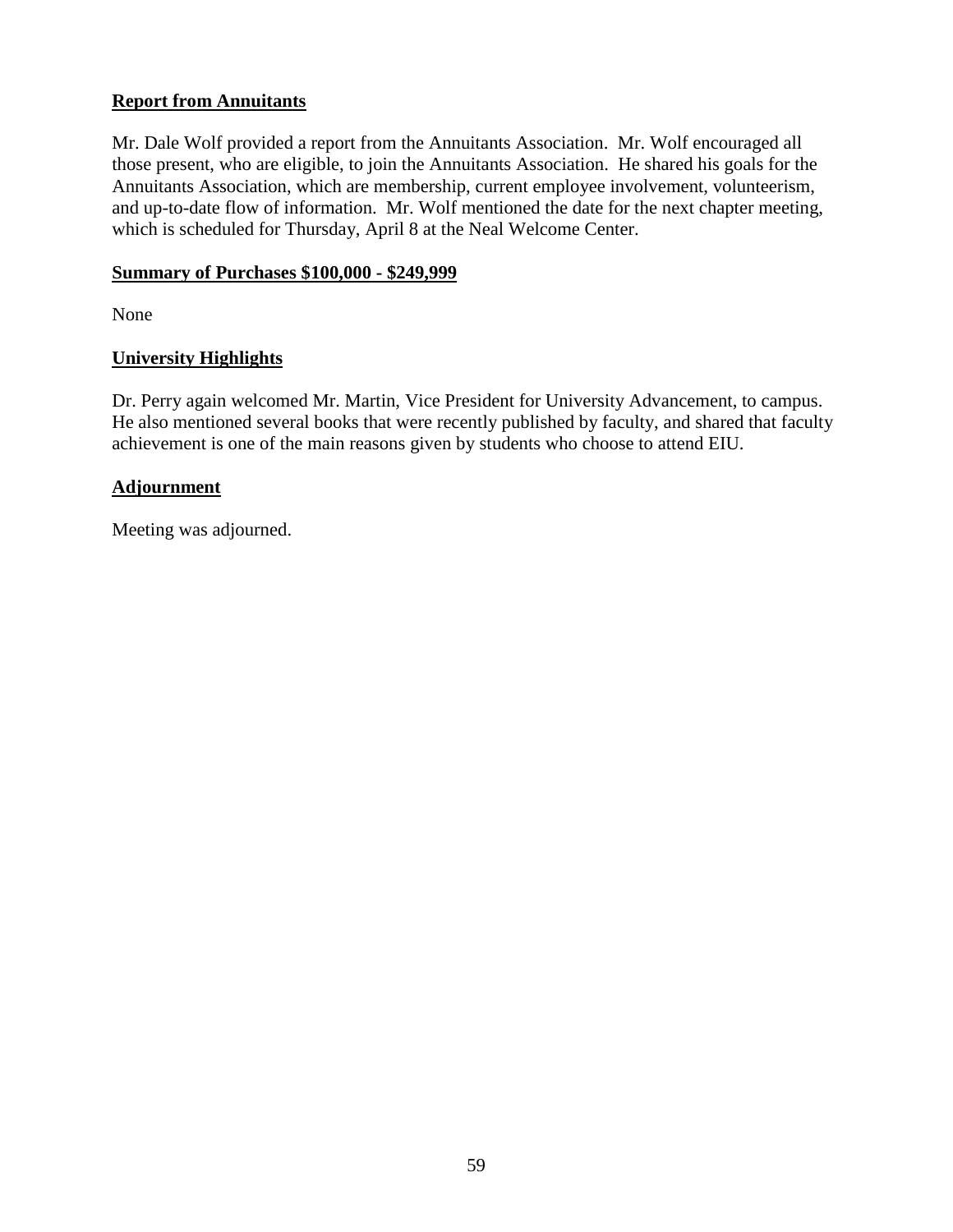**Report from Annuitants**

Mr. Dale Wolf provided a report from the Annuitants Association. Mr. Wolf encouraged all those present, who are eligible, to join the Annuitants Association. He shared his goals for the Annuitants Association, which are membership, current employee involvement, volunteerism, and up-to-date flow of information. Mr. Wolf mentioned the date for the next chapter meeting, which is scheduled for Thursday, April 8 at the Neal Welcome Center.

**Summary of Purchases $100,000 - $249,999**

None

**University Highlights**

Dr. Perry again welcomed Mr. Martin, Vice President for University Advancement, to campus. He also mentioned several books that were recently published by faculty, and shared that faculty achievement is one of the main reasons given by students who choose to attend EIU.

**Adjournment**

Meeting was adjourned.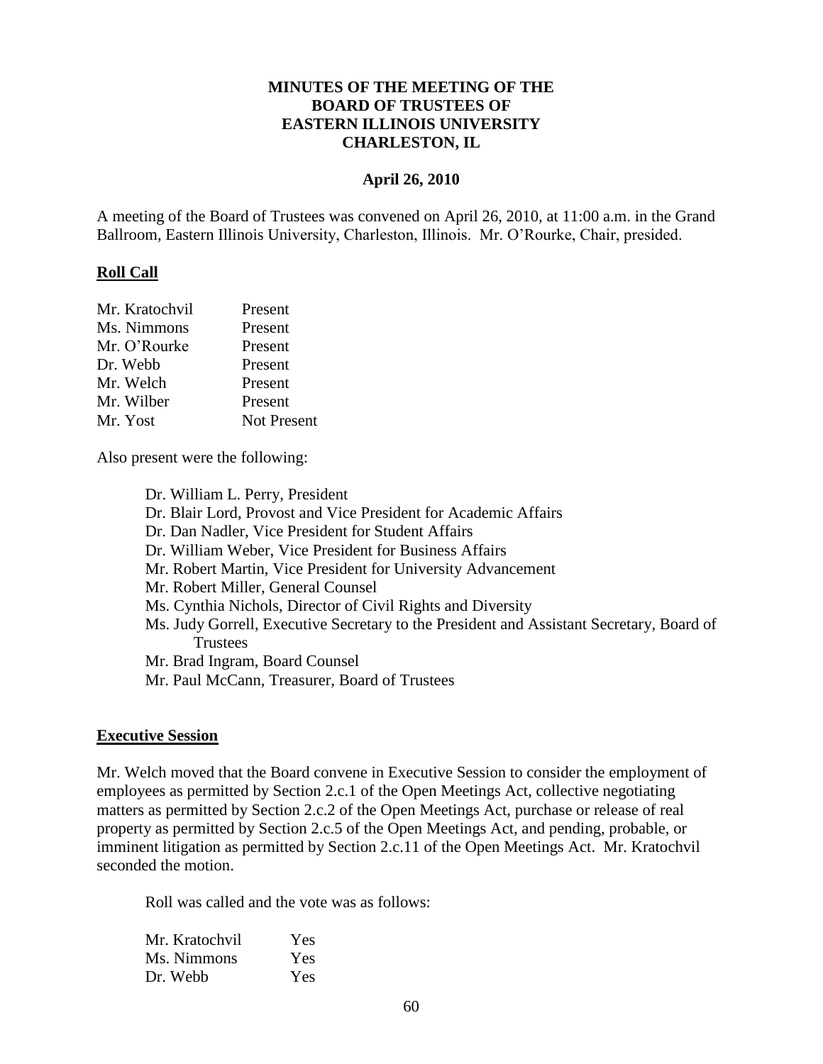# MINUTES OF THE MEETING OF THE BOARD OF TRUSTEES OF EASTERN ILLINOIS UNIVERSITY CHARLESTON, IL

**April 26, 2010**

A meeting of the Board of Trustees was convened on April 26, 2010, at 11:00 a.m. in the Grand Ballroom, Eastern Illinois University, Charleston, Illinois. Mr. O'Rourke, Chair, presided.

## Roll Call

| | |
|---|---|
| Mr. Kratochvil | Present |
| Ms. Nimmons | Present |
| Mr. O'Rourke | Present |
| Dr. Webb | Present |
| Mr. Welch | Present |
| Mr. Wilber | Present |
| Mr. Yost | Not Present |

Also present were the following:

- Dr. William L. Perry, President
- Dr. Blair Lord, Provost and Vice President for Academic Affairs
- Dr. Dan Nadler, Vice President for Student Affairs
- Dr. William Weber, Vice President for Business Affairs
- Mr. Robert Martin, Vice President for University Advancement
- Mr. Robert Miller, General Counsel
- Ms. Cynthia Nichols, Director of Civil Rights and Diversity
- Ms. Judy Gorrell, Executive Secretary to the President and Assistant Secretary, Board of Trustees
- Mr. Brad Ingram, Board Counsel
- Mr. Paul McCann, Treasurer, Board of Trustees

## Executive Session

Mr. Welch moved that the Board convene in Executive Session to consider the employment of employees as permitted by Section 2.c.1 of the Open Meetings Act, collective negotiating matters as permitted by Section 2.c.2 of the Open Meetings Act, purchase or release of real property as permitted by Section 2.c.5 of the Open Meetings Act, and pending, probable, or imminent litigation as permitted by Section 2.c.11 of the Open Meetings Act. Mr. Kratochvil seconded the motion.

Roll was called and the vote was as follows:

| | |
|---|---|
| Mr. Kratochvil | Yes |
| Ms. Nimmons | Yes |
| Dr. Webb | Yes |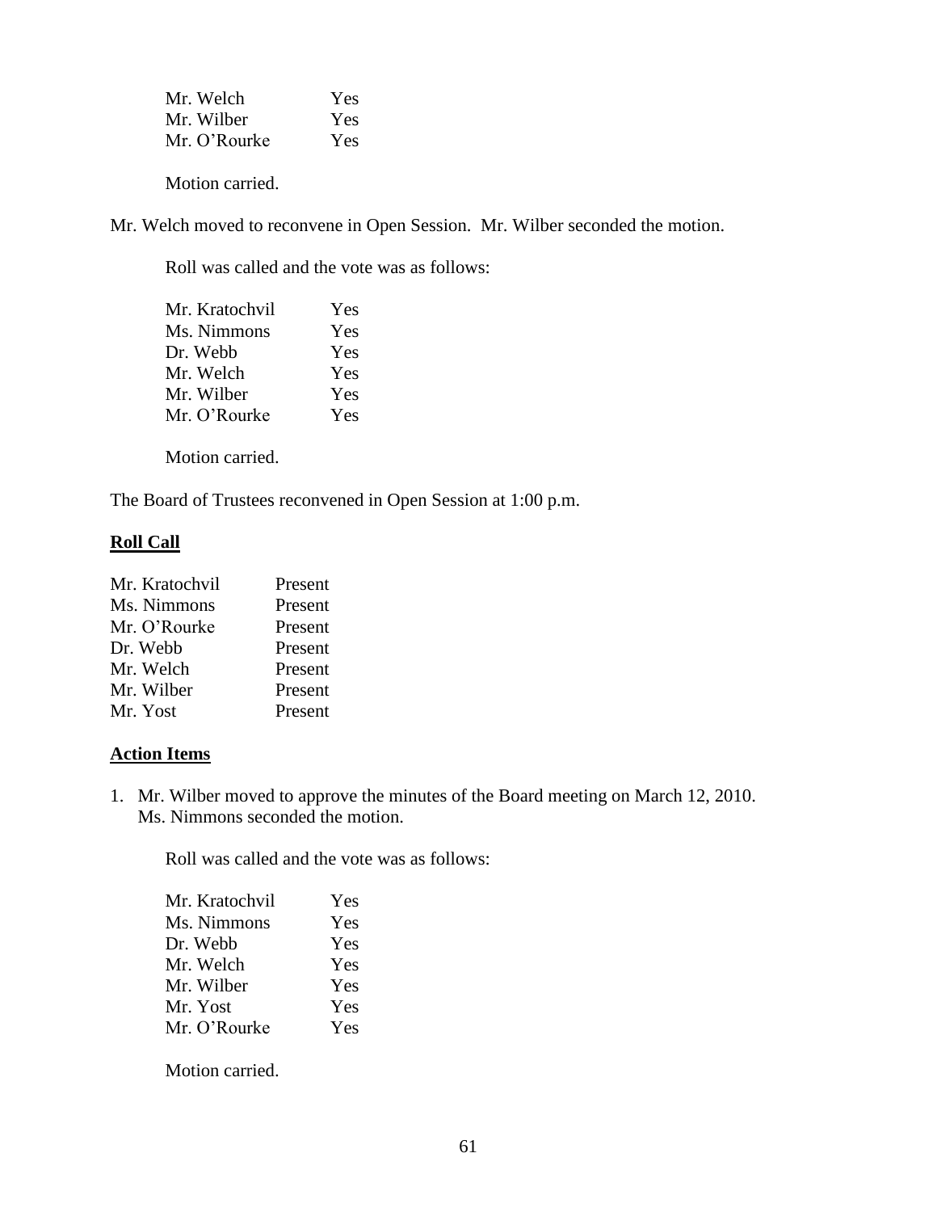| | |
|---|---|
| Mr. Welch | Yes |
| Mr. Wilber | Yes |
| Mr. O'Rourke | Yes |

Motion carried.

Mr. Welch moved to reconvene in Open Session. Mr. Wilber seconded the motion.

Roll was called and the vote was as follows:

| | |
|---|---|
| Mr. Kratochvil | Yes |
| Ms. Nimmons | Yes |
| Dr. Webb | Yes |
| Mr. Welch | Yes |
| Mr. Wilber | Yes |
| Mr. O'Rourke | Yes |

Motion carried.

The Board of Trustees reconvened in Open Session at 1:00 p.m.

**Roll Call**

| | |
|---|---|
| Mr. Kratochvil | Present |
| Ms. Nimmons | Present |
| Mr. O'Rourke | Present |
| Dr. Webb | Present |
| Mr. Welch | Present |
| Mr. Wilber | Present |
| Mr. Yost | Present |

**Action Items**

1. Mr. Wilber moved to approve the minutes of the Board meeting on March 12, 2010. Ms. Nimmons seconded the motion.

   Roll was called and the vote was as follows:

   | | |
   |---|---|
   | Mr. Kratochvil | Yes |
   | Ms. Nimmons | Yes |
   | Dr. Webb | Yes |
   | Mr. Welch | Yes |
   | Mr. Wilber | Yes |
   | Mr. Yost | Yes |
   | Mr. O'Rourke | Yes |

   Motion carried.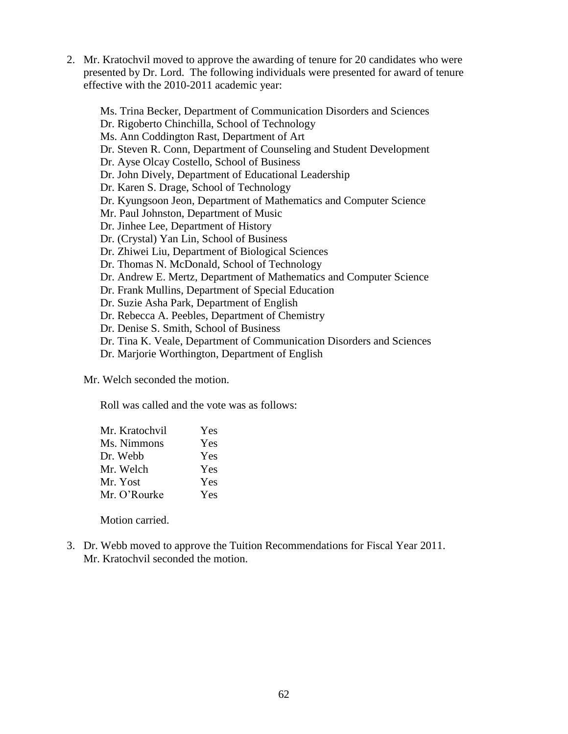2. Mr. Kratochvil moved to approve the awarding of tenure for 20 candidates who were presented by Dr. Lord. The following individuals were presented for award of tenure effective with the 2010-2011 academic year:

   Ms. Trina Becker, Department of Communication Disorders and Sciences
   Dr. Rigoberto Chinchilla, School of Technology
   Ms. Ann Coddington Rast, Department of Art
   Dr. Steven R. Conn, Department of Counseling and Student Development
   Dr. Ayse Olcay Costello, School of Business
   Dr. John Dively, Department of Educational Leadership
   Dr. Karen S. Drage, School of Technology
   Dr. Kyungsoon Jeon, Department of Mathematics and Computer Science
   Mr. Paul Johnston, Department of Music
   Dr. Jinhee Lee, Department of History
   Dr. (Crystal) Yan Lin, School of Business
   Dr. Zhiwei Liu, Department of Biological Sciences
   Dr. Thomas N. McDonald, School of Technology
   Dr. Andrew E. Mertz, Department of Mathematics and Computer Science
   Dr. Frank Mullins, Department of Special Education
   Dr. Suzie Asha Park, Department of English
   Dr. Rebecca A. Peebles, Department of Chemistry
   Dr. Denise S. Smith, School of Business
   Dr. Tina K. Veale, Department of Communication Disorders and Sciences
   Dr. Marjorie Worthington, Department of English

   Mr. Welch seconded the motion.

   Roll was called and the vote was as follows:

   | | |
   |---|---|
   | Mr. Kratochvil | Yes |
   | Ms. Nimmons | Yes |
   | Dr. Webb | Yes |
   | Mr. Welch | Yes |
   | Mr. Yost | Yes |
   | Mr. O'Rourke | Yes |

   Motion carried.

3. Dr. Webb moved to approve the Tuition Recommendations for Fiscal Year 2011. Mr. Kratochvil seconded the motion.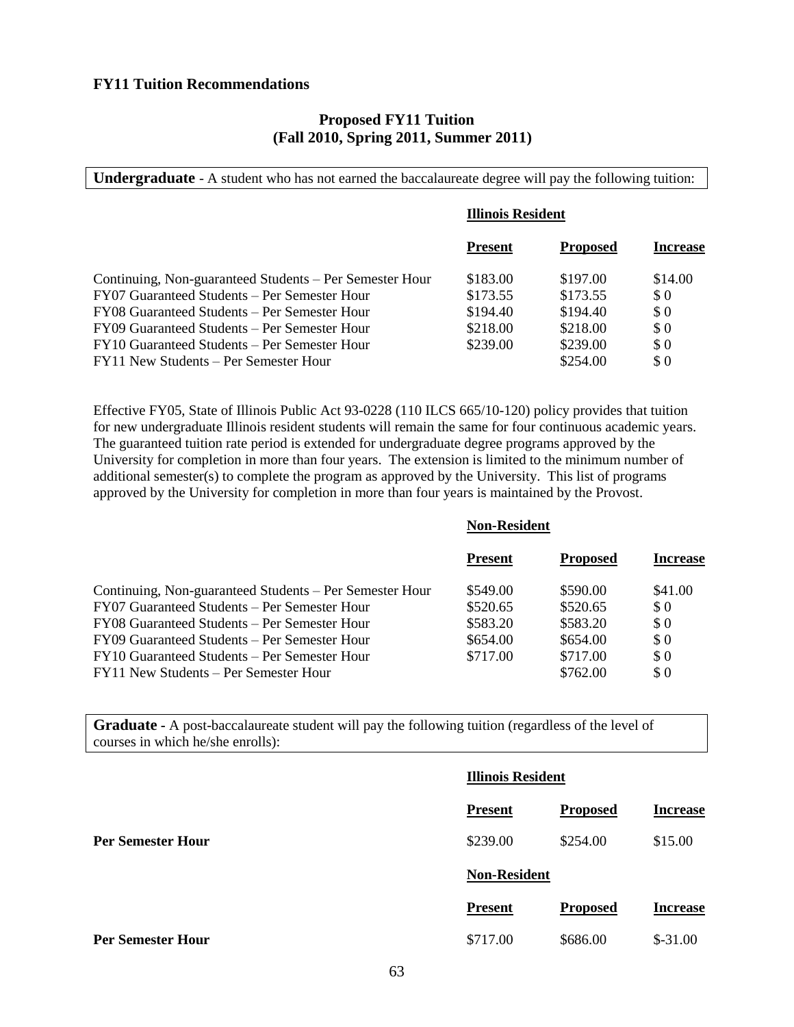**FY11 Tuition Recommendations**

## Proposed FY11 Tuition
## (Fall 2010, Spring 2011, Summer 2011)

**Undergraduate** - A student who has not earned the baccalaureate degree will pay the following tuition:

**Illinois Resident**

| | Present | Proposed | Increase |
|---|---|---|---|
| Continuing, Non-guaranteed Students – Per Semester Hour | $183.00 | $197.00 | $14.00 |
| FY07 Guaranteed Students – Per Semester Hour | $173.55 | $173.55 | $ 0 |
| FY08 Guaranteed Students – Per Semester Hour | $194.40 | $194.40 | $ 0 |
| FY09 Guaranteed Students – Per Semester Hour | $218.00 | $218.00 | $ 0 |
| FY10 Guaranteed Students – Per Semester Hour | $239.00 | $239.00 | $ 0 |
| FY11 New Students – Per Semester Hour | | $254.00 | $ 0 |

Effective FY05, State of Illinois Public Act 93-0228 (110 ILCS 665/10-120) policy provides that tuition for new undergraduate Illinois resident students will remain the same for four continuous academic years. The guaranteed tuition rate period is extended for undergraduate degree programs approved by the University for completion in more than four years. The extension is limited to the minimum number of additional semester(s) to complete the program as approved by the University. This list of programs approved by the University for completion in more than four years is maintained by the Provost.

**Non-Resident**

| | Present | Proposed | Increase |
|---|---|---|---|
| Continuing, Non-guaranteed Students – Per Semester Hour | $549.00 | $590.00 | $41.00 |
| FY07 Guaranteed Students – Per Semester Hour | $520.65 | $520.65 | $ 0 |
| FY08 Guaranteed Students – Per Semester Hour | $583.20 | $583.20 | $ 0 |
| FY09 Guaranteed Students – Per Semester Hour | $654.00 | $654.00 | $ 0 |
| FY10 Guaranteed Students – Per Semester Hour | $717.00 | $717.00 | $ 0 |
| FY11 New Students – Per Semester Hour | | $762.00 | $ 0 |

**Graduate** - A post-baccalaureate student will pay the following tuition (regardless of the level of courses in which he/she enrolls):

**Illinois Resident**

| | Present | Proposed | Increase |
|---|---|---|---|
| **Per Semester Hour** | $239.00 | $254.00 | $15.00 |

**Non-Resident**

| | Present | Proposed | Increase |
|---|---|---|---|
| **Per Semester Hour** | $717.00 | $686.00 | $-31.00 |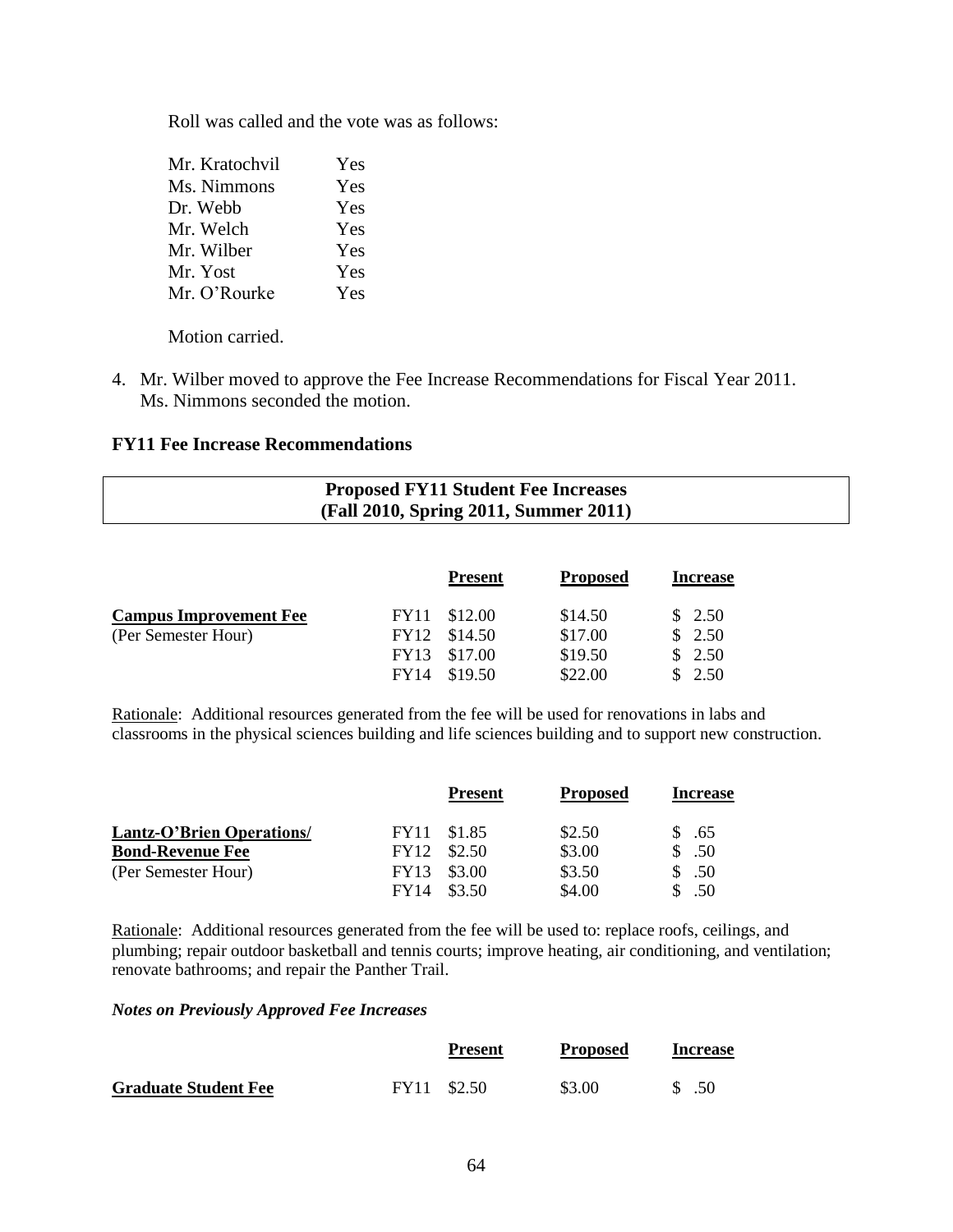Roll was called and the vote was as follows:

| | |
|---|---|
| Mr. Kratochvil | Yes |
| Ms. Nimmons | Yes |
| Dr. Webb | Yes |
| Mr. Welch | Yes |
| Mr. Wilber | Yes |
| Mr. Yost | Yes |
| Mr. O'Rourke | Yes |

Motion carried.

4. Mr. Wilber moved to approve the Fee Increase Recommendations for Fiscal Year 2011. Ms. Nimmons seconded the motion.

### FY11 Fee Increase Recommendations

**Proposed FY11 Student Fee Increases**
**(Fall 2010, Spring 2011, Summer 2011)**

| | | Present | Proposed | Increase |
|---|---|---|---|---|
| **Campus Improvement Fee** | FY11 | $12.00 | $14.50 | $ 2.50 |
| (Per Semester Hour) | FY12 | $14.50 | $17.00 | $ 2.50 |
| | FY13 | $17.00 | $19.50 | $ 2.50 |
| | FY14 | $19.50 | $22.00 | $ 2.50 |

Rationale: Additional resources generated from the fee will be used for renovations in labs and classrooms in the physical sciences building and life sciences building and to support new construction.

| | | Present | Proposed | Increase |
|---|---|---|---|---|
| **Lantz-O'Brien Operations/** | FY11 | $1.85 | $2.50 | $ .65 |
| **Bond-Revenue Fee** | FY12 | $2.50 | $3.00 | $ .50 |
| (Per Semester Hour) | FY13 | $3.00 | $3.50 | $ .50 |
| | FY14 | $3.50 | $4.00 | $ .50 |

Rationale: Additional resources generated from the fee will be used to: replace roofs, ceilings, and plumbing; repair outdoor basketball and tennis courts; improve heating, air conditioning, and ventilation; renovate bathrooms; and repair the Panther Trail.

***Notes on Previously Approved Fee Increases***

| | | Present | Proposed | Increase |
|---|---|---|---|---|
| **Graduate Student Fee** | FY11 | $2.50 | $3.00 | $ .50 |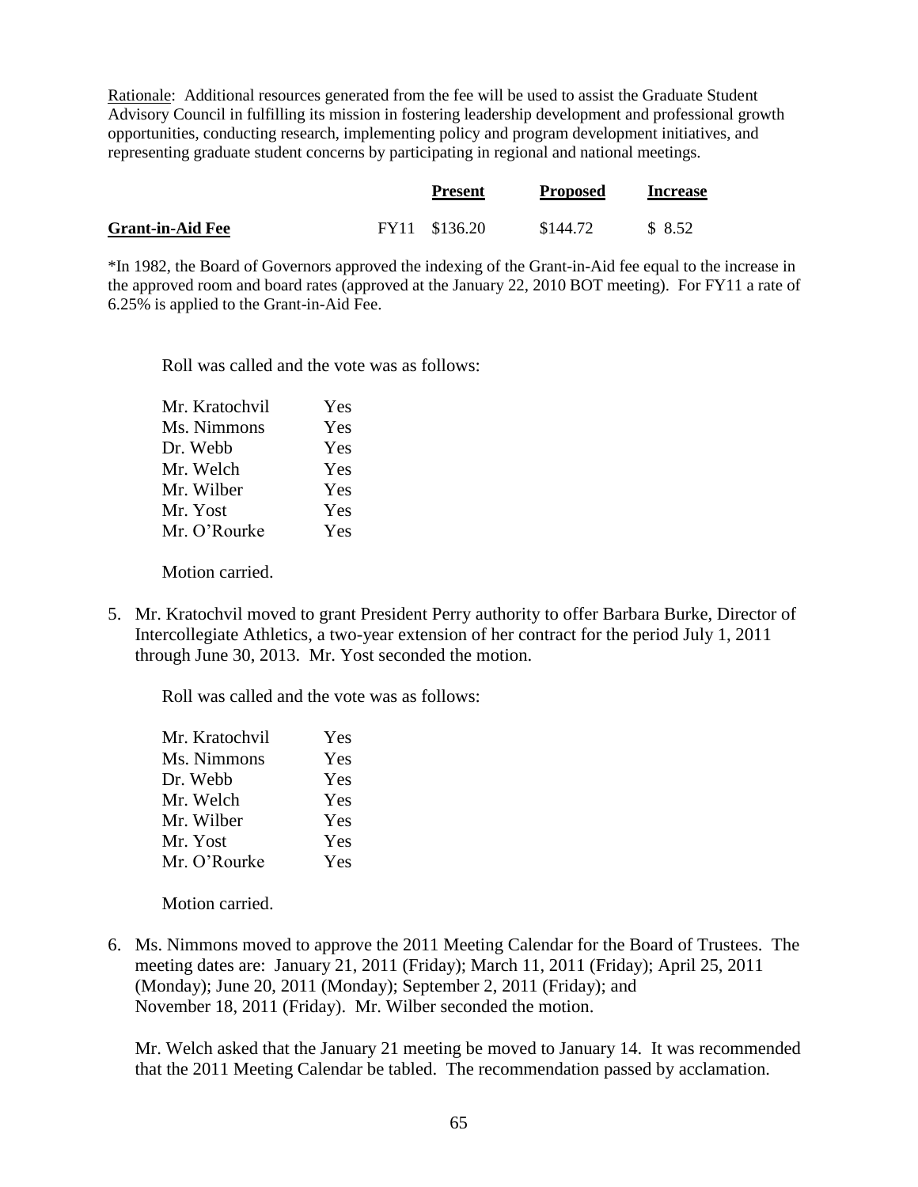<u>Rationale</u>: Additional resources generated from the fee will be used to assist the Graduate Student Advisory Council in fulfilling its mission in fostering leadership development and professional growth opportunities, conducting research, implementing policy and program development initiatives, and representing graduate student concerns by participating in regional and national meetings.

| | | Present | Proposed | Increase |
|---|---|---|---|---|
| **Grant-in-Aid Fee** | FY11 | $136.20 | $144.72 | $ 8.52 |

*In 1982, the Board of Governors approved the indexing of the Grant-in-Aid fee equal to the increase in the approved room and board rates (approved at the January 22, 2010 BOT meeting). For FY11 a rate of 6.25% is applied to the Grant-in-Aid Fee.

Roll was called and the vote was as follows:

| | |
|---|---|
| Mr. Kratochvil | Yes |
| Ms. Nimmons | Yes |
| Dr. Webb | Yes |
| Mr. Welch | Yes |
| Mr. Wilber | Yes |
| Mr. Yost | Yes |
| Mr. O'Rourke | Yes |

Motion carried.

5. Mr. Kratochvil moved to grant President Perry authority to offer Barbara Burke, Director of Intercollegiate Athletics, a two-year extension of her contract for the period July 1, 2011 through June 30, 2013. Mr. Yost seconded the motion.

   Roll was called and the vote was as follows:

   | | |
   |---|---|
   | Mr. Kratochvil | Yes |
   | Ms. Nimmons | Yes |
   | Dr. Webb | Yes |
   | Mr. Welch | Yes |
   | Mr. Wilber | Yes |
   | Mr. Yost | Yes |
   | Mr. O'Rourke | Yes |

   Motion carried.

6. Ms. Nimmons moved to approve the 2011 Meeting Calendar for the Board of Trustees. The meeting dates are: January 21, 2011 (Friday); March 11, 2011 (Friday); April 25, 2011 (Monday); June 20, 2011 (Monday); September 2, 2011 (Friday); and November 18, 2011 (Friday). Mr. Wilber seconded the motion.

   Mr. Welch asked that the January 21 meeting be moved to January 14. It was recommended that the 2011 Meeting Calendar be tabled. The recommendation passed by acclamation.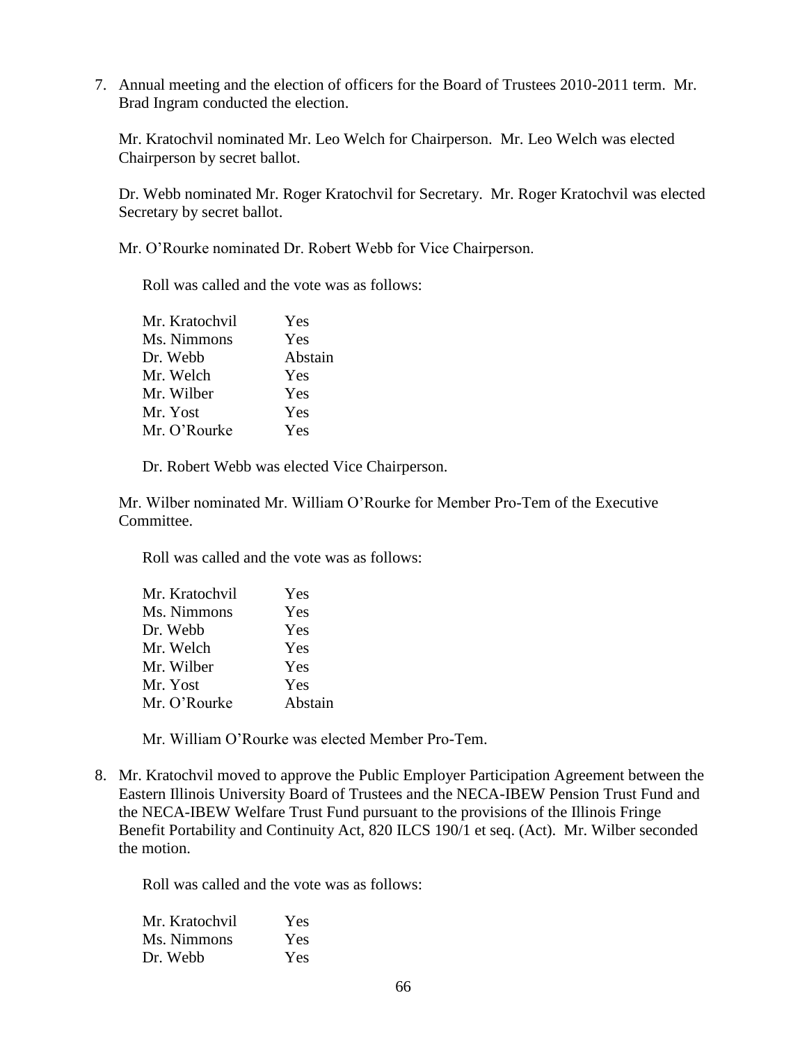7. Annual meeting and the election of officers for the Board of Trustees 2010-2011 term. Mr. Brad Ingram conducted the election.

   Mr. Kratochvil nominated Mr. Leo Welch for Chairperson. Mr. Leo Welch was elected Chairperson by secret ballot.

   Dr. Webb nominated Mr. Roger Kratochvil for Secretary. Mr. Roger Kratochvil was elected Secretary by secret ballot.

   Mr. O'Rourke nominated Dr. Robert Webb for Vice Chairperson.

   Roll was called and the vote was as follows:

   | | |
   |---|---|
   | Mr. Kratochvil | Yes |
   | Ms. Nimmons | Yes |
   | Dr. Webb | Abstain |
   | Mr. Welch | Yes |
   | Mr. Wilber | Yes |
   | Mr. Yost | Yes |
   | Mr. O'Rourke | Yes |

   Dr. Robert Webb was elected Vice Chairperson.

   Mr. Wilber nominated Mr. William O'Rourke for Member Pro-Tem of the Executive Committee.

   Roll was called and the vote was as follows:

   | | |
   |---|---|
   | Mr. Kratochvil | Yes |
   | Ms. Nimmons | Yes |
   | Dr. Webb | Yes |
   | Mr. Welch | Yes |
   | Mr. Wilber | Yes |
   | Mr. Yost | Yes |
   | Mr. O'Rourke | Abstain |

   Mr. William O'Rourke was elected Member Pro-Tem.

8. Mr. Kratochvil moved to approve the Public Employer Participation Agreement between the Eastern Illinois University Board of Trustees and the NECA-IBEW Pension Trust Fund and the NECA-IBEW Welfare Trust Fund pursuant to the provisions of the Illinois Fringe Benefit Portability and Continuity Act, 820 ILCS 190/1 et seq. (Act). Mr. Wilber seconded the motion.

   Roll was called and the vote was as follows:

   | | |
   |---|---|
   | Mr. Kratochvil | Yes |
   | Ms. Nimmons | Yes |
   | Dr. Webb | Yes |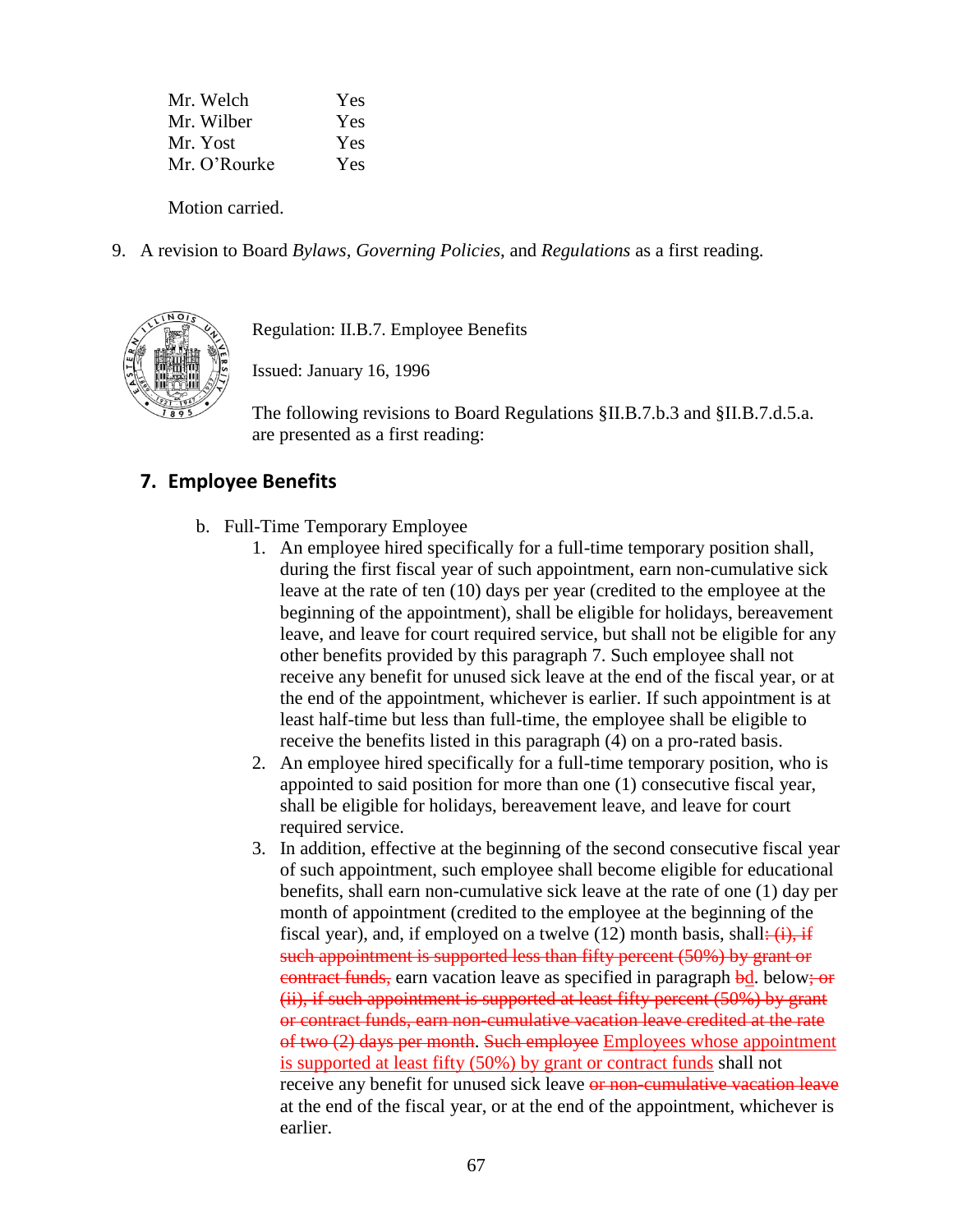| | |
|---|---|
| Mr. Welch | Yes |
| Mr. Wilber | Yes |
| Mr. Yost | Yes |
| Mr. O'Rourke | Yes |

Motion carried.

9. A revision to Board *Bylaws*, *Governing Policies*, and *Regulations* as a first reading.

Regulation: II.B.7. Employee Benefits

Issued: January 16, 1996

The following revisions to Board Regulations §II.B.7.b.3 and §II.B.7.d.5.a. are presented as a first reading:

## 7. Employee Benefits

b. Full-Time Temporary Employee

1. An employee hired specifically for a full-time temporary position shall, during the first fiscal year of such appointment, earn non-cumulative sick leave at the rate of ten (10) days per year (credited to the employee at the beginning of the appointment), shall be eligible for holidays, bereavement leave, and leave for court required service, but shall not be eligible for any other benefits provided by this paragraph 7. Such employee shall not receive any benefit for unused sick leave at the end of the fiscal year, or at the end of the appointment, whichever is earlier. If such appointment is at least half-time but less than full-time, the employee shall be eligible to receive the benefits listed in this paragraph (4) on a pro-rated basis.
2. An employee hired specifically for a full-time temporary position, who is appointed to said position for more than one (1) consecutive fiscal year, shall be eligible for holidays, bereavement leave, and leave for court required service.
3. In addition, effective at the beginning of the second consecutive fiscal year of such appointment, such employee shall become eligible for educational benefits, shall earn non-cumulative sick leave at the rate of one (1) day per month of appointment (credited to the employee at the beginning of the fiscal year), and, if employed on a twelve (12) month basis, shall~~: (i), if such appointment is supported less than fifty percent (50%) by grant or contract funds,~~ earn vacation leave as specified in paragraph ~~b~~<u>d</u>. below~~; or (ii), if such appointment is supported at least fifty percent (50%) by grant or contract funds, earn non-cumulative vacation leave credited at the rate of two (2) days per month~~. ~~Such employee~~ <u>Employees whose appointment is supported at least fifty (50%) by grant or contract funds</u> shall not receive any benefit for unused sick leave ~~or non-cumulative vacation leave~~ at the end of the fiscal year, or at the end of the appointment, whichever is earlier.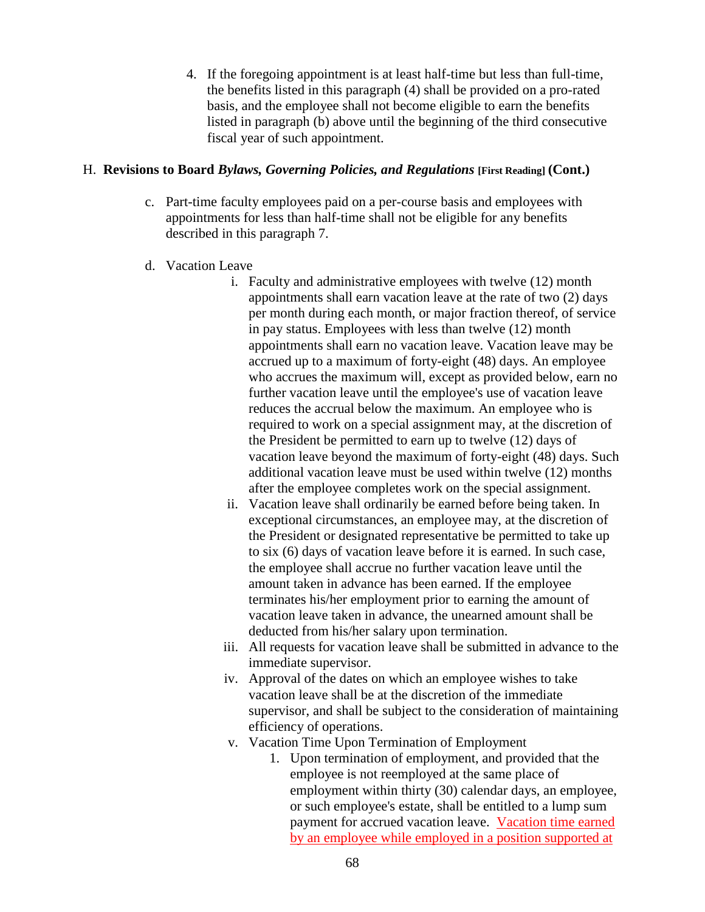4. If the foregoing appointment is at least half-time but less than full-time, the benefits listed in this paragraph (4) shall be provided on a pro-rated basis, and the employee shall not become eligible to earn the benefits listed in paragraph (b) above until the beginning of the third consecutive fiscal year of such appointment.

H. **Revisions to Board *Bylaws, Governing Policies, and Regulations* [First Reading] (Cont.)**

c. Part-time faculty employees paid on a per-course basis and employees with appointments for less than half-time shall not be eligible for any benefits described in this paragraph 7.

d. Vacation Leave

   i. Faculty and administrative employees with twelve (12) month appointments shall earn vacation leave at the rate of two (2) days per month during each month, or major fraction thereof, of service in pay status. Employees with less than twelve (12) month appointments shall earn no vacation leave. Vacation leave may be accrued up to a maximum of forty-eight (48) days. An employee who accrues the maximum will, except as provided below, earn no further vacation leave until the employee's use of vacation leave reduces the accrual below the maximum. An employee who is required to work on a special assignment may, at the discretion of the President be permitted to earn up to twelve (12) days of vacation leave beyond the maximum of forty-eight (48) days. Such additional vacation leave must be used within twelve (12) months after the employee completes work on the special assignment.

   ii. Vacation leave shall ordinarily be earned before being taken. In exceptional circumstances, an employee may, at the discretion of the President or designated representative be permitted to take up to six (6) days of vacation leave before it is earned. In such case, the employee shall accrue no further vacation leave until the amount taken in advance has been earned. If the employee terminates his/her employment prior to earning the amount of vacation leave taken in advance, the unearned amount shall be deducted from his/her salary upon termination.

   iii. All requests for vacation leave shall be submitted in advance to the immediate supervisor.

   iv. Approval of the dates on which an employee wishes to take vacation leave shall be at the discretion of the immediate supervisor, and shall be subject to the consideration of maintaining efficiency of operations.

   v. Vacation Time Upon Termination of Employment

      1. Upon termination of employment, and provided that the employee is not reemployed at the same place of employment within thirty (30) calendar days, an employee, or such employee's estate, shall be entitled to a lump sum payment for accrued vacation leave. Vacation time earned by an employee while employed in a position supported at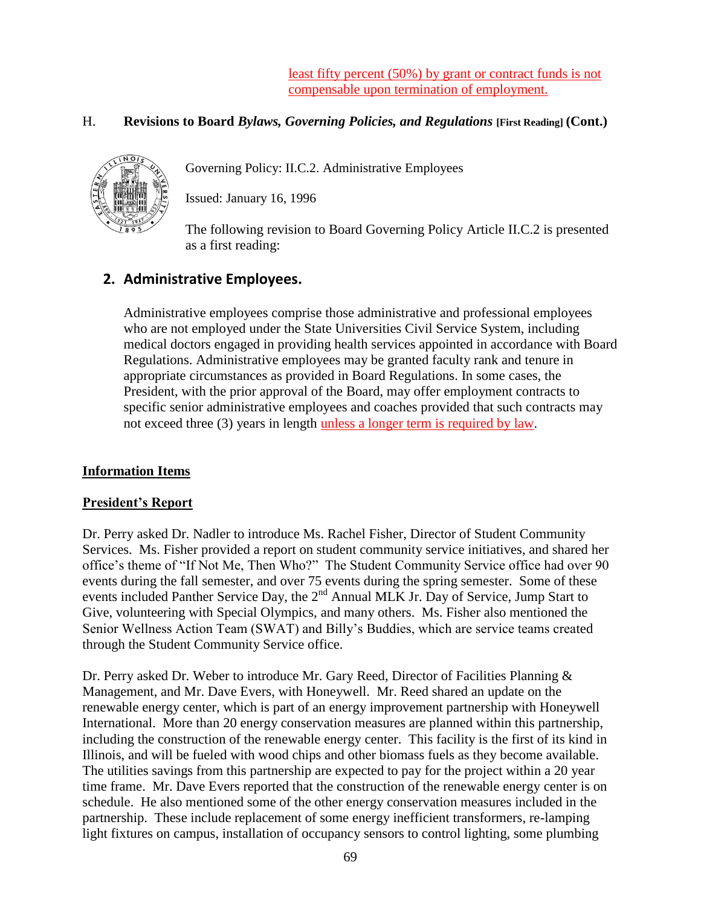least fifty percent (50%) by grant or contract funds is not compensable upon termination of employment.

H. **Revisions to Board *Bylaws, Governing Policies, and Regulations* [First Reading] (Cont.)**

Governing Policy: II.C.2. Administrative Employees

Issued: January 16, 1996

The following revision to Board Governing Policy Article II.C.2 is presented as a first reading:

## 2. Administrative Employees.

Administrative employees comprise those administrative and professional employees who are not employed under the State Universities Civil Service System, including medical doctors engaged in providing health services appointed in accordance with Board Regulations. Administrative employees may be granted faculty rank and tenure in appropriate circumstances as provided in Board Regulations. In some cases, the President, with the prior approval of the Board, may offer employment contracts to specific senior administrative employees and coaches provided that such contracts may not exceed three (3) years in length unless a longer term is required by law.

**Information Items**

**President's Report**

Dr. Perry asked Dr. Nadler to introduce Ms. Rachel Fisher, Director of Student Community Services. Ms. Fisher provided a report on student community service initiatives, and shared her office's theme of "If Not Me, Then Who?" The Student Community Service office had over 90 events during the fall semester, and over 75 events during the spring semester. Some of these events included Panther Service Day, the 2nd Annual MLK Jr. Day of Service, Jump Start to Give, volunteering with Special Olympics, and many others. Ms. Fisher also mentioned the Senior Wellness Action Team (SWAT) and Billy's Buddies, which are service teams created through the Student Community Service office.

Dr. Perry asked Dr. Weber to introduce Mr. Gary Reed, Director of Facilities Planning & Management, and Mr. Dave Evers, with Honeywell. Mr. Reed shared an update on the renewable energy center, which is part of an energy improvement partnership with Honeywell International. More than 20 energy conservation measures are planned within this partnership, including the construction of the renewable energy center. This facility is the first of its kind in Illinois, and will be fueled with wood chips and other biomass fuels as they become available. The utilities savings from this partnership are expected to pay for the project within a 20 year time frame. Mr. Dave Evers reported that the construction of the renewable energy center is on schedule. He also mentioned some of the other energy conservation measures included in the partnership. These include replacement of some energy inefficient transformers, re-lamping light fixtures on campus, installation of occupancy sensors to control lighting, some plumbing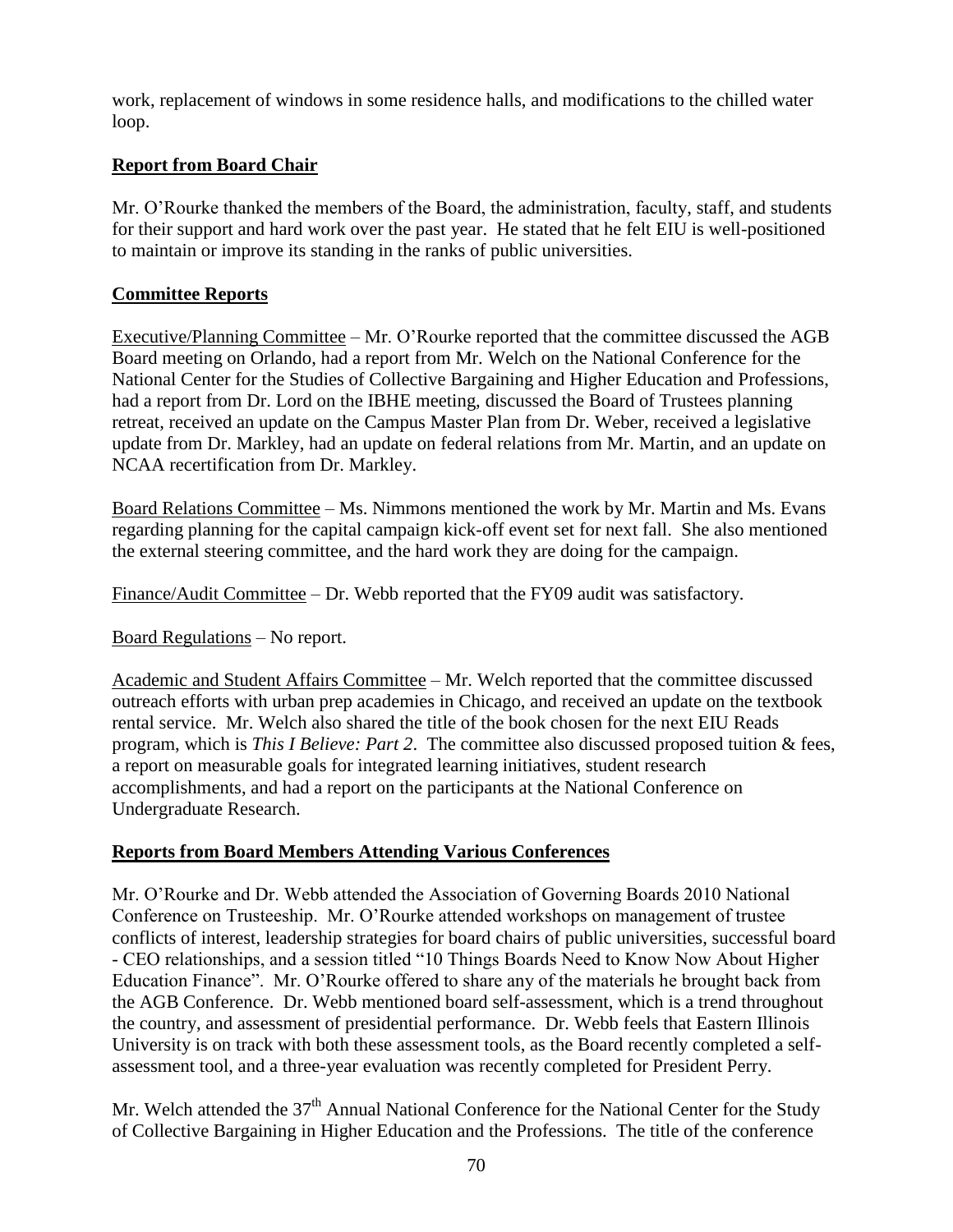work, replacement of windows in some residence halls, and modifications to the chilled water loop.

## Report from Board Chair

Mr. O'Rourke thanked the members of the Board, the administration, faculty, staff, and students for their support and hard work over the past year. He stated that he felt EIU is well-positioned to maintain or improve its standing in the ranks of public universities.

## Committee Reports

Executive/Planning Committee – Mr. O'Rourke reported that the committee discussed the AGB Board meeting on Orlando, had a report from Mr. Welch on the National Conference for the National Center for the Studies of Collective Bargaining and Higher Education and Professions, had a report from Dr. Lord on the IBHE meeting, discussed the Board of Trustees planning retreat, received an update on the Campus Master Plan from Dr. Weber, received a legislative update from Dr. Markley, had an update on federal relations from Mr. Martin, and an update on NCAA recertification from Dr. Markley.

Board Relations Committee – Ms. Nimmons mentioned the work by Mr. Martin and Ms. Evans regarding planning for the capital campaign kick-off event set for next fall. She also mentioned the external steering committee, and the hard work they are doing for the campaign.

Finance/Audit Committee – Dr. Webb reported that the FY09 audit was satisfactory.

Board Regulations – No report.

Academic and Student Affairs Committee – Mr. Welch reported that the committee discussed outreach efforts with urban prep academies in Chicago, and received an update on the textbook rental service. Mr. Welch also shared the title of the book chosen for the next EIU Reads program, which is *This I Believe: Part 2*. The committee also discussed proposed tuition & fees, a report on measurable goals for integrated learning initiatives, student research accomplishments, and had a report on the participants at the National Conference on Undergraduate Research.

## Reports from Board Members Attending Various Conferences

Mr. O'Rourke and Dr. Webb attended the Association of Governing Boards 2010 National Conference on Trusteeship. Mr. O'Rourke attended workshops on management of trustee conflicts of interest, leadership strategies for board chairs of public universities, successful board - CEO relationships, and a session titled "10 Things Boards Need to Know Now About Higher Education Finance". Mr. O'Rourke offered to share any of the materials he brought back from the AGB Conference. Dr. Webb mentioned board self-assessment, which is a trend throughout the country, and assessment of presidential performance. Dr. Webb feels that Eastern Illinois University is on track with both these assessment tools, as the Board recently completed a self-assessment tool, and a three-year evaluation was recently completed for President Perry.

Mr. Welch attended the 37th Annual National Conference for the National Center for the Study of Collective Bargaining in Higher Education and the Professions. The title of the conference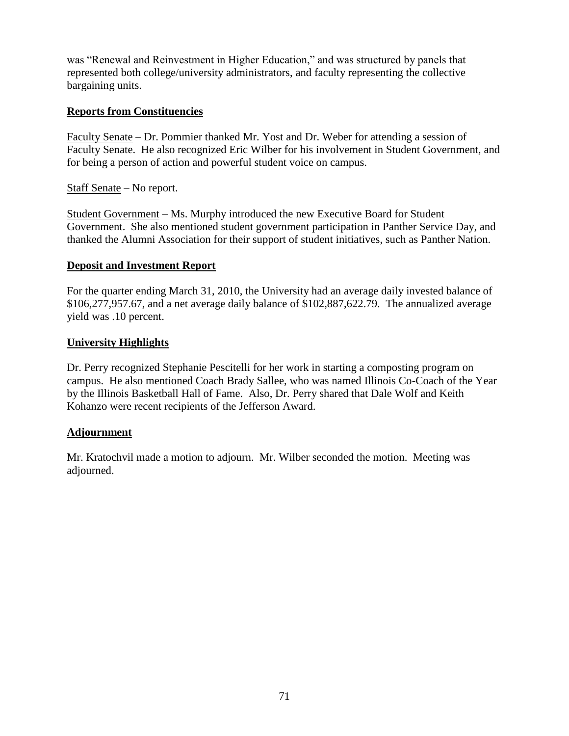was "Renewal and Reinvestment in Higher Education," and was structured by panels that represented both college/university administrators, and faculty representing the collective bargaining units.

**Reports from Constituencies**

Faculty Senate – Dr. Pommier thanked Mr. Yost and Dr. Weber for attending a session of Faculty Senate. He also recognized Eric Wilber for his involvement in Student Government, and for being a person of action and powerful student voice on campus.

Staff Senate – No report.

Student Government – Ms. Murphy introduced the new Executive Board for Student Government. She also mentioned student government participation in Panther Service Day, and thanked the Alumni Association for their support of student initiatives, such as Panther Nation.

**Deposit and Investment Report**

For the quarter ending March 31, 2010, the University had an average daily invested balance of $106,277,957.67, and a net average daily balance of $102,887,622.79. The annualized average yield was .10 percent.

**University Highlights**

Dr. Perry recognized Stephanie Pescitelli for her work in starting a composting program on campus. He also mentioned Coach Brady Sallee, who was named Illinois Co-Coach of the Year by the Illinois Basketball Hall of Fame. Also, Dr. Perry shared that Dale Wolf and Keith Kohanzo were recent recipients of the Jefferson Award.

**Adjournment**

Mr. Kratochvil made a motion to adjourn. Mr. Wilber seconded the motion. Meeting was adjourned.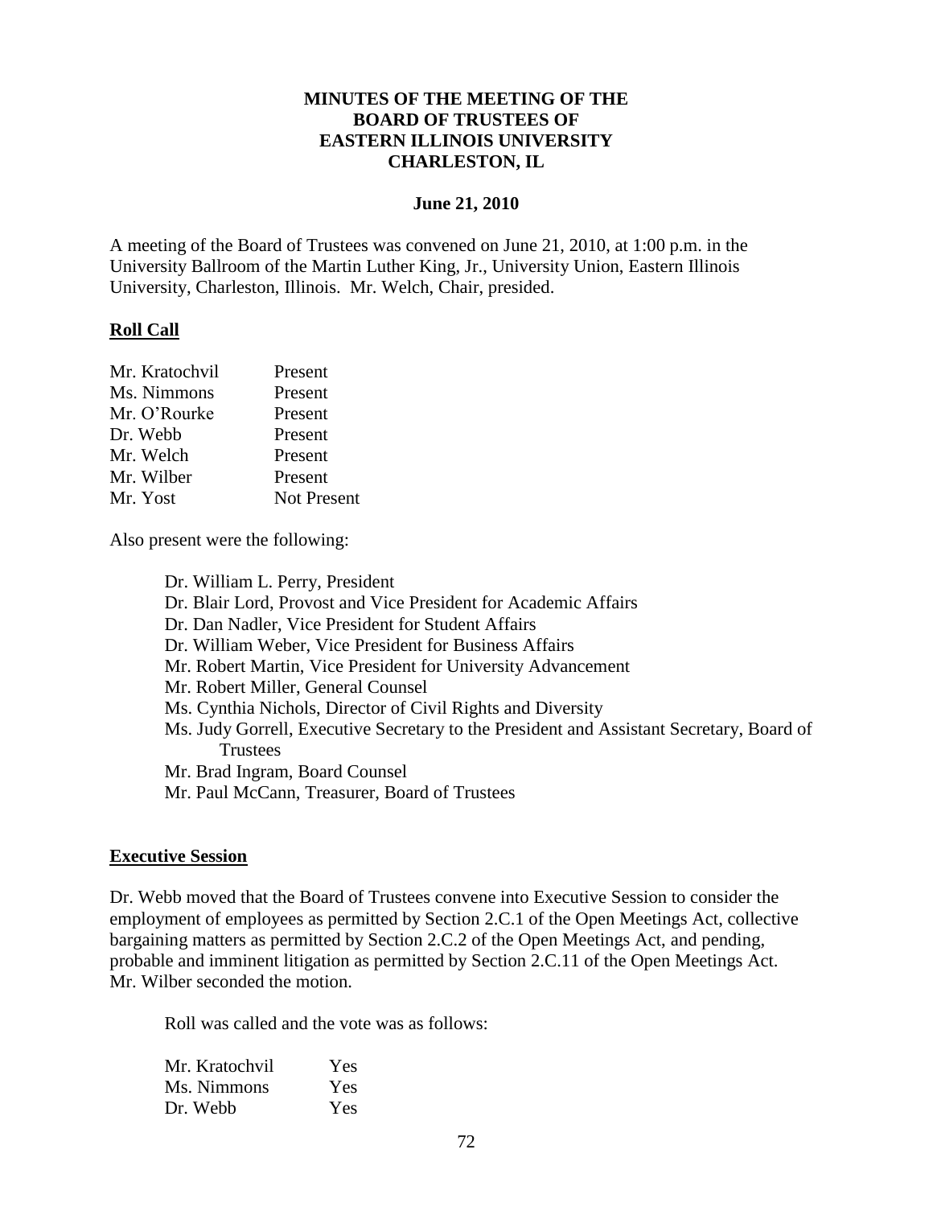**MINUTES OF THE MEETING OF THE BOARD OF TRUSTEES OF EASTERN ILLINOIS UNIVERSITY CHARLESTON, IL**

**June 21, 2010**

A meeting of the Board of Trustees was convened on June 21, 2010, at 1:00 p.m. in the University Ballroom of the Martin Luther King, Jr., University Union, Eastern Illinois University, Charleston, Illinois. Mr. Welch, Chair, presided.

**Roll Call**

| | |
|---|---|
| Mr. Kratochvil | Present |
| Ms. Nimmons | Present |
| Mr. O'Rourke | Present |
| Dr. Webb | Present |
| Mr. Welch | Present |
| Mr. Wilber | Present |
| Mr. Yost | Not Present |

Also present were the following:

- Dr. William L. Perry, President
- Dr. Blair Lord, Provost and Vice President for Academic Affairs
- Dr. Dan Nadler, Vice President for Student Affairs
- Dr. William Weber, Vice President for Business Affairs
- Mr. Robert Martin, Vice President for University Advancement
- Mr. Robert Miller, General Counsel
- Ms. Cynthia Nichols, Director of Civil Rights and Diversity
- Ms. Judy Gorrell, Executive Secretary to the President and Assistant Secretary, Board of Trustees
- Mr. Brad Ingram, Board Counsel
- Mr. Paul McCann, Treasurer, Board of Trustees

**Executive Session**

Dr. Webb moved that the Board of Trustees convene into Executive Session to consider the employment of employees as permitted by Section 2.C.1 of the Open Meetings Act, collective bargaining matters as permitted by Section 2.C.2 of the Open Meetings Act, and pending, probable and imminent litigation as permitted by Section 2.C.11 of the Open Meetings Act. Mr. Wilber seconded the motion.

Roll was called and the vote was as follows:

| | |
|---|---|
| Mr. Kratochvil | Yes |
| Ms. Nimmons | Yes |
| Dr. Webb | Yes |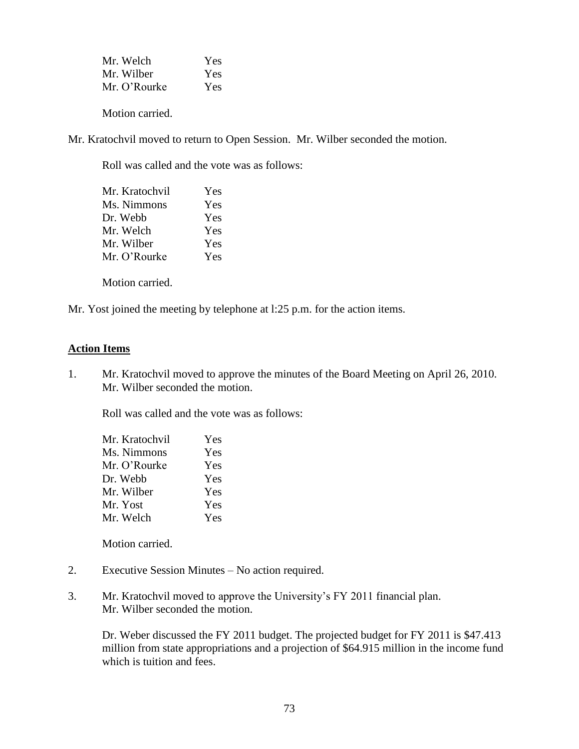Mr. Welch Yes
Mr. Wilber Yes
Mr. O'Rourke Yes

Motion carried.

Mr. Kratochvil moved to return to Open Session. Mr. Wilber seconded the motion.

Roll was called and the vote was as follows:

Mr. Kratochvil Yes
Ms. Nimmons Yes
Dr. Webb Yes
Mr. Welch Yes
Mr. Wilber Yes
Mr. O'Rourke Yes

Motion carried.

Mr. Yost joined the meeting by telephone at l:25 p.m. for the action items.

**Action Items**

1. Mr. Kratochvil moved to approve the minutes of the Board Meeting on April 26, 2010. Mr. Wilber seconded the motion.

   Roll was called and the vote was as follows:

   Mr. Kratochvil Yes
   Ms. Nimmons Yes
   Mr. O'Rourke Yes
   Dr. Webb Yes
   Mr. Wilber Yes
   Mr. Yost Yes
   Mr. Welch Yes

   Motion carried.

2. Executive Session Minutes – No action required.

3. Mr. Kratochvil moved to approve the University's FY 2011 financial plan. Mr. Wilber seconded the motion.

   Dr. Weber discussed the FY 2011 budget. The projected budget for FY 2011 is $47.413 million from state appropriations and a projection of $64.915 million in the income fund which is tuition and fees.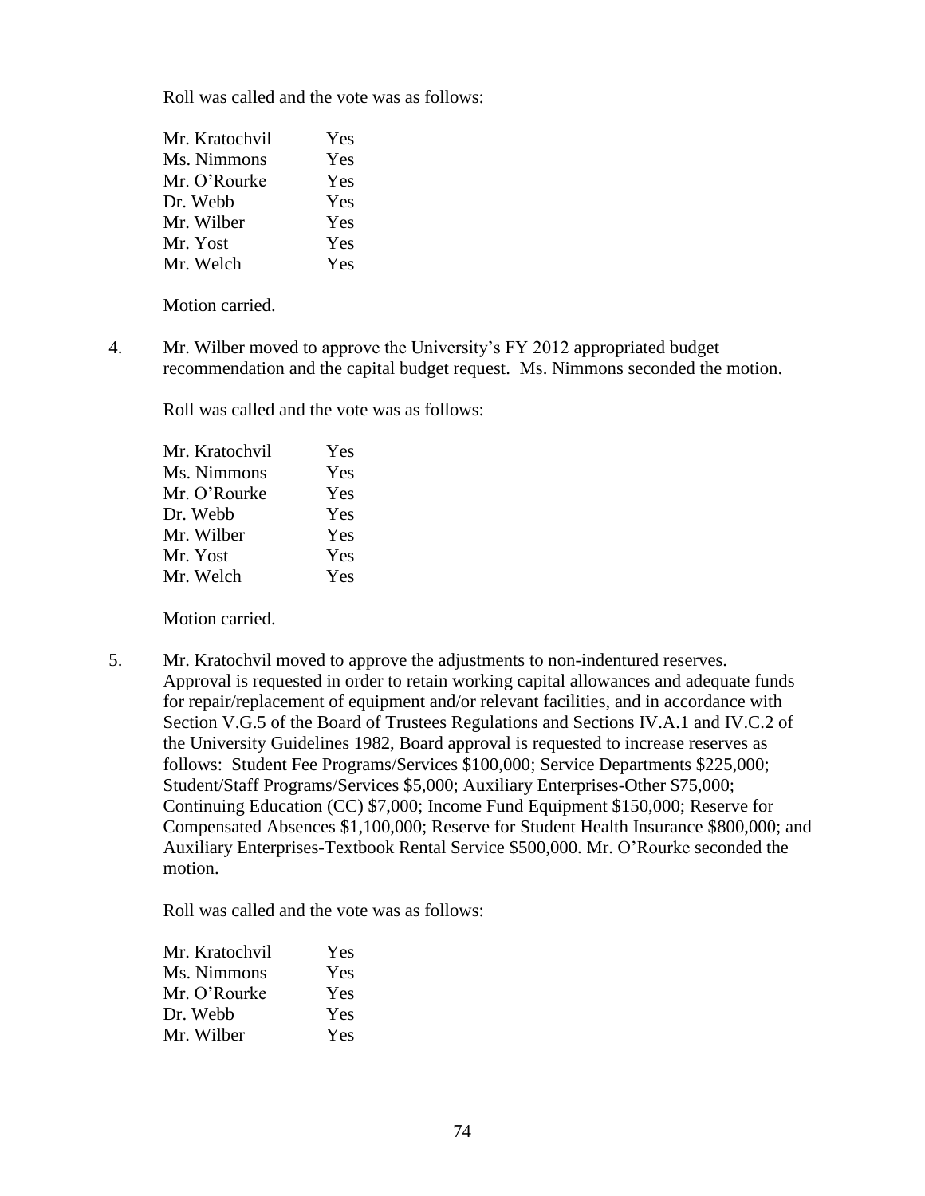Roll was called and the vote was as follows:

| | |
|---|---|
| Mr. Kratochvil | Yes |
| Ms. Nimmons | Yes |
| Mr. O'Rourke | Yes |
| Dr. Webb | Yes |
| Mr. Wilber | Yes |
| Mr. Yost | Yes |
| Mr. Welch | Yes |

Motion carried.

4. Mr. Wilber moved to approve the University's FY 2012 appropriated budget recommendation and the capital budget request. Ms. Nimmons seconded the motion.

   Roll was called and the vote was as follows:

| | |
|---|---|
| Mr. Kratochvil | Yes |
| Ms. Nimmons | Yes |
| Mr. O'Rourke | Yes |
| Dr. Webb | Yes |
| Mr. Wilber | Yes |
| Mr. Yost | Yes |
| Mr. Welch | Yes |

   Motion carried.

5. Mr. Kratochvil moved to approve the adjustments to non-indentured reserves. Approval is requested in order to retain working capital allowances and adequate funds for repair/replacement of equipment and/or relevant facilities, and in accordance with Section V.G.5 of the Board of Trustees Regulations and Sections IV.A.1 and IV.C.2 of the University Guidelines 1982, Board approval is requested to increase reserves as follows: Student Fee Programs/Services $100,000; Service Departments $225,000; Student/Staff Programs/Services $5,000; Auxiliary Enterprises-Other $75,000; Continuing Education (CC) $7,000; Income Fund Equipment $150,000; Reserve for Compensated Absences $1,100,000; Reserve for Student Health Insurance $800,000; and Auxiliary Enterprises-Textbook Rental Service $500,000. Mr. O'Rourke seconded the motion.

   Roll was called and the vote was as follows:

| | |
|---|---|
| Mr. Kratochvil | Yes |
| Ms. Nimmons | Yes |
| Mr. O'Rourke | Yes |
| Dr. Webb | Yes |
| Mr. Wilber | Yes |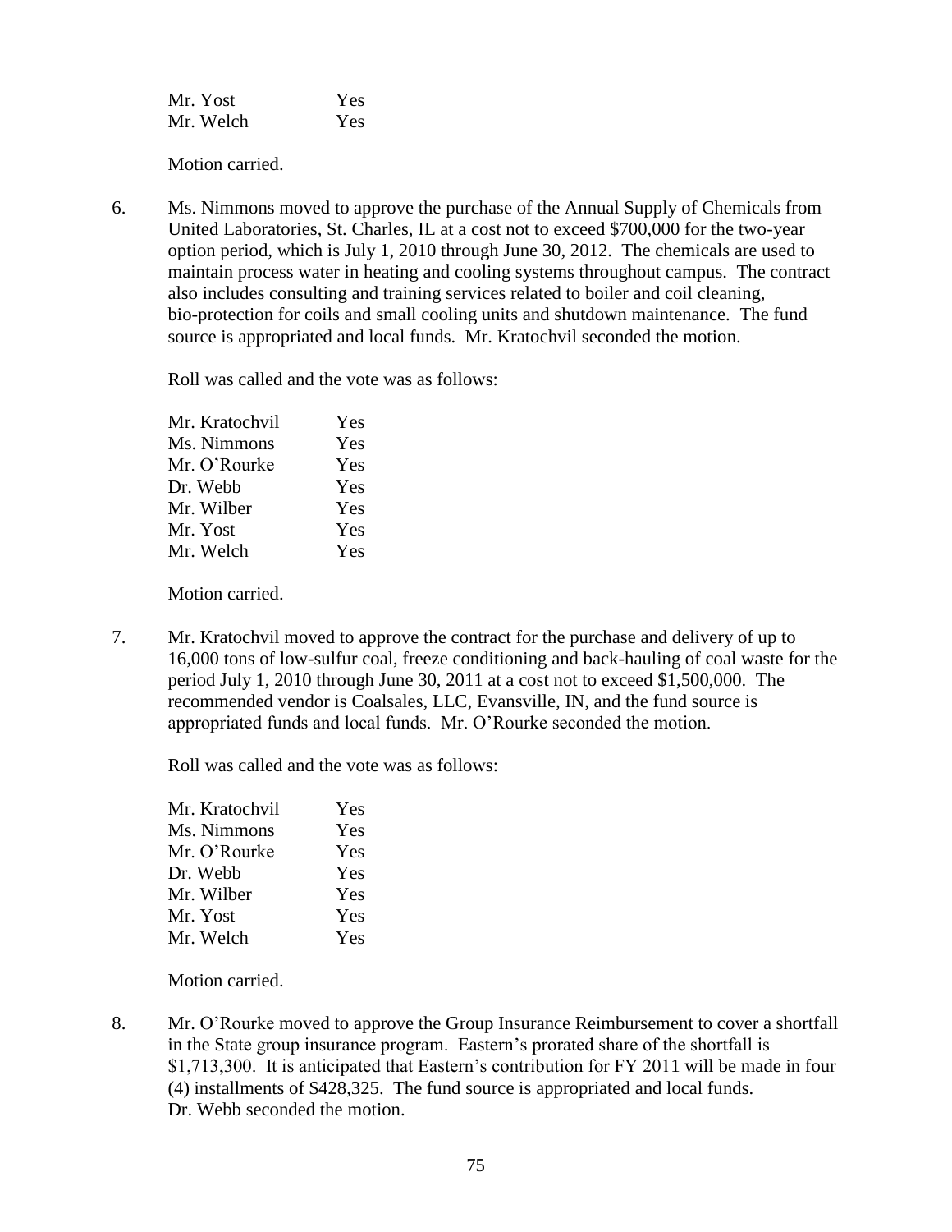| | |
|---|---|
| Mr. Yost | Yes |
| Mr. Welch | Yes |

Motion carried.

6. Ms. Nimmons moved to approve the purchase of the Annual Supply of Chemicals from United Laboratories, St. Charles, IL at a cost not to exceed $700,000 for the two-year option period, which is July 1, 2010 through June 30, 2012. The chemicals are used to maintain process water in heating and cooling systems throughout campus. The contract also includes consulting and training services related to boiler and coil cleaning, bio-protection for coils and small cooling units and shutdown maintenance. The fund source is appropriated and local funds. Mr. Kratochvil seconded the motion.

   Roll was called and the vote was as follows:

   | | |
   |---|---|
   | Mr. Kratochvil | Yes |
   | Ms. Nimmons | Yes |
   | Mr. O'Rourke | Yes |
   | Dr. Webb | Yes |
   | Mr. Wilber | Yes |
   | Mr. Yost | Yes |
   | Mr. Welch | Yes |

   Motion carried.

7. Mr. Kratochvil moved to approve the contract for the purchase and delivery of up to 16,000 tons of low-sulfur coal, freeze conditioning and back-hauling of coal waste for the period July 1, 2010 through June 30, 2011 at a cost not to exceed $1,500,000. The recommended vendor is Coalsales, LLC, Evansville, IN, and the fund source is appropriated funds and local funds. Mr. O'Rourke seconded the motion.

   Roll was called and the vote was as follows:

   | | |
   |---|---|
   | Mr. Kratochvil | Yes |
   | Ms. Nimmons | Yes |
   | Mr. O'Rourke | Yes |
   | Dr. Webb | Yes |
   | Mr. Wilber | Yes |
   | Mr. Yost | Yes |
   | Mr. Welch | Yes |

   Motion carried.

8. Mr. O'Rourke moved to approve the Group Insurance Reimbursement to cover a shortfall in the State group insurance program. Eastern's prorated share of the shortfall is $1,713,300. It is anticipated that Eastern's contribution for FY 2011 will be made in four (4) installments of $428,325. The fund source is appropriated and local funds. Dr. Webb seconded the motion.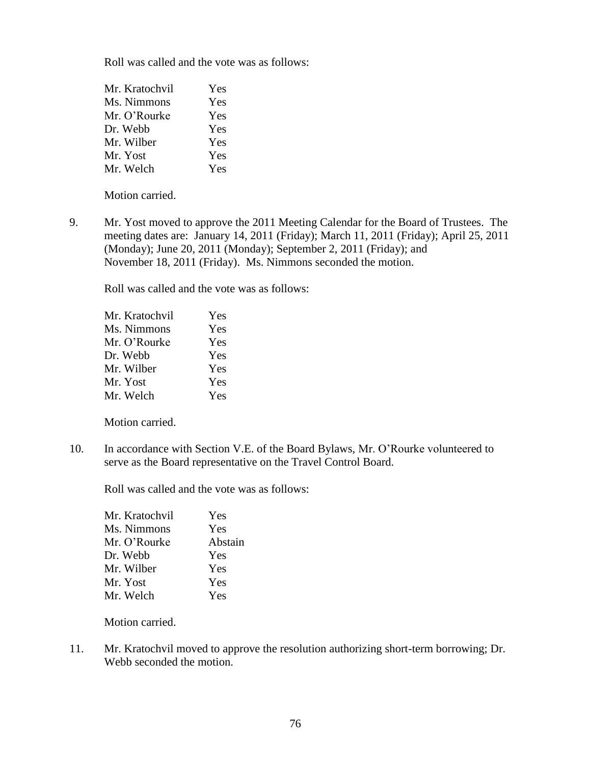Roll was called and the vote was as follows:

| | |
|---|---|
| Mr. Kratochvil | Yes |
| Ms. Nimmons | Yes |
| Mr. O'Rourke | Yes |
| Dr. Webb | Yes |
| Mr. Wilber | Yes |
| Mr. Yost | Yes |
| Mr. Welch | Yes |

Motion carried.

9. Mr. Yost moved to approve the 2011 Meeting Calendar for the Board of Trustees. The meeting dates are: January 14, 2011 (Friday); March 11, 2011 (Friday); April 25, 2011 (Monday); June 20, 2011 (Monday); September 2, 2011 (Friday); and November 18, 2011 (Friday). Ms. Nimmons seconded the motion.

   Roll was called and the vote was as follows:

   | | |
   |---|---|
   | Mr. Kratochvil | Yes |
   | Ms. Nimmons | Yes |
   | Mr. O'Rourke | Yes |
   | Dr. Webb | Yes |
   | Mr. Wilber | Yes |
   | Mr. Yost | Yes |
   | Mr. Welch | Yes |

   Motion carried.

10. In accordance with Section V.E. of the Board Bylaws, Mr. O'Rourke volunteered to serve as the Board representative on the Travel Control Board.

    Roll was called and the vote was as follows:

    | | |
    |---|---|
    | Mr. Kratochvil | Yes |
    | Ms. Nimmons | Yes |
    | Mr. O'Rourke | Abstain |
    | Dr. Webb | Yes |
    | Mr. Wilber | Yes |
    | Mr. Yost | Yes |
    | Mr. Welch | Yes |

    Motion carried.

11. Mr. Kratochvil moved to approve the resolution authorizing short-term borrowing; Dr. Webb seconded the motion.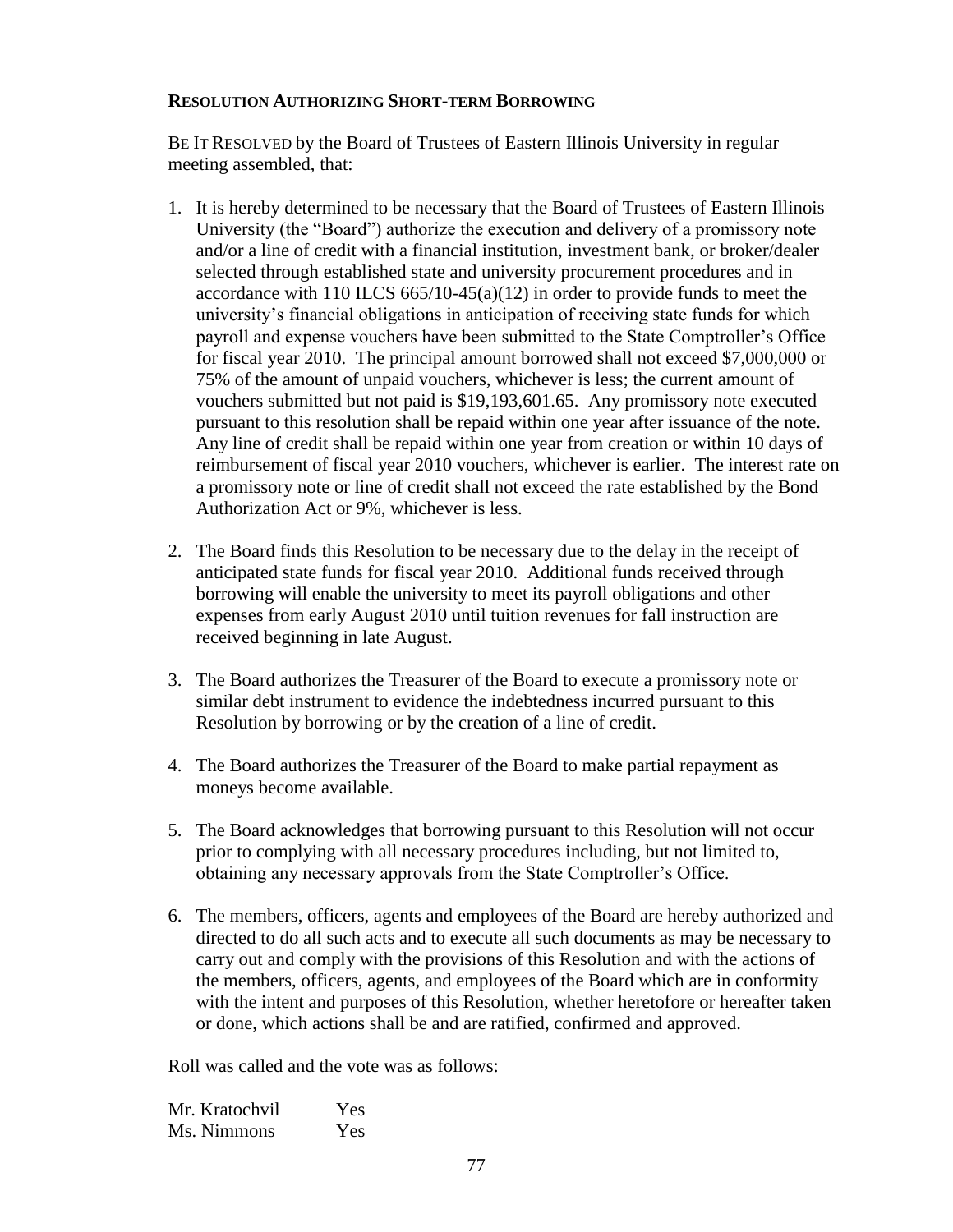**RESOLUTION AUTHORIZING SHORT-TERM BORROWING**

BE IT RESOLVED by the Board of Trustees of Eastern Illinois University in regular meeting assembled, that:

1. It is hereby determined to be necessary that the Board of Trustees of Eastern Illinois University (the "Board") authorize the execution and delivery of a promissory note and/or a line of credit with a financial institution, investment bank, or broker/dealer selected through established state and university procurement procedures and in accordance with 110 ILCS 665/10-45(a)(12) in order to provide funds to meet the university's financial obligations in anticipation of receiving state funds for which payroll and expense vouchers have been submitted to the State Comptroller's Office for fiscal year 2010. The principal amount borrowed shall not exceed $7,000,000 or 75% of the amount of unpaid vouchers, whichever is less; the current amount of vouchers submitted but not paid is $19,193,601.65. Any promissory note executed pursuant to this resolution shall be repaid within one year after issuance of the note. Any line of credit shall be repaid within one year from creation or within 10 days of reimbursement of fiscal year 2010 vouchers, whichever is earlier. The interest rate on a promissory note or line of credit shall not exceed the rate established by the Bond Authorization Act or 9%, whichever is less.

2. The Board finds this Resolution to be necessary due to the delay in the receipt of anticipated state funds for fiscal year 2010. Additional funds received through borrowing will enable the university to meet its payroll obligations and other expenses from early August 2010 until tuition revenues for fall instruction are received beginning in late August.

3. The Board authorizes the Treasurer of the Board to execute a promissory note or similar debt instrument to evidence the indebtedness incurred pursuant to this Resolution by borrowing or by the creation of a line of credit.

4. The Board authorizes the Treasurer of the Board to make partial repayment as moneys become available.

5. The Board acknowledges that borrowing pursuant to this Resolution will not occur prior to complying with all necessary procedures including, but not limited to, obtaining any necessary approvals from the State Comptroller's Office.

6. The members, officers, agents and employees of the Board are hereby authorized and directed to do all such acts and to execute all such documents as may be necessary to carry out and comply with the provisions of this Resolution and with the actions of the members, officers, agents, and employees of the Board which are in conformity with the intent and purposes of this Resolution, whether heretofore or hereafter taken or done, which actions shall be and are ratified, confirmed and approved.

Roll was called and the vote was as follows:

Mr. Kratochvil Yes
Ms. Nimmons Yes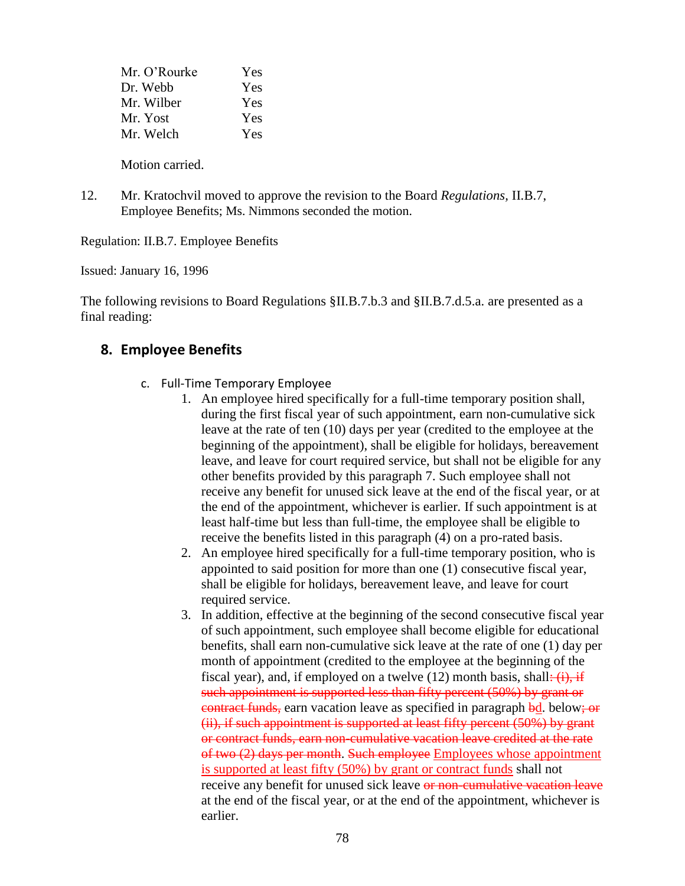| | |
|---|---|
| Mr. O'Rourke | Yes |
| Dr. Webb | Yes |
| Mr. Wilber | Yes |
| Mr. Yost | Yes |
| Mr. Welch | Yes |

Motion carried.

12. Mr. Kratochvil moved to approve the revision to the Board *Regulations*, II.B.7, Employee Benefits; Ms. Nimmons seconded the motion.

Regulation: II.B.7. Employee Benefits

Issued: January 16, 1996

The following revisions to Board Regulations §II.B.7.b.3 and §II.B.7.d.5.a. are presented as a final reading:

## 8. Employee Benefits

c. Full-Time Temporary Employee

1. An employee hired specifically for a full-time temporary position shall, during the first fiscal year of such appointment, earn non-cumulative sick leave at the rate of ten (10) days per year (credited to the employee at the beginning of the appointment), shall be eligible for holidays, bereavement leave, and leave for court required service, but shall not be eligible for any other benefits provided by this paragraph 7. Such employee shall not receive any benefit for unused sick leave at the end of the fiscal year, or at the end of the appointment, whichever is earlier. If such appointment is at least half-time but less than full-time, the employee shall be eligible to receive the benefits listed in this paragraph (4) on a pro-rated basis.
2. An employee hired specifically for a full-time temporary position, who is appointed to said position for more than one (1) consecutive fiscal year, shall be eligible for holidays, bereavement leave, and leave for court required service.
3. In addition, effective at the beginning of the second consecutive fiscal year of such appointment, such employee shall become eligible for educational benefits, shall earn non-cumulative sick leave at the rate of one (1) day per month of appointment (credited to the employee at the beginning of the fiscal year), and, if employed on a twelve (12) month basis, shall~~: (i), if such appointment is supported less than fifty percent (50%) by grant or contract funds,~~ earn vacation leave as specified in paragraph ~~b~~d. below~~; or (ii), if such appointment is supported at least fifty percent (50%) by grant or contract funds, earn non-cumulative vacation leave credited at the rate of two (2) days per month~~. ~~Such employee~~ Employees whose appointment is supported at least fifty (50%) by grant or contract funds shall not receive any benefit for unused sick leave ~~or non-cumulative vacation leave~~ at the end of the fiscal year, or at the end of the appointment, whichever is earlier.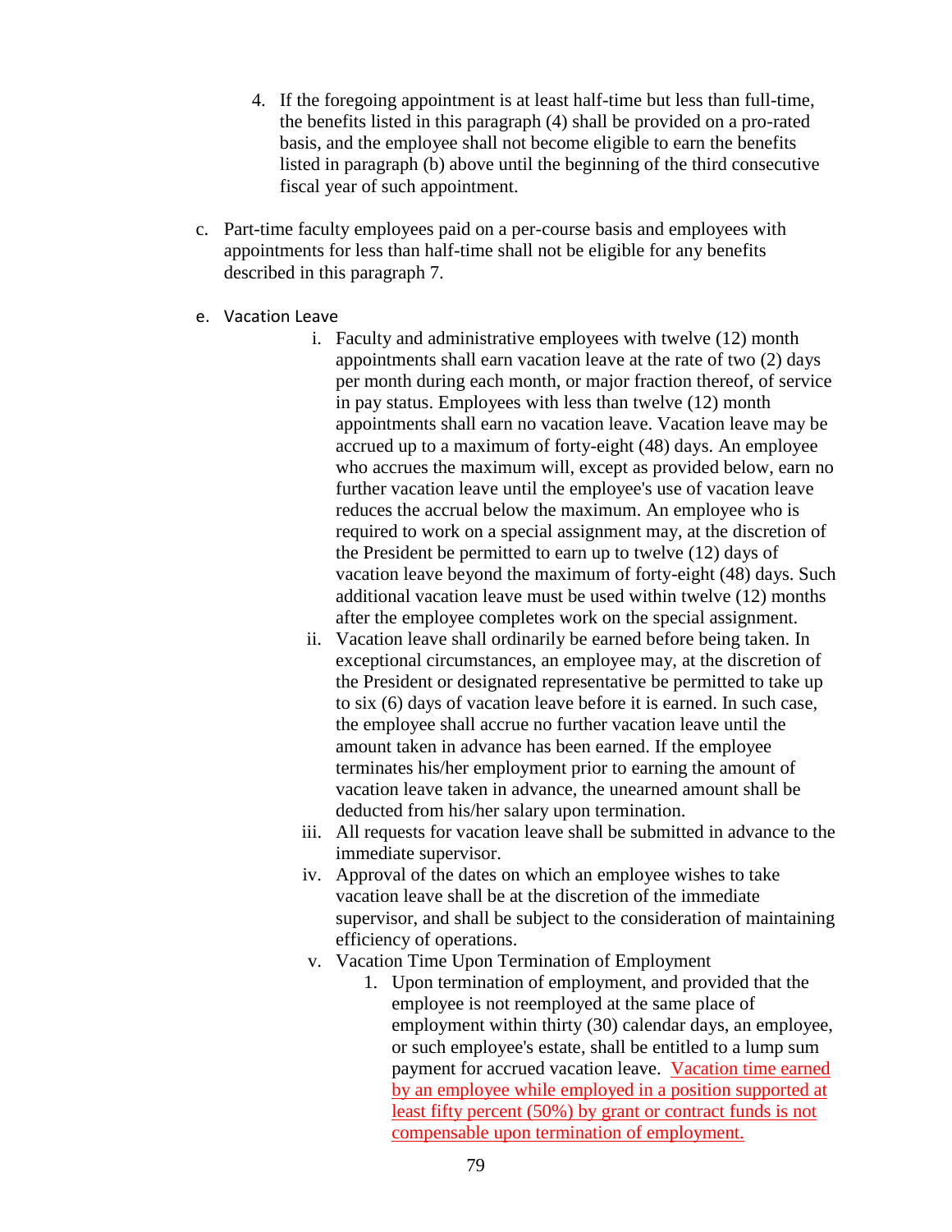4. If the foregoing appointment is at least half-time but less than full-time, the benefits listed in this paragraph (4) shall be provided on a pro-rated basis, and the employee shall not become eligible to earn the benefits listed in paragraph (b) above until the beginning of the third consecutive fiscal year of such appointment.

c. Part-time faculty employees paid on a per-course basis and employees with appointments for less than half-time shall not be eligible for any benefits described in this paragraph 7.

e. Vacation Leave

   i. Faculty and administrative employees with twelve (12) month appointments shall earn vacation leave at the rate of two (2) days per month during each month, or major fraction thereof, of service in pay status. Employees with less than twelve (12) month appointments shall earn no vacation leave. Vacation leave may be accrued up to a maximum of forty-eight (48) days. An employee who accrues the maximum will, except as provided below, earn no further vacation leave until the employee's use of vacation leave reduces the accrual below the maximum. An employee who is required to work on a special assignment may, at the discretion of the President be permitted to earn up to twelve (12) days of vacation leave beyond the maximum of forty-eight (48) days. Such additional vacation leave must be used within twelve (12) months after the employee completes work on the special assignment.
   ii. Vacation leave shall ordinarily be earned before being taken. In exceptional circumstances, an employee may, at the discretion of the President or designated representative be permitted to take up to six (6) days of vacation leave before it is earned. In such case, the employee shall accrue no further vacation leave until the amount taken in advance has been earned. If the employee terminates his/her employment prior to earning the amount of vacation leave taken in advance, the unearned amount shall be deducted from his/her salary upon termination.
   iii. All requests for vacation leave shall be submitted in advance to the immediate supervisor.
   iv. Approval of the dates on which an employee wishes to take vacation leave shall be at the discretion of the immediate supervisor, and shall be subject to the consideration of maintaining efficiency of operations.
   v. Vacation Time Upon Termination of Employment
      1. Upon termination of employment, and provided that the employee is not reemployed at the same place of employment within thirty (30) calendar days, an employee, or such employee's estate, shall be entitled to a lump sum payment for accrued vacation leave. Vacation time earned by an employee while employed in a position supported at least fifty percent (50%) by grant or contract funds is not compensable upon termination of employment.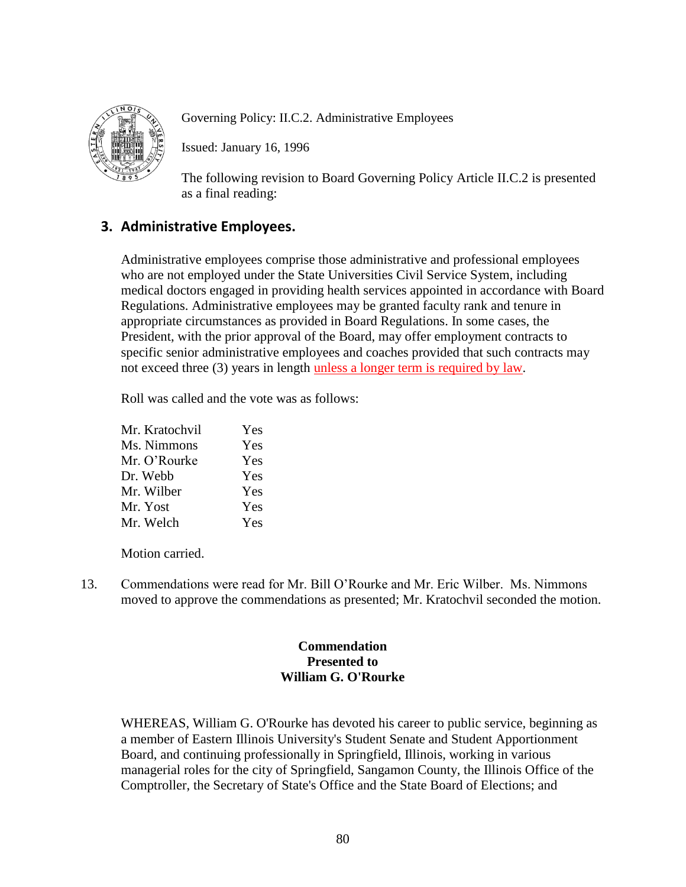Governing Policy: II.C.2. Administrative Employees

Issued: January 16, 1996

The following revision to Board Governing Policy Article II.C.2 is presented as a final reading:

### 3. Administrative Employees.

Administrative employees comprise those administrative and professional employees who are not employed under the State Universities Civil Service System, including medical doctors engaged in providing health services appointed in accordance with Board Regulations. Administrative employees may be granted faculty rank and tenure in appropriate circumstances as provided in Board Regulations. In some cases, the President, with the prior approval of the Board, may offer employment contracts to specific senior administrative employees and coaches provided that such contracts may not exceed three (3) years in length unless a longer term is required by law.

Roll was called and the vote was as follows:

| | |
|---|---|
| Mr. Kratochvil | Yes |
| Ms. Nimmons | Yes |
| Mr. O'Rourke | Yes |
| Dr. Webb | Yes |
| Mr. Wilber | Yes |
| Mr. Yost | Yes |
| Mr. Welch | Yes |

Motion carried.

13. Commendations were read for Mr. Bill O'Rourke and Mr. Eric Wilber. Ms. Nimmons moved to approve the commendations as presented; Mr. Kratochvil seconded the motion.

**Commendation**
**Presented to**
**William G. O'Rourke**

WHEREAS, William G. O'Rourke has devoted his career to public service, beginning as a member of Eastern Illinois University's Student Senate and Student Apportionment Board, and continuing professionally in Springfield, Illinois, working in various managerial roles for the city of Springfield, Sangamon County, the Illinois Office of the Comptroller, the Secretary of State's Office and the State Board of Elections; and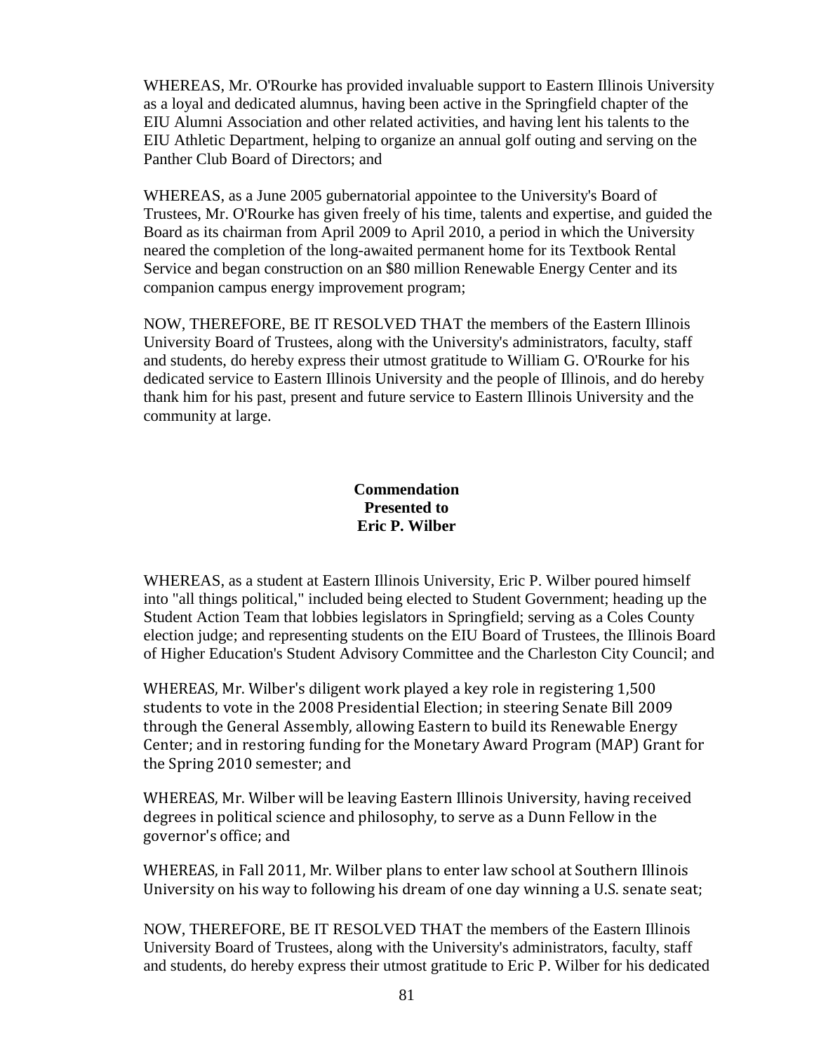WHEREAS, Mr. O'Rourke has provided invaluable support to Eastern Illinois University as a loyal and dedicated alumnus, having been active in the Springfield chapter of the EIU Alumni Association and other related activities, and having lent his talents to the EIU Athletic Department, helping to organize an annual golf outing and serving on the Panther Club Board of Directors; and

WHEREAS, as a June 2005 gubernatorial appointee to the University's Board of Trustees, Mr. O'Rourke has given freely of his time, talents and expertise, and guided the Board as its chairman from April 2009 to April 2010, a period in which the University neared the completion of the long-awaited permanent home for its Textbook Rental Service and began construction on an $80 million Renewable Energy Center and its companion campus energy improvement program;

NOW, THEREFORE, BE IT RESOLVED THAT the members of the Eastern Illinois University Board of Trustees, along with the University's administrators, faculty, staff and students, do hereby express their utmost gratitude to William G. O'Rourke for his dedicated service to Eastern Illinois University and the people of Illinois, and do hereby thank him for his past, present and future service to Eastern Illinois University and the community at large.

**Commendation**
**Presented to**
**Eric P. Wilber**

WHEREAS, as a student at Eastern Illinois University, Eric P. Wilber poured himself into "all things political," included being elected to Student Government; heading up the Student Action Team that lobbies legislators in Springfield; serving as a Coles County election judge; and representing students on the EIU Board of Trustees, the Illinois Board of Higher Education's Student Advisory Committee and the Charleston City Council; and

WHEREAS, Mr. Wilber's diligent work played a key role in registering 1,500 students to vote in the 2008 Presidential Election; in steering Senate Bill 2009 through the General Assembly, allowing Eastern to build its Renewable Energy Center; and in restoring funding for the Monetary Award Program (MAP) Grant for the Spring 2010 semester; and

WHEREAS, Mr. Wilber will be leaving Eastern Illinois University, having received degrees in political science and philosophy, to serve as a Dunn Fellow in the governor's office; and

WHEREAS, in Fall 2011, Mr. Wilber plans to enter law school at Southern Illinois University on his way to following his dream of one day winning a U.S. senate seat;

NOW, THEREFORE, BE IT RESOLVED THAT the members of the Eastern Illinois University Board of Trustees, along with the University's administrators, faculty, staff and students, do hereby express their utmost gratitude to Eric P. Wilber for his dedicated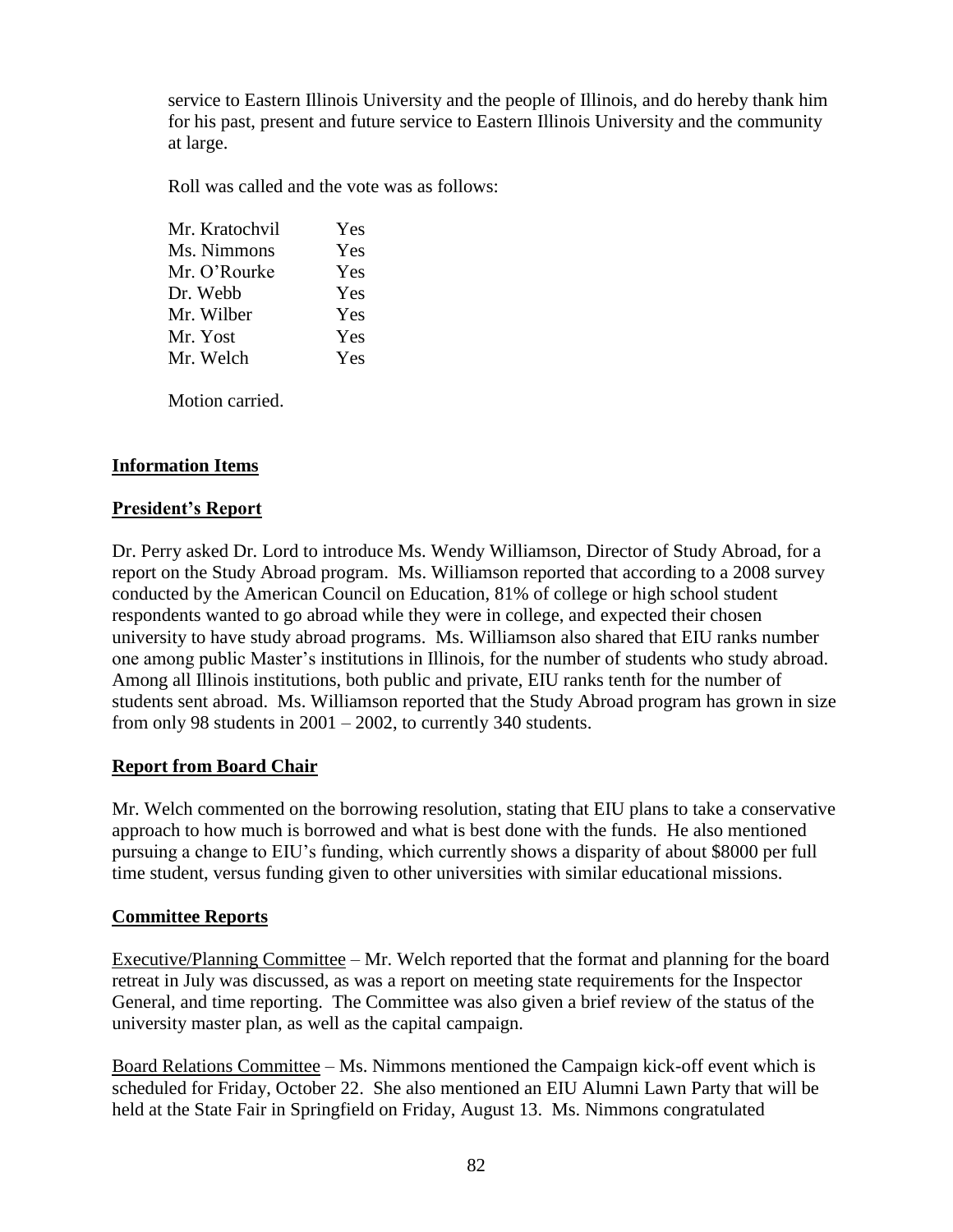service to Eastern Illinois University and the people of Illinois, and do hereby thank him for his past, present and future service to Eastern Illinois University and the community at large.

Roll was called and the vote was as follows:

| | |
|---|---|
| Mr. Kratochvil | Yes |
| Ms. Nimmons | Yes |
| Mr. O'Rourke | Yes |
| Dr. Webb | Yes |
| Mr. Wilber | Yes |
| Mr. Yost | Yes |
| Mr. Welch | Yes |

Motion carried.

**Information Items**

**President's Report**

Dr. Perry asked Dr. Lord to introduce Ms. Wendy Williamson, Director of Study Abroad, for a report on the Study Abroad program. Ms. Williamson reported that according to a 2008 survey conducted by the American Council on Education, 81% of college or high school student respondents wanted to go abroad while they were in college, and expected their chosen university to have study abroad programs. Ms. Williamson also shared that EIU ranks number one among public Master's institutions in Illinois, for the number of students who study abroad. Among all Illinois institutions, both public and private, EIU ranks tenth for the number of students sent abroad. Ms. Williamson reported that the Study Abroad program has grown in size from only 98 students in 2001 – 2002, to currently 340 students.

**Report from Board Chair**

Mr. Welch commented on the borrowing resolution, stating that EIU plans to take a conservative approach to how much is borrowed and what is best done with the funds. He also mentioned pursuing a change to EIU's funding, which currently shows a disparity of about $8000 per full time student, versus funding given to other universities with similar educational missions.

**Committee Reports**

Executive/Planning Committee – Mr. Welch reported that the format and planning for the board retreat in July was discussed, as was a report on meeting state requirements for the Inspector General, and time reporting. The Committee was also given a brief review of the status of the university master plan, as well as the capital campaign.

Board Relations Committee – Ms. Nimmons mentioned the Campaign kick-off event which is scheduled for Friday, October 22. She also mentioned an EIU Alumni Lawn Party that will be held at the State Fair in Springfield on Friday, August 13. Ms. Nimmons congratulated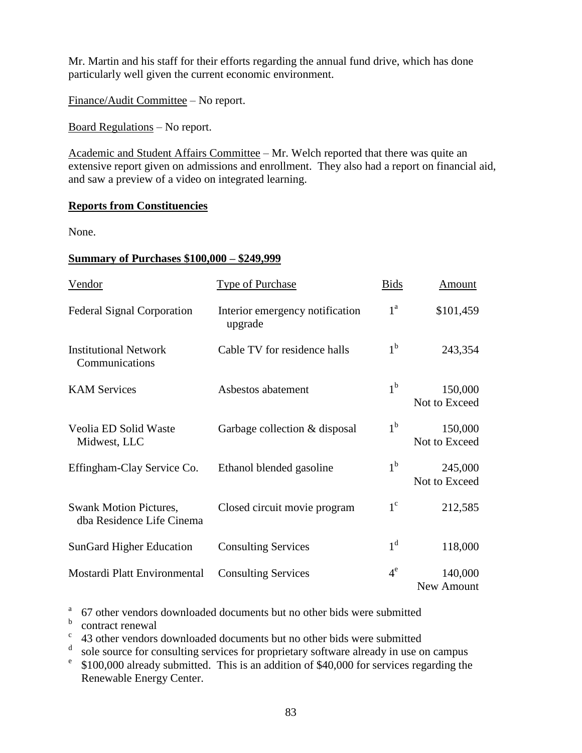Mr. Martin and his staff for their efforts regarding the annual fund drive, which has done particularly well given the current economic environment.

Finance/Audit Committee – No report.

Board Regulations – No report.

Academic and Student Affairs Committee – Mr. Welch reported that there was quite an extensive report given on admissions and enrollment. They also had a report on financial aid, and saw a preview of a video on integrated learning.

**Reports from Constituencies**

None.

**Summary of Purchases $100,000 – $249,999**

| Vendor | Type of Purchase | Bids | Amount |
|---|---|---|---|
| Federal Signal Corporation | Interior emergency notification upgrade | 1[a] | $101,459 |
| Institutional Network Communications | Cable TV for residence halls | 1[b] | 243,354 |
| KAM Services | Asbestos abatement | 1[b] | 150,000 Not to Exceed |
| Veolia ED Solid Waste Midwest, LLC | Garbage collection & disposal | 1[b] | 150,000 Not to Exceed |
| Effingham-Clay Service Co. | Ethanol blended gasoline | 1[b] | 245,000 Not to Exceed |
| Swank Motion Pictures, dba Residence Life Cinema | Closed circuit movie program | 1[c] | 212,585 |
| SunGard Higher Education | Consulting Services | 1[d] | 118,000 |
| Mostardi Platt Environmental | Consulting Services | 4[e] | 140,000 New Amount |

[a] 67 other vendors downloaded documents but no other bids were submitted
[b] contract renewal
[c] 43 other vendors downloaded documents but no other bids were submitted
[d] sole source for consulting services for proprietary software already in use on campus
[e] $100,000 already submitted. This is an addition of $40,000 for services regarding the Renewable Energy Center.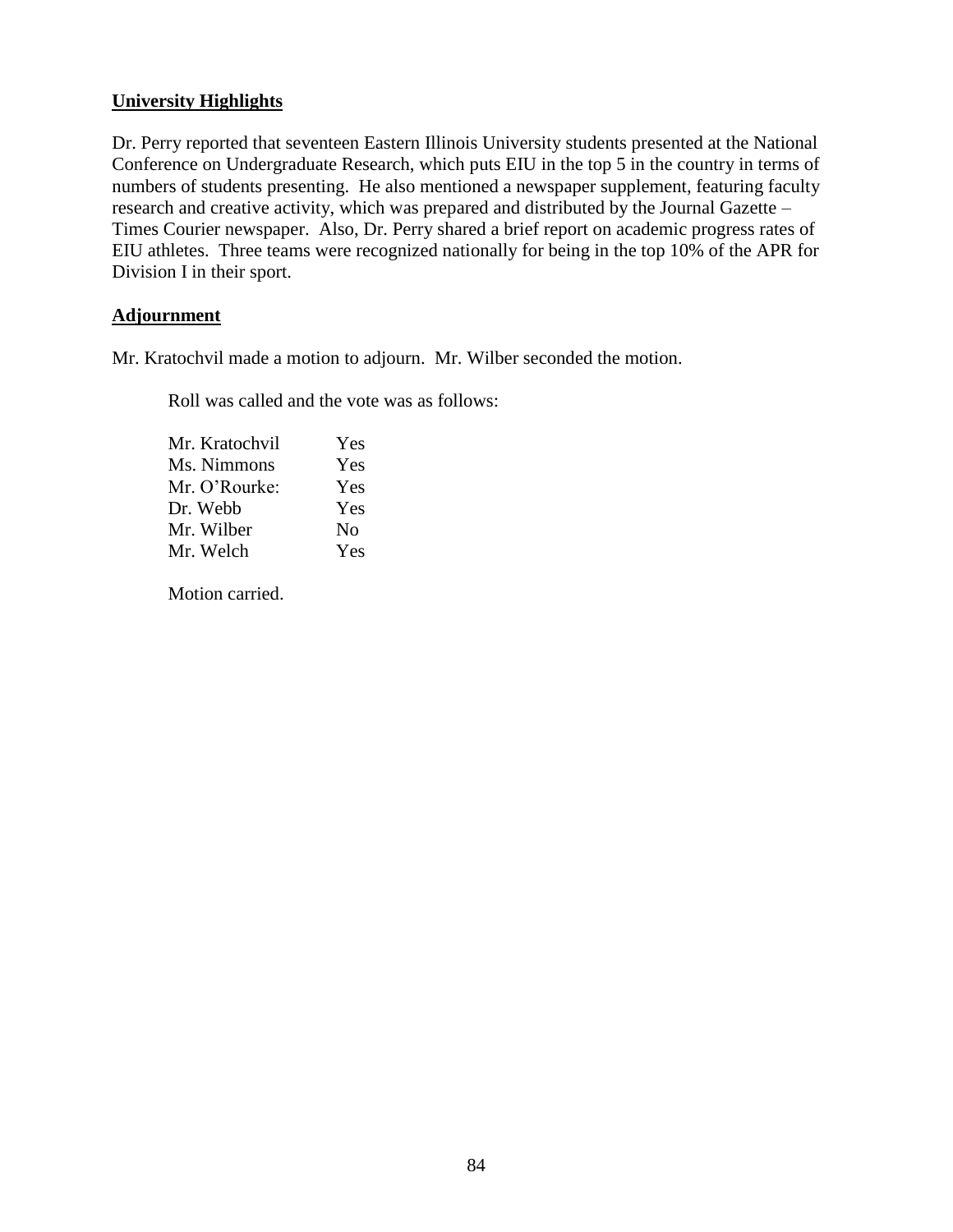**University Highlights**

Dr. Perry reported that seventeen Eastern Illinois University students presented at the National Conference on Undergraduate Research, which puts EIU in the top 5 in the country in terms of numbers of students presenting. He also mentioned a newspaper supplement, featuring faculty research and creative activity, which was prepared and distributed by the Journal Gazette – Times Courier newspaper. Also, Dr. Perry shared a brief report on academic progress rates of EIU athletes. Three teams were recognized nationally for being in the top 10% of the APR for Division I in their sport.

**Adjournment**

Mr. Kratochvil made a motion to adjourn. Mr. Wilber seconded the motion.

Roll was called and the vote was as follows:

| | |
|---|---|
| Mr. Kratochvil | Yes |
| Ms. Nimmons | Yes |
| Mr. O'Rourke: | Yes |
| Dr. Webb | Yes |
| Mr. Wilber | No |
| Mr. Welch | Yes |

Motion carried.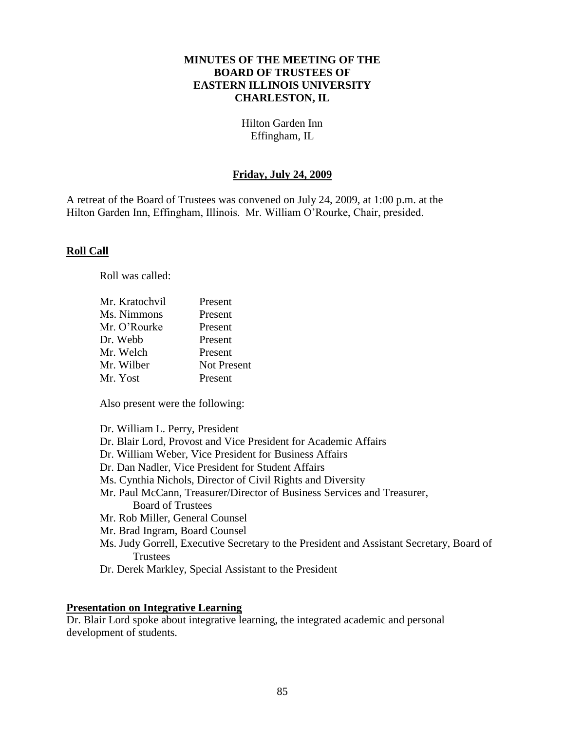**MINUTES OF THE MEETING OF THE BOARD OF TRUSTEES OF EASTERN ILLINOIS UNIVERSITY CHARLESTON, IL**

Hilton Garden Inn
Effingham, IL

**Friday, July 24, 2009**

A retreat of the Board of Trustees was convened on July 24, 2009, at 1:00 p.m. at the Hilton Garden Inn, Effingham, Illinois. Mr. William O'Rourke, Chair, presided.

**Roll Call**

Roll was called:

| | |
|---|---|
| Mr. Kratochvil | Present |
| Ms. Nimmons | Present |
| Mr. O'Rourke | Present |
| Dr. Webb | Present |
| Mr. Welch | Present |
| Mr. Wilber | Not Present |
| Mr. Yost | Present |

Also present were the following:

Dr. William L. Perry, President
Dr. Blair Lord, Provost and Vice President for Academic Affairs
Dr. William Weber, Vice President for Business Affairs
Dr. Dan Nadler, Vice President for Student Affairs
Ms. Cynthia Nichols, Director of Civil Rights and Diversity
Mr. Paul McCann, Treasurer/Director of Business Services and Treasurer, Board of Trustees
Mr. Rob Miller, General Counsel
Mr. Brad Ingram, Board Counsel
Ms. Judy Gorrell, Executive Secretary to the President and Assistant Secretary, Board of Trustees
Dr. Derek Markley, Special Assistant to the President

**Presentation on Integrative Learning**

Dr. Blair Lord spoke about integrative learning, the integrated academic and personal development of students.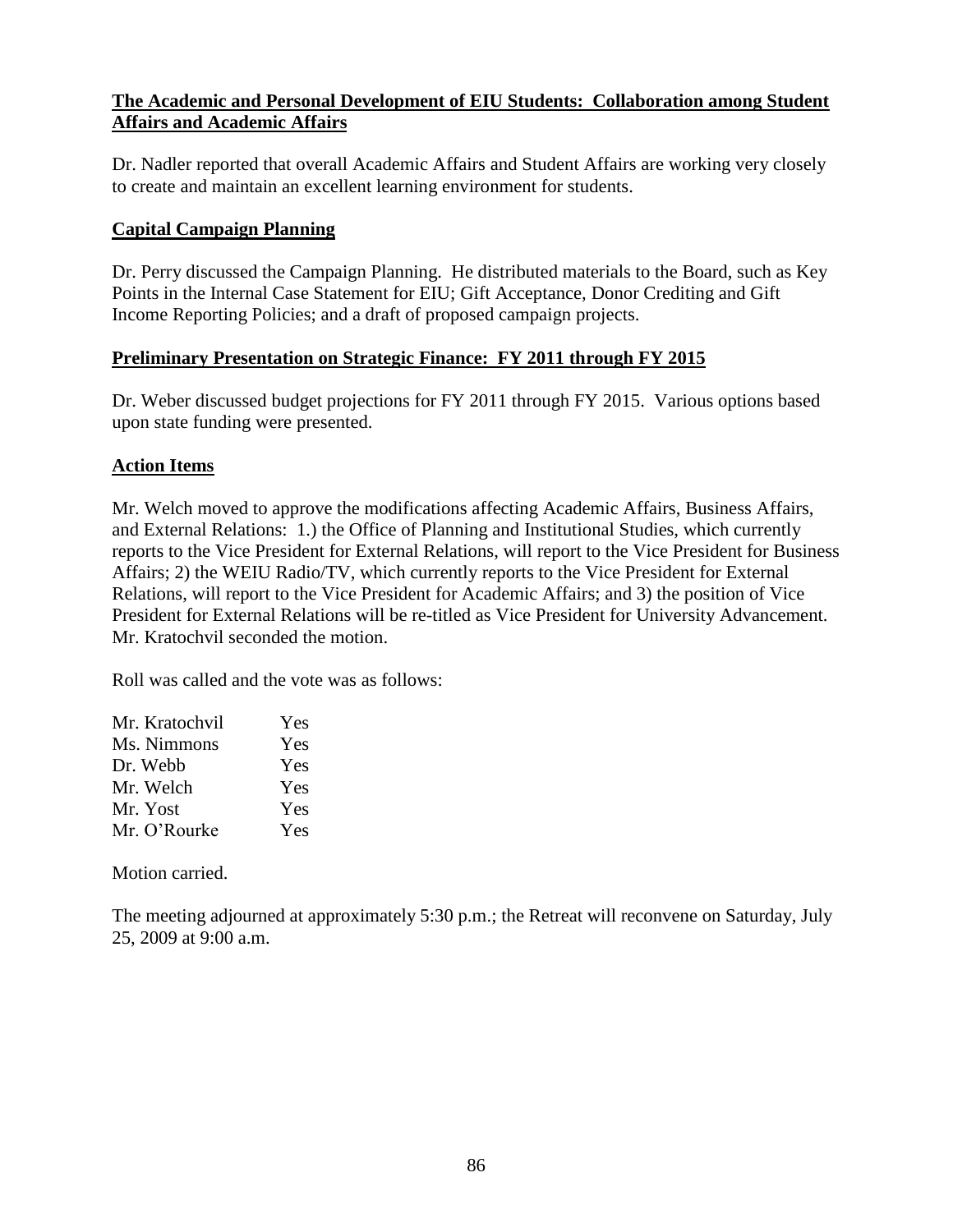**The Academic and Personal Development of EIU Students: Collaboration among Student Affairs and Academic Affairs**

Dr. Nadler reported that overall Academic Affairs and Student Affairs are working very closely to create and maintain an excellent learning environment for students.

**Capital Campaign Planning**

Dr. Perry discussed the Campaign Planning. He distributed materials to the Board, such as Key Points in the Internal Case Statement for EIU; Gift Acceptance, Donor Crediting and Gift Income Reporting Policies; and a draft of proposed campaign projects.

**Preliminary Presentation on Strategic Finance: FY 2011 through FY 2015**

Dr. Weber discussed budget projections for FY 2011 through FY 2015. Various options based upon state funding were presented.

**Action Items**

Mr. Welch moved to approve the modifications affecting Academic Affairs, Business Affairs, and External Relations: 1.) the Office of Planning and Institutional Studies, which currently reports to the Vice President for External Relations, will report to the Vice President for Business Affairs; 2) the WEIU Radio/TV, which currently reports to the Vice President for External Relations, will report to the Vice President for Academic Affairs; and 3) the position of Vice President for External Relations will be re-titled as Vice President for University Advancement. Mr. Kratochvil seconded the motion.

Roll was called and the vote was as follows:

| | |
|---|---|
| Mr. Kratochvil | Yes |
| Ms. Nimmons | Yes |
| Dr. Webb | Yes |
| Mr. Welch | Yes |
| Mr. Yost | Yes |
| Mr. O'Rourke | Yes |

Motion carried.

The meeting adjourned at approximately 5:30 p.m.; the Retreat will reconvene on Saturday, July 25, 2009 at 9:00 a.m.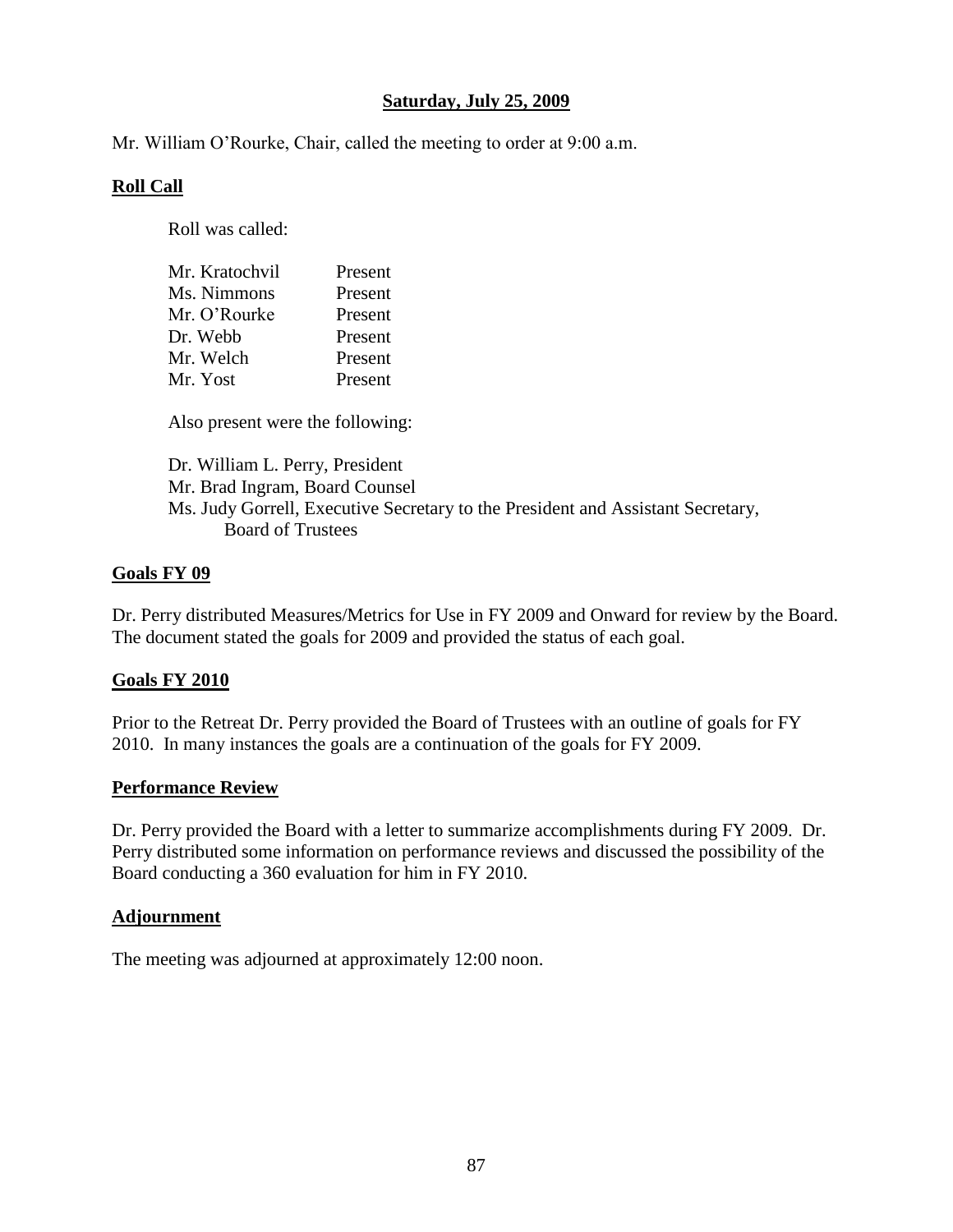**Saturday, July 25, 2009**

Mr. William O'Rourke, Chair, called the meeting to order at 9:00 a.m.

**Roll Call**

Roll was called:

| | |
|---|---|
| Mr. Kratochvil | Present |
| Ms. Nimmons | Present |
| Mr. O'Rourke | Present |
| Dr. Webb | Present |
| Mr. Welch | Present |
| Mr. Yost | Present |

Also present were the following:

Dr. William L. Perry, President
Mr. Brad Ingram, Board Counsel
Ms. Judy Gorrell, Executive Secretary to the President and Assistant Secretary, Board of Trustees

**Goals FY 09**

Dr. Perry distributed Measures/Metrics for Use in FY 2009 and Onward for review by the Board. The document stated the goals for 2009 and provided the status of each goal.

**Goals FY 2010**

Prior to the Retreat Dr. Perry provided the Board of Trustees with an outline of goals for FY 2010. In many instances the goals are a continuation of the goals for FY 2009.

**Performance Review**

Dr. Perry provided the Board with a letter to summarize accomplishments during FY 2009. Dr. Perry distributed some information on performance reviews and discussed the possibility of the Board conducting a 360 evaluation for him in FY 2010.

**Adjournment**

The meeting was adjourned at approximately 12:00 noon.